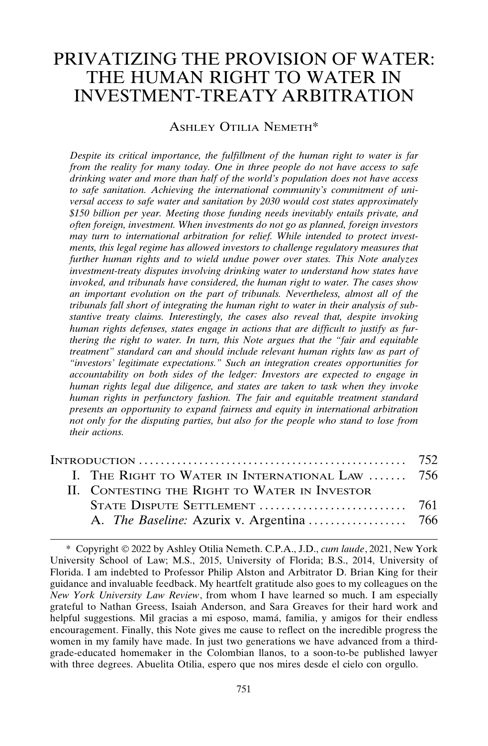# PRIVATIZING THE PROVISION OF WATER: THE HUMAN RIGHT TO WATER IN INVESTMENT-TREATY ARBITRATION

Ashley Otilia Nemeth*

*Despite its critical importance, the fulfillment of the human right to water is far from the reality for many today. One in three people do not have access to safe drinking water and more than half of the world's population does not have access to safe sanitation. Achieving the international community's commitment of universal access to safe water and sanitation by 2030 would cost states approximately $150 billion per year. Meeting those funding needs inevitably entails private, and often foreign, investment. When investments do not go as planned, foreign investors may turn to international arbitration for relief. While intended to protect investments, this legal regime has allowed investors to challenge regulatory measures that further human rights and to wield undue power over states. This Note analyzes investment-treaty disputes involving drinking water to understand how states have invoked, and tribunals have considered, the human right to water. The cases show an important evolution on the part of tribunals. Nevertheless, almost all of the tribunals fall short of integrating the human right to water in their analysis of substantive treaty claims. Interestingly, the cases also reveal that, despite invoking human rights defenses, states engage in actions that are difficult to justify as furthering the right to water. In turn, this Note argues that the "fair and equitable treatment" standard can and should include relevant human rights law as part of "investors' legitimate expectations." Such an integration creates opportunities for accountability on both sides of the ledger: Investors are expected to engage in human rights legal due diligence, and states are taken to task when they invoke human rights in perfunctory fashion. The fair and equitable treatment standard presents an opportunity to expand fairness and equity in international arbitration not only for the disputing parties, but also for the people who stand to lose from their actions.*

| | |
|---|---|
| Introduction | 752 |
| I. The Right to Water in International Law | 756 |
| II. Contesting the Right to Water in Investor State Dispute Settlement | 761 |
| A. *The Baseline:* Azurix v. Argentina | 766 |

\* Copyright © 2022 by Ashley Otilia Nemeth. C.P.A., J.D., *cum laude*, 2021, New York University School of Law; M.S., 2015, University of Florida; B.S., 2014, University of Florida. I am indebted to Professor Philip Alston and Arbitrator D. Brian King for their guidance and invaluable feedback. My heartfelt gratitude also goes to my colleagues on the *New York University Law Review*, from whom I have learned so much. I am especially grateful to Nathan Greess, Isaiah Anderson, and Sara Greaves for their hard work and helpful suggestions. Mil gracias a mi esposo, mamá, familia, y amigos for their endless encouragement. Finally, this Note gives me cause to reflect on the incredible progress the women in my family have made. In just two generations we have advanced from a third-grade-educated homemaker in the Colombian llanos, to a soon-to-be published lawyer with three degrees. Abuelita Otilia, espero que nos mires desde el cielo con orgullo.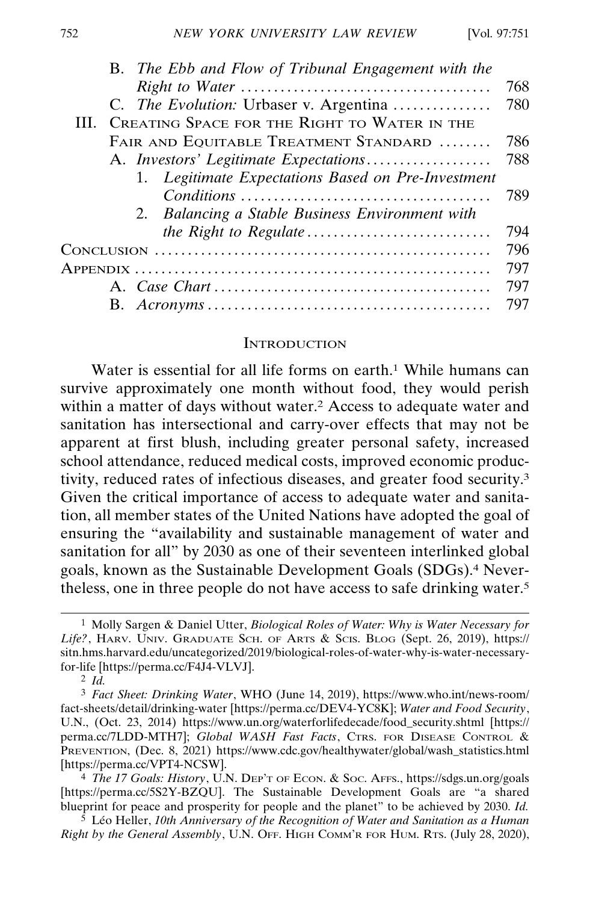B. *The Ebb and Flow of Tribunal Engagement with the Right to Water* ..................................... 768
C. *The Evolution:* Urbaser v. Argentina .............. 780

III. Creating Space for the Right to Water in the Fair and Equitable Treatment Standard ........ 786
A. *Investors' Legitimate Expectations*.................. 788
1. *Legitimate Expectations Based on Pre-Investment Conditions* ..................................... 789
2. *Balancing a Stable Business Environment with the Right to Regulate* ........................... 794

Conclusion ................................................. 796

Appendix .................................................... 797
A. *Case Chart* ......................................... 797
B. *Acronyms* .......................................... 797

## Introduction

Water is essential for all life forms on earth.[1] While humans can survive approximately one month without food, they would perish within a matter of days without water.[2] Access to adequate water and sanitation has intersectional and carry-over effects that may not be apparent at first blush, including greater personal safety, increased school attendance, reduced medical costs, improved economic productivity, reduced rates of infectious diseases, and greater food security.[3] Given the critical importance of access to adequate water and sanitation, all member states of the United Nations have adopted the goal of ensuring the "availability and sustainable management of water and sanitation for all" by 2030 as one of their seventeen interlinked global goals, known as the Sustainable Development Goals (SDGs).[4] Nevertheless, one in three people do not have access to safe drinking water.[5]

---

[1] Molly Sargen & Daniel Utter, *Biological Roles of Water: Why is Water Necessary for Life?*, Harv. Univ. Graduate Sch. of Arts & Scis. Blog (Sept. 26, 2019), https://sitn.hms.harvard.edu/uncategorized/2019/biological-roles-of-water-why-is-water-necessary-for-life [https://perma.cc/F4J4-VLVJ].

[2] *Id.*

[3] *Fact Sheet: Drinking Water*, WHO (June 14, 2019), https://www.who.int/news-room/fact-sheets/detail/drinking-water [https://perma.cc/DEV4-YC8K]; *Water and Food Security*, U.N., (Oct. 23, 2014) https://www.un.org/waterforlifedecade/food_security.shtml [https://perma.cc/7LDD-MTH7]; *Global WASH Fast Facts*, Ctrs. for Disease Control & Prevention, (Dec. 8, 2021) https://www.cdc.gov/healthywater/global/wash_statistics.html [https://perma.cc/VPT4-NCSW].

[4] *The 17 Goals: History*, U.N. Dep't of Econ. & Soc. Affs., https://sdgs.un.org/goals [https://perma.cc/5S2Y-BZQU]. The Sustainable Development Goals are "a shared blueprint for peace and prosperity for people and the planet" to be achieved by 2030. *Id.*

[5] Léo Heller, *10th Anniversary of the Recognition of Water and Sanitation as a Human Right by the General Assembly*, U.N. Off. High Comm'r for Hum. Rts. (July 28, 2020),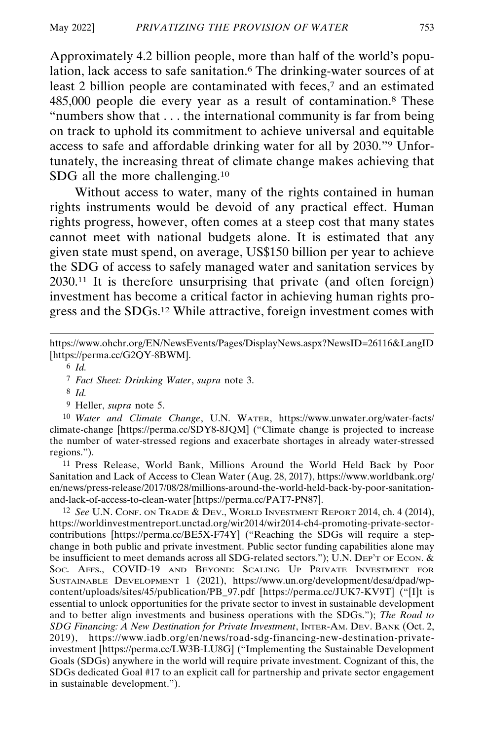Approximately 4.2 billion people, more than half of the world's population, lack access to safe sanitation.[6] The drinking-water sources of at least 2 billion people are contaminated with feces,[7] and an estimated 485,000 people die every year as a result of contamination.[8] These "numbers show that . . . the international community is far from being on track to uphold its commitment to achieve universal and equitable access to safe and affordable drinking water for all by 2030."[9] Unfortunately, the increasing threat of climate change makes achieving that SDG all the more challenging.[10]

Without access to water, many of the rights contained in human rights instruments would be devoid of any practical effect. Human rights progress, however, often comes at a steep cost that many states cannot meet with national budgets alone. It is estimated that any given state must spend, on average, US$150 billion per year to achieve the SDG of access to safely managed water and sanitation services by 2030.[11] It is therefore unsurprising that private (and often foreign) investment has become a critical factor in achieving human rights progress and the SDGs.[12] While attractive, foreign investment comes with

---

https://www.ohchr.org/EN/NewsEvents/Pages/DisplayNews.aspx?NewsID=26116&LangID [https://perma.cc/G2QY-8BWM].

[6] *Id.*

[7] *Fact Sheet: Drinking Water*, *supra* note 3.

[8] *Id.*

[9] Heller, *supra* note 5.

[10] *Water and Climate Change*, U.N. WATER, https://www.unwater.org/water-facts/climate-change [https://perma.cc/SDY8-8JQM] ("Climate change is projected to increase the number of water-stressed regions and exacerbate shortages in already water-stressed regions.").

[11] Press Release, World Bank, Millions Around the World Held Back by Poor Sanitation and Lack of Access to Clean Water (Aug. 28, 2017), https://www.worldbank.org/en/news/press-release/2017/08/28/millions-around-the-world-held-back-by-poor-sanitation-and-lack-of-access-to-clean-water [https://perma.cc/PAT7-PN87].

[12] *See* U.N. CONF. ON TRADE & DEV., WORLD INVESTMENT REPORT 2014, ch. 4 (2014), https://worldinvestmentreport.unctad.org/wir2014/wir2014-ch4-promoting-private-sector-contributions [https://perma.cc/BE5X-F74Y] ("Reaching the SDGs will require a step-change in both public and private investment. Public sector funding capabilities alone may be insufficient to meet demands across all SDG-related sectors."); U.N. DEP'T OF ECON. & SOC. AFFS., COVID-19 AND BEYOND: SCALING UP PRIVATE INVESTMENT FOR SUSTAINABLE DEVELOPMENT 1 (2021), https://www.un.org/development/desa/dpad/wp-content/uploads/sites/45/publication/PB_97.pdf [https://perma.cc/JUK7-KV9T] ("[I]t is essential to unlock opportunities for the private sector to invest in sustainable development and to better align investments and business operations with the SDGs."); *The Road to SDG Financing: A New Destination for Private Investment*, INTER-AM. DEV. BANK (Oct. 2, 2019), https://www.iadb.org/en/news/road-sdg-financing-new-destination-private-investment [https://perma.cc/LW3B-LU8G] ("Implementing the Sustainable Development Goals (SDGs) anywhere in the world will require private investment. Cognizant of this, the SDGs dedicated Goal #17 to an explicit call for partnership and private sector engagement in sustainable development.").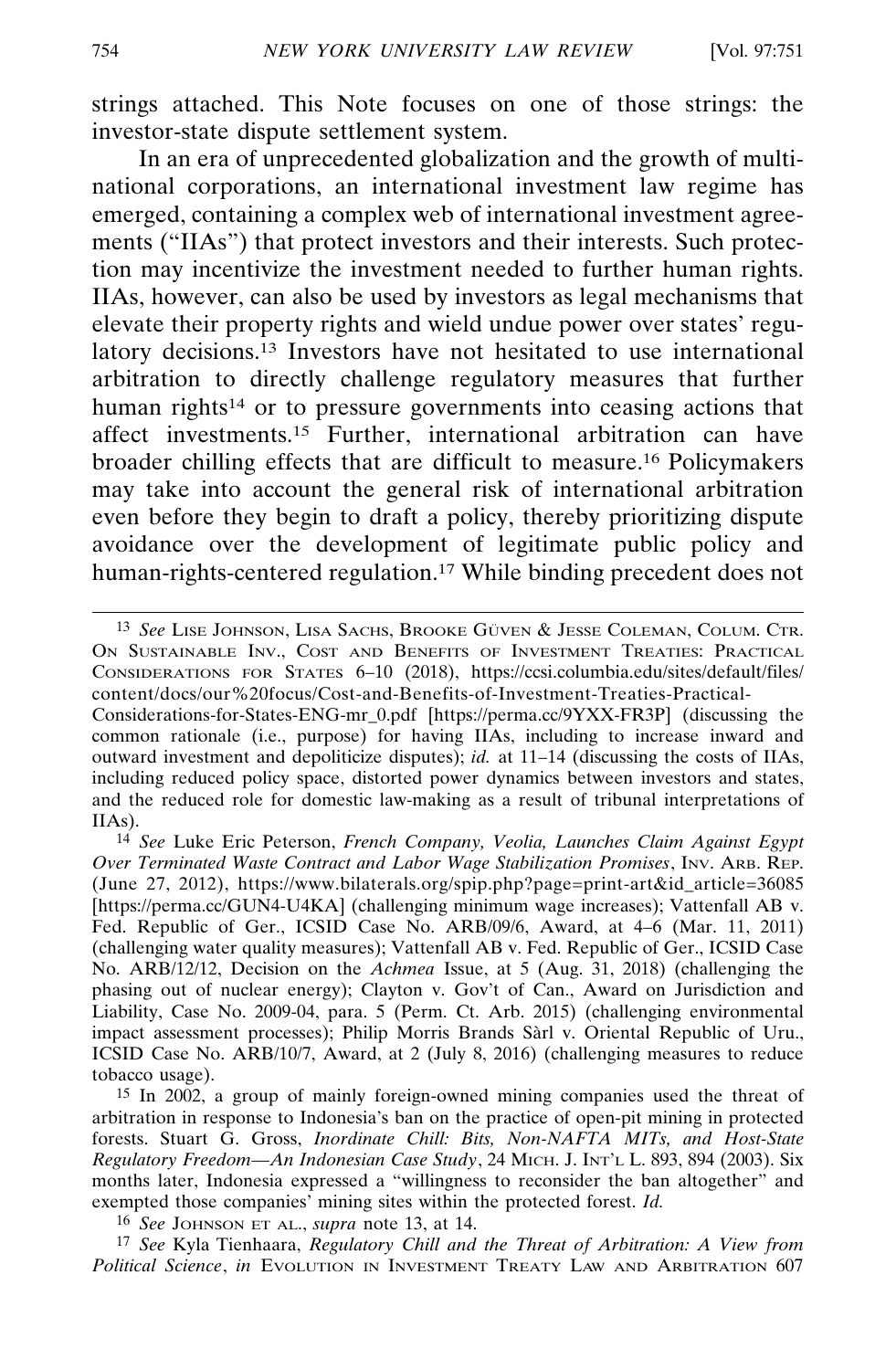strings attached. This Note focuses on one of those strings: the investor-state dispute settlement system.

In an era of unprecedented globalization and the growth of multinational corporations, an international investment law regime has emerged, containing a complex web of international investment agreements ("IIAs") that protect investors and their interests. Such protection may incentivize the investment needed to further human rights. IIAs, however, can also be used by investors as legal mechanisms that elevate their property rights and wield undue power over states' regulatory decisions.[13] Investors have not hesitated to use international arbitration to directly challenge regulatory measures that further human rights[14] or to pressure governments into ceasing actions that affect investments.[15] Further, international arbitration can have broader chilling effects that are difficult to measure.[16] Policymakers may take into account the general risk of international arbitration even before they begin to draft a policy, thereby prioritizing dispute avoidance over the development of legitimate public policy and human-rights-centered regulation.[17] While binding precedent does not

---

[13] *See* LISE JOHNSON, LISA SACHS, BROOKE GÜVEN & JESSE COLEMAN, COLUM. CTR. ON SUSTAINABLE INV., COST AND BENEFITS OF INVESTMENT TREATIES: PRACTICAL CONSIDERATIONS FOR STATES 6–10 (2018), https://ccsi.columbia.edu/sites/default/files/content/docs/our%20focus/Cost-and-Benefits-of-Investment-Treaties-Practical-Considerations-for-States-ENG-mr_0.pdf [https://perma.cc/9YXX-FR3P] (discussing the common rationale (i.e., purpose) for having IIAs, including to increase inward and outward investment and depoliticize disputes); *id.* at 11–14 (discussing the costs of IIAs, including reduced policy space, distorted power dynamics between investors and states, and the reduced role for domestic law-making as a result of tribunal interpretations of IIAs).

[14] *See* Luke Eric Peterson, *French Company, Veolia, Launches Claim Against Egypt Over Terminated Waste Contract and Labor Wage Stabilization Promises*, INV. ARB. REP. (June 27, 2012), https://www.bilaterals.org/spip.php?page=print-art&id_article=36085 [https://perma.cc/GUN4-U4KA] (challenging minimum wage increases); Vattenfall AB v. Fed. Republic of Ger., ICSID Case No. ARB/09/6, Award, at 4–6 (Mar. 11, 2011) (challenging water quality measures); Vattenfall AB v. Fed. Republic of Ger., ICSID Case No. ARB/12/12, Decision on the *Achmea* Issue, at 5 (Aug. 31, 2018) (challenging the phasing out of nuclear energy); Clayton v. Gov't of Can., Award on Jurisdiction and Liability, Case No. 2009-04, para. 5 (Perm. Ct. Arb. 2015) (challenging environmental impact assessment processes); Philip Morris Brands Sàrl v. Oriental Republic of Uru., ICSID Case No. ARB/10/7, Award, at 2 (July 8, 2016) (challenging measures to reduce tobacco usage).

[15] In 2002, a group of mainly foreign-owned mining companies used the threat of arbitration in response to Indonesia's ban on the practice of open-pit mining in protected forests. Stuart G. Gross, *Inordinate Chill: Bits, Non-NAFTA MITs, and Host-State Regulatory Freedom—An Indonesian Case Study*, 24 MICH. J. INT'L L. 893, 894 (2003). Six months later, Indonesia expressed a "willingness to reconsider the ban altogether" and exempted those companies' mining sites within the protected forest. *Id.*

[16] *See* JOHNSON ET AL., *supra* note 13, at 14.

[17] *See* Kyla Tienhaara, *Regulatory Chill and the Threat of Arbitration: A View from Political Science*, *in* EVOLUTION IN INVESTMENT TREATY LAW AND ARBITRATION 607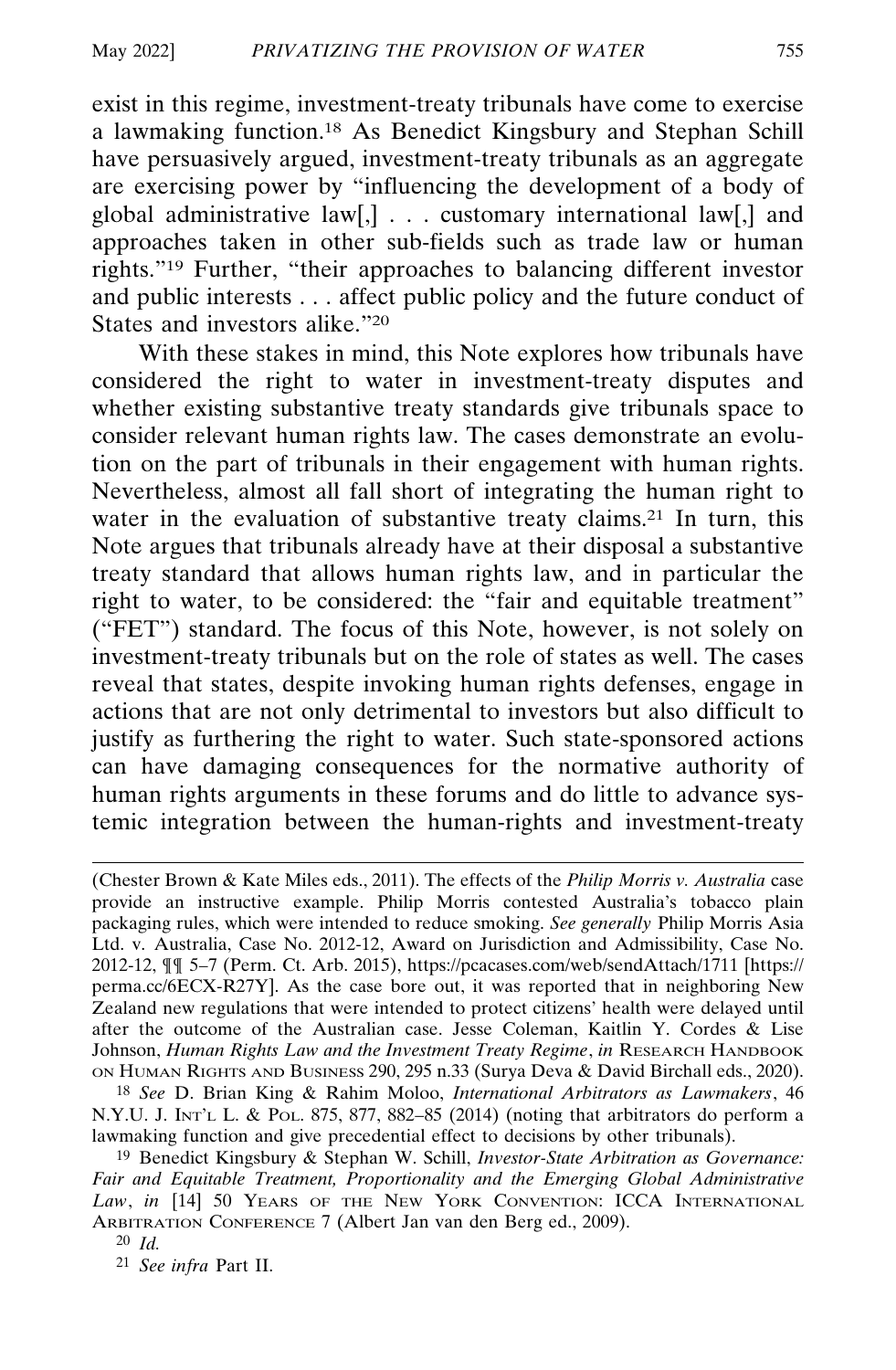exist in this regime, investment-treaty tribunals have come to exercise a lawmaking function.[18] As Benedict Kingsbury and Stephan Schill have persuasively argued, investment-treaty tribunals as an aggregate are exercising power by "influencing the development of a body of global administrative law[,] . . . customary international law[,] and approaches taken in other sub-fields such as trade law or human rights."[19] Further, "their approaches to balancing different investor and public interests . . . affect public policy and the future conduct of States and investors alike."[20]

With these stakes in mind, this Note explores how tribunals have considered the right to water in investment-treaty disputes and whether existing substantive treaty standards give tribunals space to consider relevant human rights law. The cases demonstrate an evolution on the part of tribunals in their engagement with human rights. Nevertheless, almost all fall short of integrating the human right to water in the evaluation of substantive treaty claims.[21] In turn, this Note argues that tribunals already have at their disposal a substantive treaty standard that allows human rights law, and in particular the right to water, to be considered: the "fair and equitable treatment" ("FET") standard. The focus of this Note, however, is not solely on investment-treaty tribunals but on the role of states as well. The cases reveal that states, despite invoking human rights defenses, engage in actions that are not only detrimental to investors but also difficult to justify as furthering the right to water. Such state-sponsored actions can have damaging consequences for the normative authority of human rights arguments in these forums and do little to advance systemic integration between the human-rights and investment-treaty

---

(Chester Brown & Kate Miles eds., 2011). The effects of the *Philip Morris v. Australia* case provide an instructive example. Philip Morris contested Australia's tobacco plain packaging rules, which were intended to reduce smoking. *See generally* Philip Morris Asia Ltd. v. Australia, Case No. 2012-12, Award on Jurisdiction and Admissibility, Case No. 2012-12, ¶¶ 5–7 (Perm. Ct. Arb. 2015), https://pcacases.com/web/sendAttach/1711 [https://perma.cc/6ECX-R27Y]. As the case bore out, it was reported that in neighboring New Zealand new regulations that were intended to protect citizens' health were delayed until after the outcome of the Australian case. Jesse Coleman, Kaitlin Y. Cordes & Lise Johnson, *Human Rights Law and the Investment Treaty Regime*, *in* RESEARCH HANDBOOK ON HUMAN RIGHTS AND BUSINESS 290, 295 n.33 (Surya Deva & David Birchall eds., 2020).

[18] *See* D. Brian King & Rahim Moloo, *International Arbitrators as Lawmakers*, 46 N.Y.U. J. INT'L L. & POL. 875, 877, 882–85 (2014) (noting that arbitrators do perform a lawmaking function and give precedential effect to decisions by other tribunals).

[19] Benedict Kingsbury & Stephan W. Schill, *Investor-State Arbitration as Governance: Fair and Equitable Treatment, Proportionality and the Emerging Global Administrative Law*, *in* [14] 50 YEARS OF THE NEW YORK CONVENTION: ICCA INTERNATIONAL ARBITRATION CONFERENCE 7 (Albert Jan van den Berg ed., 2009).

[20] *Id.*

[21] *See infra* Part II.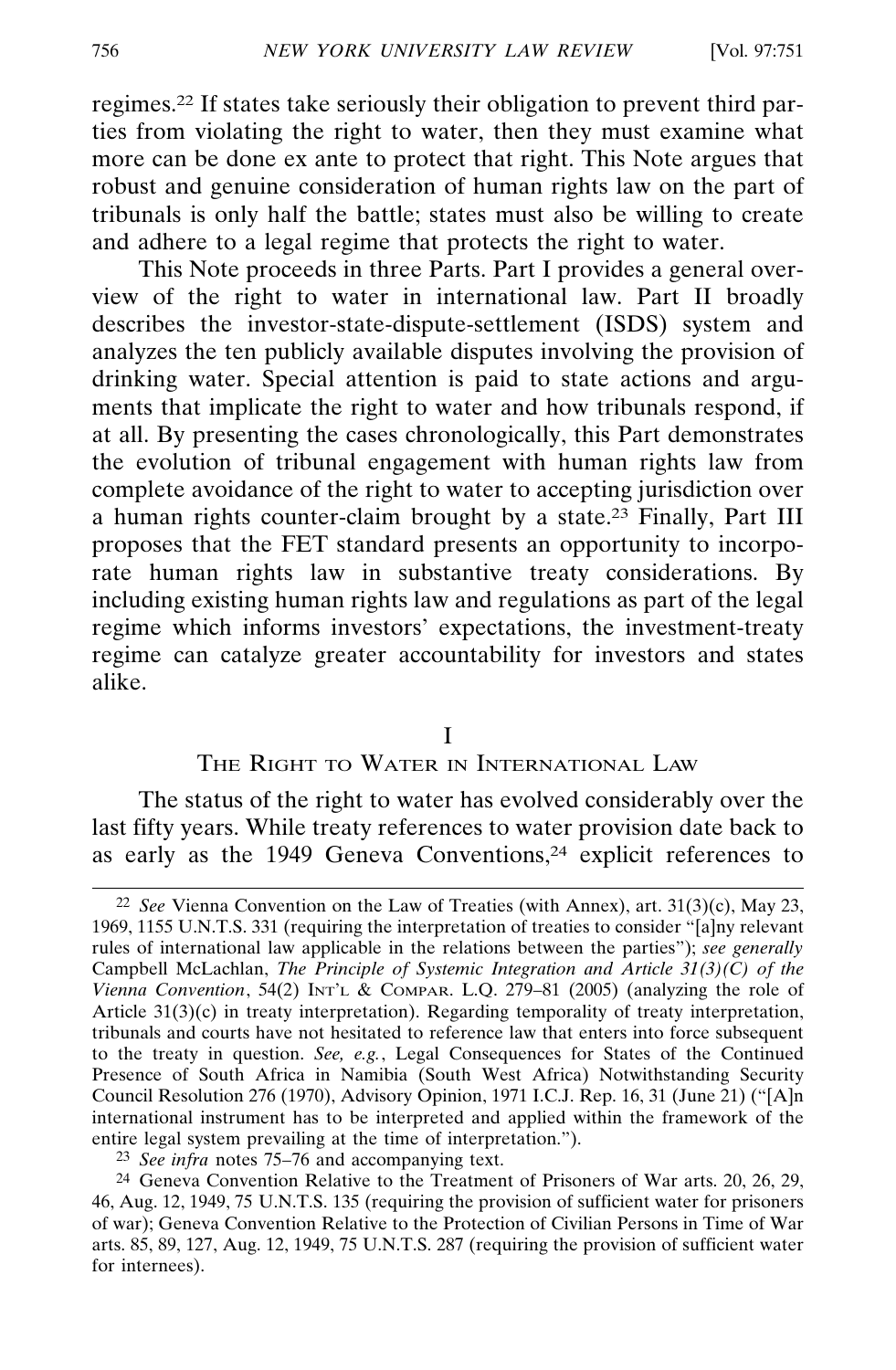regimes.[22] If states take seriously their obligation to prevent third parties from violating the right to water, then they must examine what more can be done ex ante to protect that right. This Note argues that robust and genuine consideration of human rights law on the part of tribunals is only half the battle; states must also be willing to create and adhere to a legal regime that protects the right to water.

This Note proceeds in three Parts. Part I provides a general overview of the right to water in international law. Part II broadly describes the investor-state-dispute-settlement (ISDS) system and analyzes the ten publicly available disputes involving the provision of drinking water. Special attention is paid to state actions and arguments that implicate the right to water and how tribunals respond, if at all. By presenting the cases chronologically, this Part demonstrates the evolution of tribunal engagement with human rights law from complete avoidance of the right to water to accepting jurisdiction over a human rights counter-claim brought by a state.[23] Finally, Part III proposes that the FET standard presents an opportunity to incorporate human rights law in substantive treaty considerations. By including existing human rights law and regulations as part of the legal regime which informs investors' expectations, the investment-treaty regime can catalyze greater accountability for investors and states alike.

# I
## The Right to Water in International Law

The status of the right to water has evolved considerably over the last fifty years. While treaty references to water provision date back to as early as the 1949 Geneva Conventions,[24] explicit references to

---

[22] *See* Vienna Convention on the Law of Treaties (with Annex), art. 31(3)(c), May 23, 1969, 1155 U.N.T.S. 331 (requiring the interpretation of treaties to consider "[a]ny relevant rules of international law applicable in the relations between the parties"); *see generally* Campbell McLachlan, *The Principle of Systemic Integration and Article 31(3)(C) of the Vienna Convention*, 54(2) Int'l & Compar. L.Q. 279–81 (2005) (analyzing the role of Article 31(3)(c) in treaty interpretation). Regarding temporality of treaty interpretation, tribunals and courts have not hesitated to reference law that enters into force subsequent to the treaty in question. *See, e.g.*, Legal Consequences for States of the Continued Presence of South Africa in Namibia (South West Africa) Notwithstanding Security Council Resolution 276 (1970), Advisory Opinion, 1971 I.C.J. Rep. 16, 31 (June 21) ("[A]n international instrument has to be interpreted and applied within the framework of the entire legal system prevailing at the time of interpretation.").

[23] *See infra* notes 75–76 and accompanying text.

[24] Geneva Convention Relative to the Treatment of Prisoners of War arts. 20, 26, 29, 46, Aug. 12, 1949, 75 U.N.T.S. 135 (requiring the provision of sufficient water for prisoners of war); Geneva Convention Relative to the Protection of Civilian Persons in Time of War arts. 85, 89, 127, Aug. 12, 1949, 75 U.N.T.S. 287 (requiring the provision of sufficient water for internees).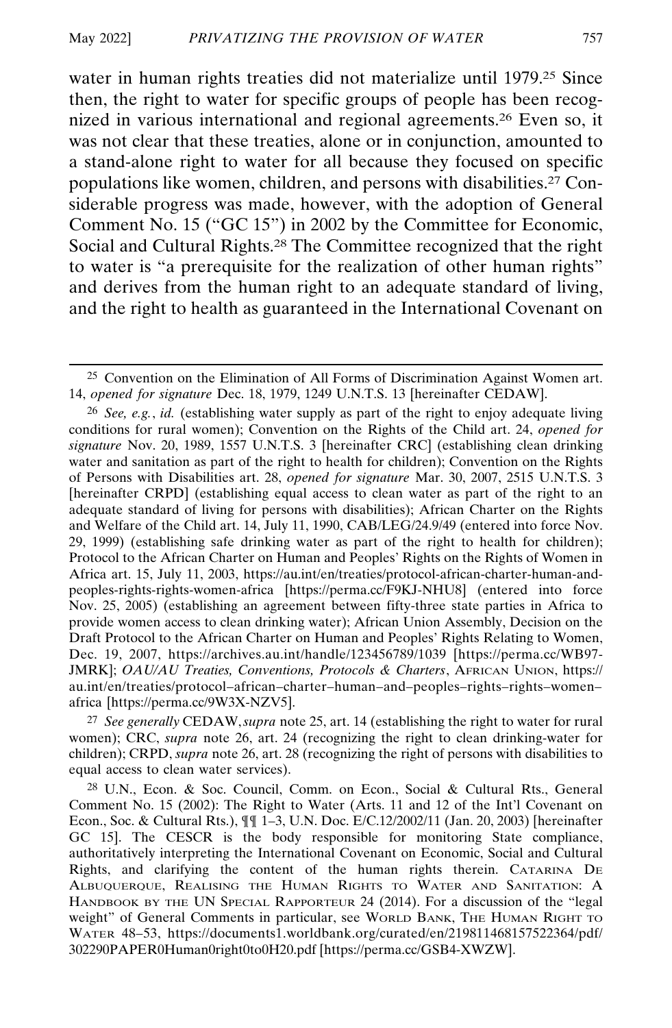water in human rights treaties did not materialize until 1979.[25] Since then, the right to water for specific groups of people has been recognized in various international and regional agreements.[26] Even so, it was not clear that these treaties, alone or in conjunction, amounted to a stand-alone right to water for all because they focused on specific populations like women, children, and persons with disabilities.[27] Considerable progress was made, however, with the adoption of General Comment No. 15 ("GC 15") in 2002 by the Committee for Economic, Social and Cultural Rights.[28] The Committee recognized that the right to water is "a prerequisite for the realization of other human rights" and derives from the human right to an adequate standard of living, and the right to health as guaranteed in the International Covenant on

---

[25] Convention on the Elimination of All Forms of Discrimination Against Women art. 14, *opened for signature* Dec. 18, 1979, 1249 U.N.T.S. 13 [hereinafter CEDAW].

[26] *See, e.g.*, *id.* (establishing water supply as part of the right to enjoy adequate living conditions for rural women); Convention on the Rights of the Child art. 24, *opened for signature* Nov. 20, 1989, 1557 U.N.T.S. 3 [hereinafter CRC] (establishing clean drinking water and sanitation as part of the right to health for children); Convention on the Rights of Persons with Disabilities art. 28, *opened for signature* Mar. 30, 2007, 2515 U.N.T.S. 3 [hereinafter CRPD] (establishing equal access to clean water as part of the right to an adequate standard of living for persons with disabilities); African Charter on the Rights and Welfare of the Child art. 14, July 11, 1990, CAB/LEG/24.9/49 (entered into force Nov. 29, 1999) (establishing safe drinking water as part of the right to health for children); Protocol to the African Charter on Human and Peoples' Rights on the Rights of Women in Africa art. 15, July 11, 2003, https://au.int/en/treaties/protocol-african-charter-human-and-peoples-rights-rights-women-africa [https://perma.cc/F9KJ-NHU8] (entered into force Nov. 25, 2005) (establishing an agreement between fifty-three state parties in Africa to provide women access to clean drinking water); African Union Assembly, Decision on the Draft Protocol to the African Charter on Human and Peoples' Rights Relating to Women, Dec. 19, 2007, https://archives.au.int/handle/123456789/1039 [https://perma.cc/WB97-JMRK]; *OAU/AU Treaties, Conventions, Protocols & Charters*, AFRICAN UNION, https://au.int/en/treaties/protocol–african–charter–human–and–peoples–rights–rights–women–africa [https://perma.cc/9W3X-NZV5].

[27] *See generally* CEDAW, *supra* note 25, art. 14 (establishing the right to water for rural women); CRC, *supra* note 26, art. 24 (recognizing the right to clean drinking-water for children); CRPD, *supra* note 26, art. 28 (recognizing the right of persons with disabilities to equal access to clean water services).

[28] U.N., Econ. & Soc. Council, Comm. on Econ., Social & Cultural Rts., General Comment No. 15 (2002): The Right to Water (Arts. 11 and 12 of the Int'l Covenant on Econ., Soc. & Cultural Rts.), ¶¶ 1–3, U.N. Doc. E/C.12/2002/11 (Jan. 20, 2003) [hereinafter GC 15]. The CESCR is the body responsible for monitoring State compliance, authoritatively interpreting the International Covenant on Economic, Social and Cultural Rights, and clarifying the content of the human rights therein. CATARINA DE ALBUQUERQUE, REALISING THE HUMAN RIGHTS TO WATER AND SANITATION: A HANDBOOK BY THE UN SPECIAL RAPPORTEUR 24 (2014). For a discussion of the "legal weight" of General Comments in particular, see WORLD BANK, THE HUMAN RIGHT TO WATER 48–53, https://documents1.worldbank.org/curated/en/219811468157522364/pdf/302290PAPER0Human0right0to0H20.pdf [https://perma.cc/GSB4-XWZW].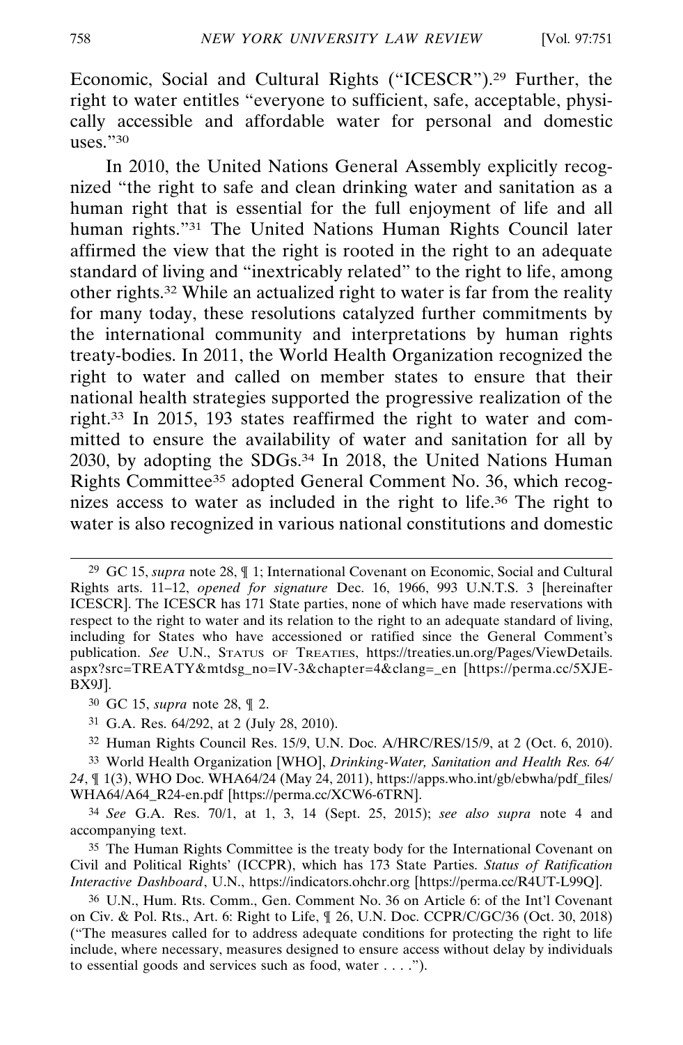Economic, Social and Cultural Rights ("ICESCR").[29] Further, the right to water entitles "everyone to sufficient, safe, acceptable, physically accessible and affordable water for personal and domestic uses."[30]

In 2010, the United Nations General Assembly explicitly recognized "the right to safe and clean drinking water and sanitation as a human right that is essential for the full enjoyment of life and all human rights."[31] The United Nations Human Rights Council later affirmed the view that the right is rooted in the right to an adequate standard of living and "inextricably related" to the right to life, among other rights.[32] While an actualized right to water is far from the reality for many today, these resolutions catalyzed further commitments by the international community and interpretations by human rights treaty-bodies. In 2011, the World Health Organization recognized the right to water and called on member states to ensure that their national health strategies supported the progressive realization of the right.[33] In 2015, 193 states reaffirmed the right to water and committed to ensure the availability of water and sanitation for all by 2030, by adopting the SDGs.[34] In 2018, the United Nations Human Rights Committee[35] adopted General Comment No. 36, which recognizes access to water as included in the right to life.[36] The right to water is also recognized in various national constitutions and domestic

---

[29] GC 15, *supra* note 28, ¶ 1; International Covenant on Economic, Social and Cultural Rights arts. 11–12, *opened for signature* Dec. 16, 1966, 993 U.N.T.S. 3 [hereinafter ICESCR]. The ICESCR has 171 State parties, none of which have made reservations with respect to the right to water and its relation to the right to an adequate standard of living, including for States who have accessioned or ratified since the General Comment's publication. *See* U.N., STATUS OF TREATIES, https://treaties.un.org/Pages/ViewDetails.aspx?src=TREATY&mtdsg_no=IV-3&chapter=4&clang=_en [https://perma.cc/5XJE-BX9J].

[30] GC 15, *supra* note 28, ¶ 2.

[31] G.A. Res. 64/292, at 2 (July 28, 2010).

[32] Human Rights Council Res. 15/9, U.N. Doc. A/HRC/RES/15/9, at 2 (Oct. 6, 2010).

[33] World Health Organization [WHO], *Drinking-Water, Sanitation and Health Res. 64/24*, ¶ 1(3), WHO Doc. WHA64/24 (May 24, 2011), https://apps.who.int/gb/ebwha/pdf_files/WHA64/A64_R24-en.pdf [https://perma.cc/XCW6-6TRN].

[34] *See* G.A. Res. 70/1, at 1, 3, 14 (Sept. 25, 2015); *see also supra* note 4 and accompanying text.

[35] The Human Rights Committee is the treaty body for the International Covenant on Civil and Political Rights' (ICCPR), which has 173 State Parties. *Status of Ratification Interactive Dashboard*, U.N., https://indicators.ohchr.org [https://perma.cc/R4UT-L99Q].

[36] U.N., Hum. Rts. Comm., Gen. Comment No. 36 on Article 6: of the Int'l Covenant on Civ. & Pol. Rts., Art. 6: Right to Life, ¶ 26, U.N. Doc. CCPR/C/GC/36 (Oct. 30, 2018) ("The measures called for to address adequate conditions for protecting the right to life include, where necessary, measures designed to ensure access without delay by individuals to essential goods and services such as food, water . . . .").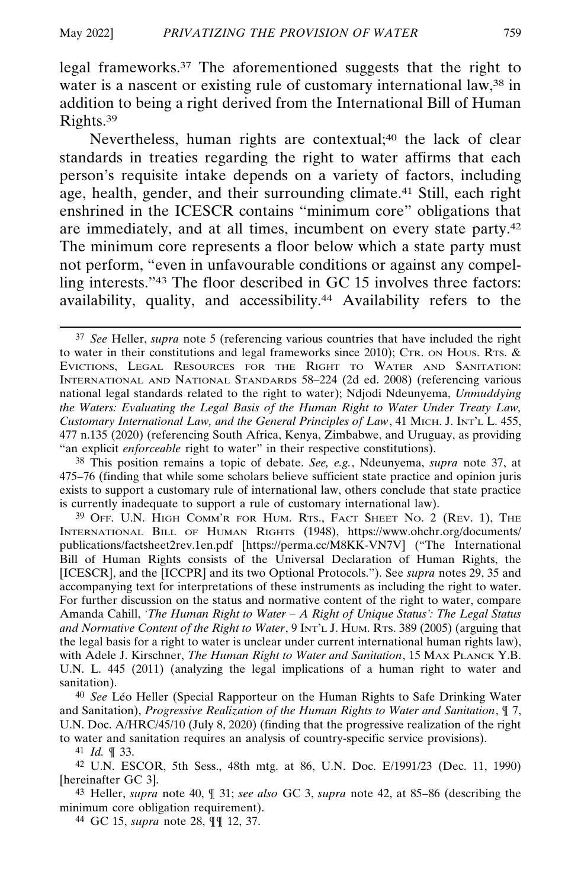legal frameworks.[37] The aforementioned suggests that the right to water is a nascent or existing rule of customary international law,[38] in addition to being a right derived from the International Bill of Human Rights.[39]

Nevertheless, human rights are contextual;[40] the lack of clear standards in treaties regarding the right to water affirms that each person's requisite intake depends on a variety of factors, including age, health, gender, and their surrounding climate.[41] Still, each right enshrined in the ICESCR contains "minimum core" obligations that are immediately, and at all times, incumbent on every state party.[42] The minimum core represents a floor below which a state party must not perform, "even in unfavourable conditions or against any compelling interests."[43] The floor described in GC 15 involves three factors: availability, quality, and accessibility.[44] Availability refers to the

---

[37] *See* Heller, *supra* note 5 (referencing various countries that have included the right to water in their constitutions and legal frameworks since 2010); CTR. ON HOUS. RTS. & EVICTIONS, LEGAL RESOURCES FOR THE RIGHT TO WATER AND SANITATION: INTERNATIONAL AND NATIONAL STANDARDS 58–224 (2d ed. 2008) (referencing various national legal standards related to the right to water); Ndjodi Ndeunyema, *Unmuddying the Waters: Evaluating the Legal Basis of the Human Right to Water Under Treaty Law, Customary International Law, and the General Principles of Law*, 41 MICH. J. INT'L L. 455, 477 n.135 (2020) (referencing South Africa, Kenya, Zimbabwe, and Uruguay, as providing "an explicit *enforceable* right to water" in their respective constitutions).

[38] This position remains a topic of debate. *See, e.g.*, Ndeunyema, *supra* note 37, at 475–76 (finding that while some scholars believe sufficient state practice and opinion juris exists to support a customary rule of international law, others conclude that state practice is currently inadequate to support a rule of customary international law).

[39] OFF. U.N. HIGH COMM'R FOR HUM. RTS., FACT SHEET NO. 2 (REV. 1), THE INTERNATIONAL BILL OF HUMAN RIGHTS (1948), https://www.ohchr.org/documents/publications/factsheet2rev.1en.pdf [https://perma.cc/M8KK-VN7V] ("The International Bill of Human Rights consists of the Universal Declaration of Human Rights, the [ICESCR], and the [ICCPR] and its two Optional Protocols."). See *supra* notes 29, 35 and accompanying text for interpretations of these instruments as including the right to water. For further discussion on the status and normative content of the right to water, compare Amanda Cahill, *'The Human Right to Water – A Right of Unique Status': The Legal Status and Normative Content of the Right to Water*, 9 INT'L J. HUM. RTS. 389 (2005) (arguing that the legal basis for a right to water is unclear under current international human rights law), with Adele J. Kirschner, *The Human Right to Water and Sanitation*, 15 MAX PLANCK Y.B. U.N. L. 445 (2011) (analyzing the legal implications of a human right to water and sanitation).

[40] *See* Léo Heller (Special Rapporteur on the Human Rights to Safe Drinking Water and Sanitation), *Progressive Realization of the Human Rights to Water and Sanitation*, ¶ 7, U.N. Doc. A/HRC/45/10 (July 8, 2020) (finding that the progressive realization of the right to water and sanitation requires an analysis of country-specific service provisions).

[41] *Id.* ¶ 33.

[42] U.N. ESCOR, 5th Sess., 48th mtg. at 86, U.N. Doc. E/1991/23 (Dec. 11, 1990) [hereinafter GC 3].

[43] Heller, *supra* note 40, ¶ 31; *see also* GC 3, *supra* note 42, at 85–86 (describing the minimum core obligation requirement).

[44] GC 15, *supra* note 28, ¶¶ 12, 37.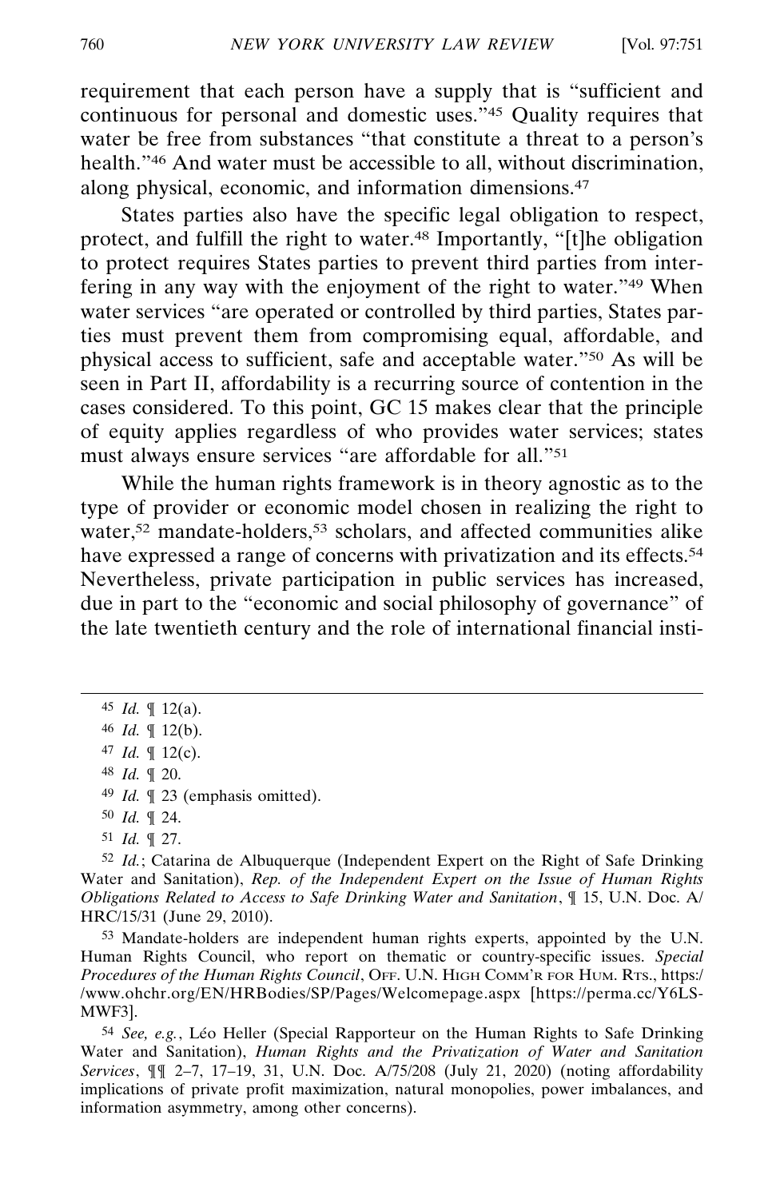requirement that each person have a supply that is "sufficient and continuous for personal and domestic uses."[45] Quality requires that water be free from substances "that constitute a threat to a person's health."[46] And water must be accessible to all, without discrimination, along physical, economic, and information dimensions.[47]

States parties also have the specific legal obligation to respect, protect, and fulfill the right to water.[48] Importantly, "[t]he obligation to protect requires States parties to prevent third parties from interfering in any way with the enjoyment of the right to water."[49] When water services "are operated or controlled by third parties, States parties must prevent them from compromising equal, affordable, and physical access to sufficient, safe and acceptable water."[50] As will be seen in Part II, affordability is a recurring source of contention in the cases considered. To this point, GC 15 makes clear that the principle of equity applies regardless of who provides water services; states must always ensure services "are affordable for all."[51]

While the human rights framework is in theory agnostic as to the type of provider or economic model chosen in realizing the right to water,[52] mandate-holders,[53] scholars, and affected communities alike have expressed a range of concerns with privatization and its effects.[54] Nevertheless, private participation in public services has increased, due in part to the "economic and social philosophy of governance" of the late twentieth century and the role of international financial insti-

---

45 *Id.* ¶ 12(a).

46 *Id.* ¶ 12(b).

47 *Id.* ¶ 12(c).

48 *Id.* ¶ 20.

49 *Id.* ¶ 23 (emphasis omitted).

50 *Id.* ¶ 24.

51 *Id.* ¶ 27.

52 *Id.*; Catarina de Albuquerque (Independent Expert on the Right of Safe Drinking Water and Sanitation), *Rep. of the Independent Expert on the Issue of Human Rights Obligations Related to Access to Safe Drinking Water and Sanitation*, ¶ 15, U.N. Doc. A/HRC/15/31 (June 29, 2010).

53 Mandate-holders are independent human rights experts, appointed by the U.N. Human Rights Council, who report on thematic or country-specific issues. *Special Procedures of the Human Rights Council*, OFF. U.N. HIGH COMM'R FOR HUM. RTS., https://www.ohchr.org/EN/HRBodies/SP/Pages/Welcomepage.aspx [https://perma.cc/Y6LS-MWF3].

54 *See, e.g.*, Léo Heller (Special Rapporteur on the Human Rights to Safe Drinking Water and Sanitation), *Human Rights and the Privatization of Water and Sanitation Services*, ¶¶ 2–7, 17–19, 31, U.N. Doc. A/75/208 (July 21, 2020) (noting affordability implications of private profit maximization, natural monopolies, power imbalances, and information asymmetry, among other concerns).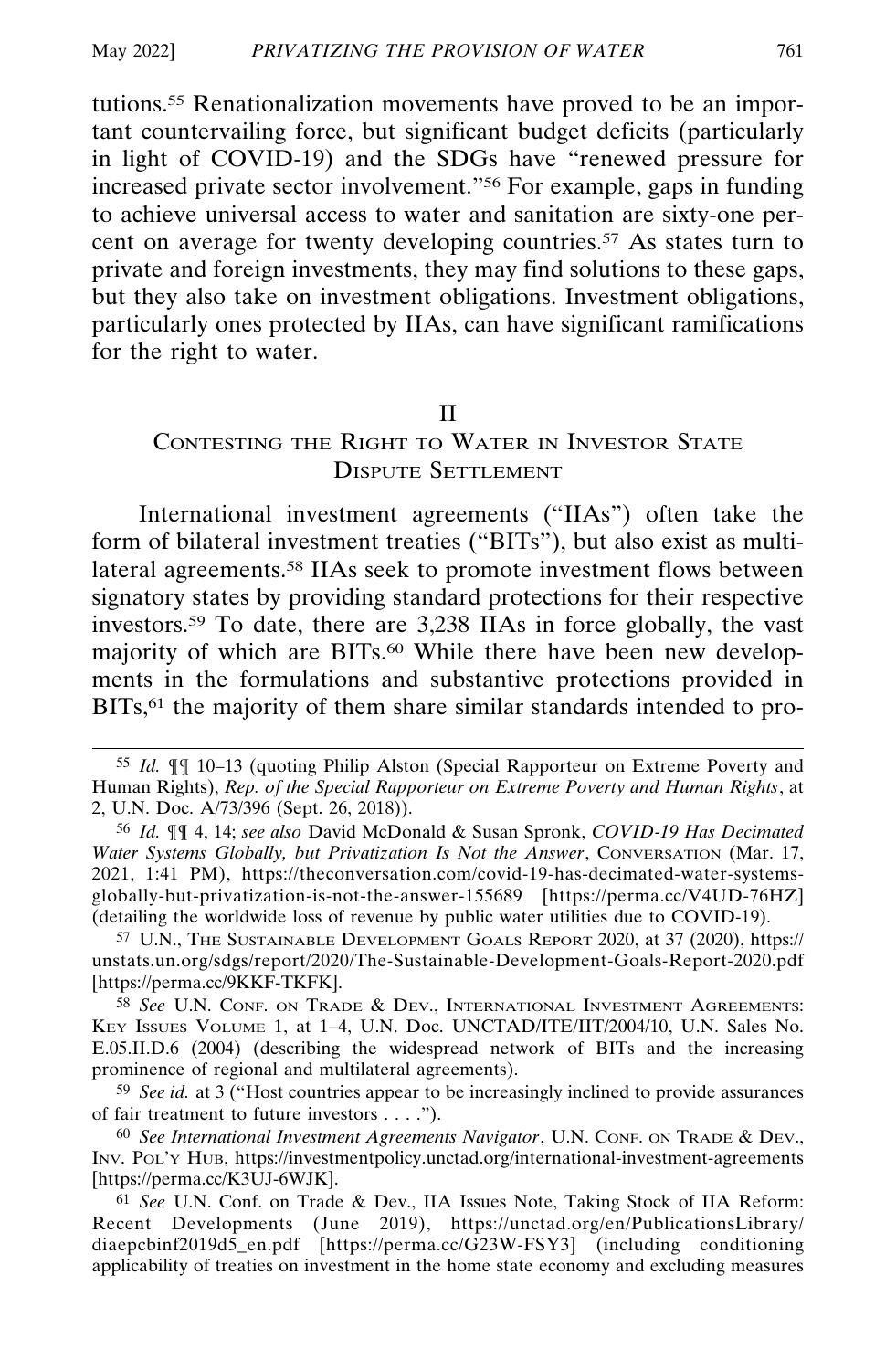tutions.[55] Renationalization movements have proved to be an important countervailing force, but significant budget deficits (particularly in light of COVID-19) and the SDGs have "renewed pressure for increased private sector involvement."[56] For example, gaps in funding to achieve universal access to water and sanitation are sixty-one percent on average for twenty developing countries.[57] As states turn to private and foreign investments, they may find solutions to these gaps, but they also take on investment obligations. Investment obligations, particularly ones protected by IIAs, can have significant ramifications for the right to water.

## II
## CONTESTING THE RIGHT TO WATER IN INVESTOR STATE DISPUTE SETTLEMENT

International investment agreements ("IIAs") often take the form of bilateral investment treaties ("BITs"), but also exist as multilateral agreements.[58] IIAs seek to promote investment flows between signatory states by providing standard protections for their respective investors.[59] To date, there are 3,238 IIAs in force globally, the vast majority of which are BITs.[60] While there have been new developments in the formulations and substantive protections provided in BITs,[61] the majority of them share similar standards intended to pro-

---

[55] *Id.* ¶¶ 10–13 (quoting Philip Alston (Special Rapporteur on Extreme Poverty and Human Rights), *Rep. of the Special Rapporteur on Extreme Poverty and Human Rights*, at 2, U.N. Doc. A/73/396 (Sept. 26, 2018)).

[56] *Id.* ¶¶ 4, 14; *see also* David McDonald & Susan Spronk, *COVID-19 Has Decimated Water Systems Globally, but Privatization Is Not the Answer*, CONVERSATION (Mar. 17, 2021, 1:41 PM), https://theconversation.com/covid-19-has-decimated-water-systems-globally-but-privatization-is-not-the-answer-155689 [https://perma.cc/V4UD-76HZ] (detailing the worldwide loss of revenue by public water utilities due to COVID-19).

[57] U.N., THE SUSTAINABLE DEVELOPMENT GOALS REPORT 2020, at 37 (2020), https://unstats.un.org/sdgs/report/2020/The-Sustainable-Development-Goals-Report-2020.pdf [https://perma.cc/9KKF-TKFK].

[58] *See* U.N. CONF. ON TRADE & DEV., INTERNATIONAL INVESTMENT AGREEMENTS: KEY ISSUES VOLUME 1, at 1–4, U.N. Doc. UNCTAD/ITE/IIT/2004/10, U.N. Sales No. E.05.II.D.6 (2004) (describing the widespread network of BITs and the increasing prominence of regional and multilateral agreements).

[59] *See id.* at 3 ("Host countries appear to be increasingly inclined to provide assurances of fair treatment to future investors . . . .").

[60] *See International Investment Agreements Navigator*, U.N. CONF. ON TRADE & DEV., INV. POL'Y HUB, https://investmentpolicy.unctad.org/international-investment-agreements [https://perma.cc/K3UJ-6WJK].

[61] *See* U.N. Conf. on Trade & Dev., IIA Issues Note, Taking Stock of IIA Reform: Recent Developments (June 2019), https://unctad.org/en/PublicationsLibrary/diaepcbinf2019d5_en.pdf [https://perma.cc/G23W-FSY3] (including conditioning applicability of treaties on investment in the home state economy and excluding measures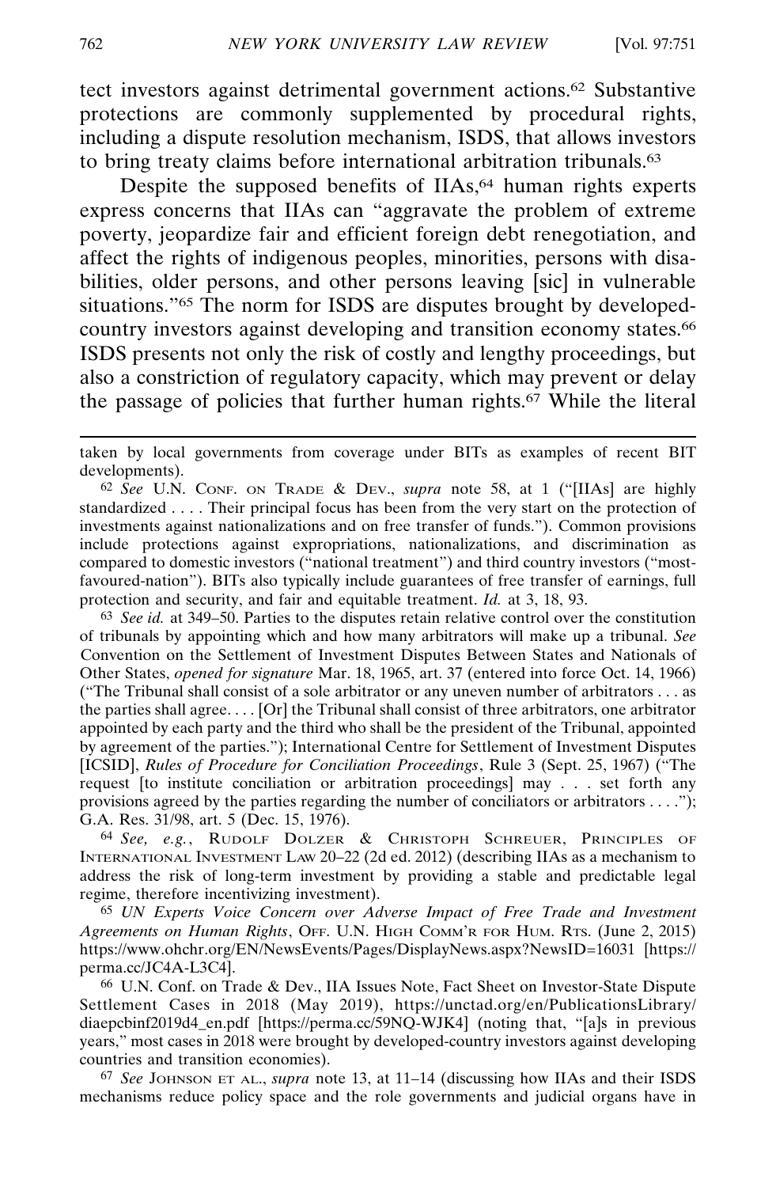tect investors against detrimental government actions.[62] Substantive protections are commonly supplemented by procedural rights, including a dispute resolution mechanism, ISDS, that allows investors to bring treaty claims before international arbitration tribunals.[63]

Despite the supposed benefits of IIAs,[64] human rights experts express concerns that IIAs can "aggravate the problem of extreme poverty, jeopardize fair and efficient foreign debt renegotiation, and affect the rights of indigenous peoples, minorities, persons with disabilities, older persons, and other persons leaving [sic] in vulnerable situations."[65] The norm for ISDS are disputes brought by developed-country investors against developing and transition economy states.[66] ISDS presents not only the risk of costly and lengthy proceedings, but also a constriction of regulatory capacity, which may prevent or delay the passage of policies that further human rights.[67] While the literal

---

taken by local governments from coverage under BITs as examples of recent BIT developments).

[62] *See* U.N. CONF. ON TRADE & DEV., *supra* note 58, at 1 ("[IIAs] are highly standardized . . . . Their principal focus has been from the very start on the protection of investments against nationalizations and on free transfer of funds."). Common provisions include protections against expropriations, nationalizations, and discrimination as compared to domestic investors ("national treatment") and third country investors ("most-favoured-nation"). BITs also typically include guarantees of free transfer of earnings, full protection and security, and fair and equitable treatment. *Id.* at 3, 18, 93.

[63] *See id.* at 349–50. Parties to the disputes retain relative control over the constitution of tribunals by appointing which and how many arbitrators will make up a tribunal. *See* Convention on the Settlement of Investment Disputes Between States and Nationals of Other States, *opened for signature* Mar. 18, 1965, art. 37 (entered into force Oct. 14, 1966) ("The Tribunal shall consist of a sole arbitrator or any uneven number of arbitrators . . . as the parties shall agree. . . . [Or] the Tribunal shall consist of three arbitrators, one arbitrator appointed by each party and the third who shall be the president of the Tribunal, appointed by agreement of the parties."); International Centre for Settlement of Investment Disputes [ICSID], *Rules of Procedure for Conciliation Proceedings*, Rule 3 (Sept. 25, 1967) ("The request [to institute conciliation or arbitration proceedings] may . . . set forth any provisions agreed by the parties regarding the number of conciliators or arbitrators . . . ."); G.A. Res. 31/98, art. 5 (Dec. 15, 1976).

[64] *See, e.g.*, RUDOLF DOLZER & CHRISTOPH SCHREUER, PRINCIPLES OF INTERNATIONAL INVESTMENT LAW 20–22 (2d ed. 2012) (describing IIAs as a mechanism to address the risk of long-term investment by providing a stable and predictable legal regime, therefore incentivizing investment).

[65] *UN Experts Voice Concern over Adverse Impact of Free Trade and Investment Agreements on Human Rights*, OFF. U.N. HIGH COMM'R FOR HUM. RTS. (June 2, 2015) https://www.ohchr.org/EN/NewsEvents/Pages/DisplayNews.aspx?NewsID=16031 [https://perma.cc/JC4A-L3C4].

[66] U.N. Conf. on Trade & Dev., IIA Issues Note, Fact Sheet on Investor-State Dispute Settlement Cases in 2018 (May 2019), https://unctad.org/en/PublicationsLibrary/diaepcbinf2019d4_en.pdf [https://perma.cc/59NQ-WJK4] (noting that, "[a]s in previous years," most cases in 2018 were brought by developed-country investors against developing countries and transition economies).

[67] *See* JOHNSON ET AL., *supra* note 13, at 11–14 (discussing how IIAs and their ISDS mechanisms reduce policy space and the role governments and judicial organs have in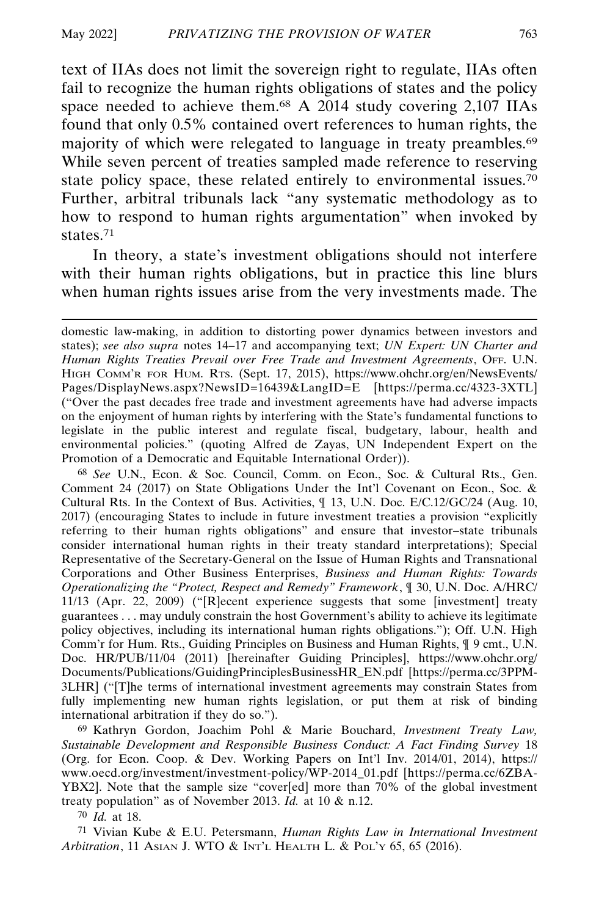text of IIAs does not limit the sovereign right to regulate, IIAs often fail to recognize the human rights obligations of states and the policy space needed to achieve them.[68] A 2014 study covering 2,107 IIAs found that only 0.5% contained overt references to human rights, the majority of which were relegated to language in treaty preambles.[69] While seven percent of treaties sampled made reference to reserving state policy space, these related entirely to environmental issues.[70] Further, arbitral tribunals lack "any systematic methodology as to how to respond to human rights argumentation" when invoked by states.[71]

In theory, a state's investment obligations should not interfere with their human rights obligations, but in practice this line blurs when human rights issues arise from the very investments made. The

---

domestic law-making, in addition to distorting power dynamics between investors and states); *see also supra* notes 14–17 and accompanying text; *UN Expert: UN Charter and Human Rights Treaties Prevail over Free Trade and Investment Agreements*, OFF. U.N. HIGH COMM'R FOR HUM. RTS. (Sept. 17, 2015), https://www.ohchr.org/en/NewsEvents/Pages/DisplayNews.aspx?NewsID=16439&LangID=E [https://perma.cc/4323-3XTL] ("Over the past decades free trade and investment agreements have had adverse impacts on the enjoyment of human rights by interfering with the State's fundamental functions to legislate in the public interest and regulate fiscal, budgetary, labour, health and environmental policies." (quoting Alfred de Zayas, UN Independent Expert on the Promotion of a Democratic and Equitable International Order)).

[68] *See* U.N., Econ. & Soc. Council, Comm. on Econ., Soc. & Cultural Rts., Gen. Comment 24 (2017) on State Obligations Under the Int'l Covenant on Econ., Soc. & Cultural Rts. In the Context of Bus. Activities, ¶ 13, U.N. Doc. E/C.12/GC/24 (Aug. 10, 2017) (encouraging States to include in future investment treaties a provision "explicitly referring to their human rights obligations" and ensure that investor–state tribunals consider international human rights in their treaty standard interpretations); Special Representative of the Secretary-General on the Issue of Human Rights and Transnational Corporations and Other Business Enterprises, *Business and Human Rights: Towards Operationalizing the "Protect, Respect and Remedy" Framework*, ¶ 30, U.N. Doc. A/HRC/11/13 (Apr. 22, 2009) ("[R]ecent experience suggests that some [investment] treaty guarantees . . . may unduly constrain the host Government's ability to achieve its legitimate policy objectives, including its international human rights obligations."); Off. U.N. High Comm'r for Hum. Rts., Guiding Principles on Business and Human Rights, ¶ 9 cmt., U.N. Doc. HR/PUB/11/04 (2011) [hereinafter Guiding Principles], https://www.ohchr.org/Documents/Publications/GuidingPrinciplesBusinessHR_EN.pdf [https://perma.cc/3PPM-3LHR] ("[T]he terms of international investment agreements may constrain States from fully implementing new human rights legislation, or put them at risk of binding international arbitration if they do so.").

[69] Kathryn Gordon, Joachim Pohl & Marie Bouchard, *Investment Treaty Law, Sustainable Development and Responsible Business Conduct: A Fact Finding Survey* 18 (Org. for Econ. Coop. & Dev. Working Papers on Int'l Inv. 2014/01, 2014), https://www.oecd.org/investment/investment-policy/WP-2014_01.pdf [https://perma.cc/6ZBA-YBX2]. Note that the sample size "cover[ed] more than 70% of the global investment treaty population" as of November 2013. *Id.* at 10 & n.12.

[70] *Id.* at 18.

[71] Vivian Kube & E.U. Petersmann, *Human Rights Law in International Investment Arbitration*, 11 ASIAN J. WTO & INT'L HEALTH L. & POL'Y 65, 65 (2016).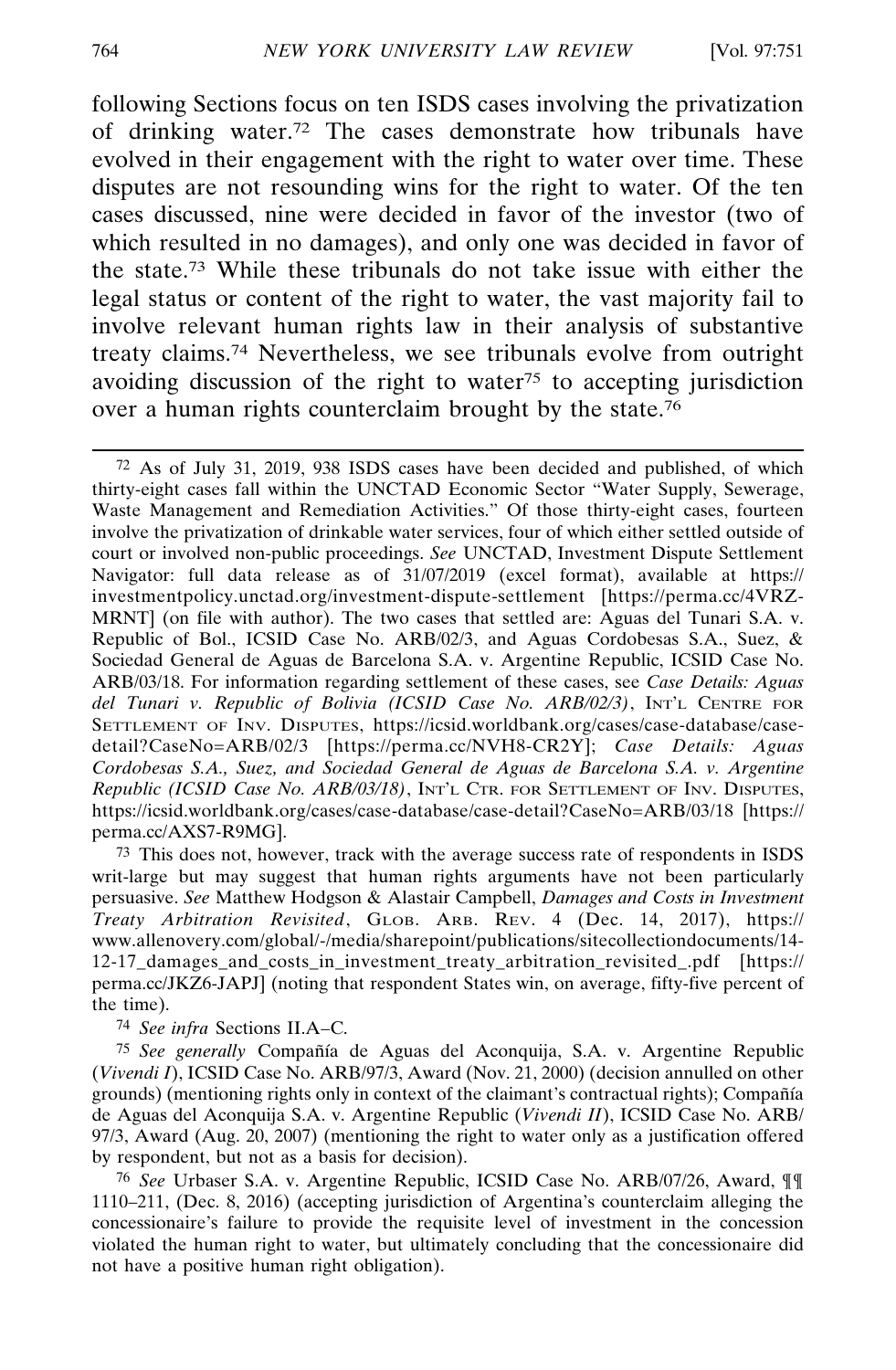following Sections focus on ten ISDS cases involving the privatization of drinking water.[72] The cases demonstrate how tribunals have evolved in their engagement with the right to water over time. These disputes are not resounding wins for the right to water. Of the ten cases discussed, nine were decided in favor of the investor (two of which resulted in no damages), and only one was decided in favor of the state.[73] While these tribunals do not take issue with either the legal status or content of the right to water, the vast majority fail to involve relevant human rights law in their analysis of substantive treaty claims.[74] Nevertheless, we see tribunals evolve from outright avoiding discussion of the right to water[75] to accepting jurisdiction over a human rights counterclaim brought by the state.[76]

---

[72] As of July 31, 2019, 938 ISDS cases have been decided and published, of which thirty-eight cases fall within the UNCTAD Economic Sector "Water Supply, Sewerage, Waste Management and Remediation Activities." Of those thirty-eight cases, fourteen involve the privatization of drinkable water services, four of which either settled outside of court or involved non-public proceedings. *See* UNCTAD, Investment Dispute Settlement Navigator: full data release as of 31/07/2019 (excel format), available at https://investmentpolicy.unctad.org/investment-dispute-settlement [https://perma.cc/4VRZ-MRNT] (on file with author). The two cases that settled are: Aguas del Tunari S.A. v. Republic of Bol., ICSID Case No. ARB/02/3, and Aguas Cordobesas S.A., Suez, & Sociedad General de Aguas de Barcelona S.A. v. Argentine Republic, ICSID Case No. ARB/03/18. For information regarding settlement of these cases, see *Case Details: Aguas del Tunari v. Republic of Bolivia (ICSID Case No. ARB/02/3)*, INT'L CENTRE FOR SETTLEMENT OF INV. DISPUTES, https://icsid.worldbank.org/cases/case-database/case-detail?CaseNo=ARB/02/3 [https://perma.cc/NVH8-CR2Y]; *Case Details: Aguas Cordobesas S.A., Suez, and Sociedad General de Aguas de Barcelona S.A. v. Argentine Republic (ICSID Case No. ARB/03/18)*, INT'L CTR. FOR SETTLEMENT OF INV. DISPUTES, https://icsid.worldbank.org/cases/case-database/case-detail?CaseNo=ARB/03/18 [https://perma.cc/AXS7-R9MG].

[73] This does not, however, track with the average success rate of respondents in ISDS writ-large but may suggest that human rights arguments have not been particularly persuasive. *See* Matthew Hodgson & Alastair Campbell, *Damages and Costs in Investment Treaty Arbitration Revisited*, GLOB. ARB. REV. 4 (Dec. 14, 2017), https://www.allenovery.com/global/-/media/sharepoint/publications/sitecollectiondocuments/14-12-17_damages_and_costs_in_investment_treaty_arbitration_revisited_.pdf [https://perma.cc/JKZ6-JAPJ] (noting that respondent States win, on average, fifty-five percent of the time).

[74] *See infra* Sections II.A–C.

[75] *See generally* Compañía de Aguas del Aconquija, S.A. v. Argentine Republic (*Vivendi I*), ICSID Case No. ARB/97/3, Award (Nov. 21, 2000) (decision annulled on other grounds) (mentioning rights only in context of the claimant's contractual rights); Compañía de Aguas del Aconquija S.A. v. Argentine Republic (*Vivendi II*), ICSID Case No. ARB/97/3, Award (Aug. 20, 2007) (mentioning the right to water only as a justification offered by respondent, but not as a basis for decision).

[76] *See* Urbaser S.A. v. Argentine Republic, ICSID Case No. ARB/07/26, Award, ¶¶ 1110–211, (Dec. 8, 2016) (accepting jurisdiction of Argentina's counterclaim alleging the concessionaire's failure to provide the requisite level of investment in the concession violated the human right to water, but ultimately concluding that the concessionaire did not have a positive human right obligation).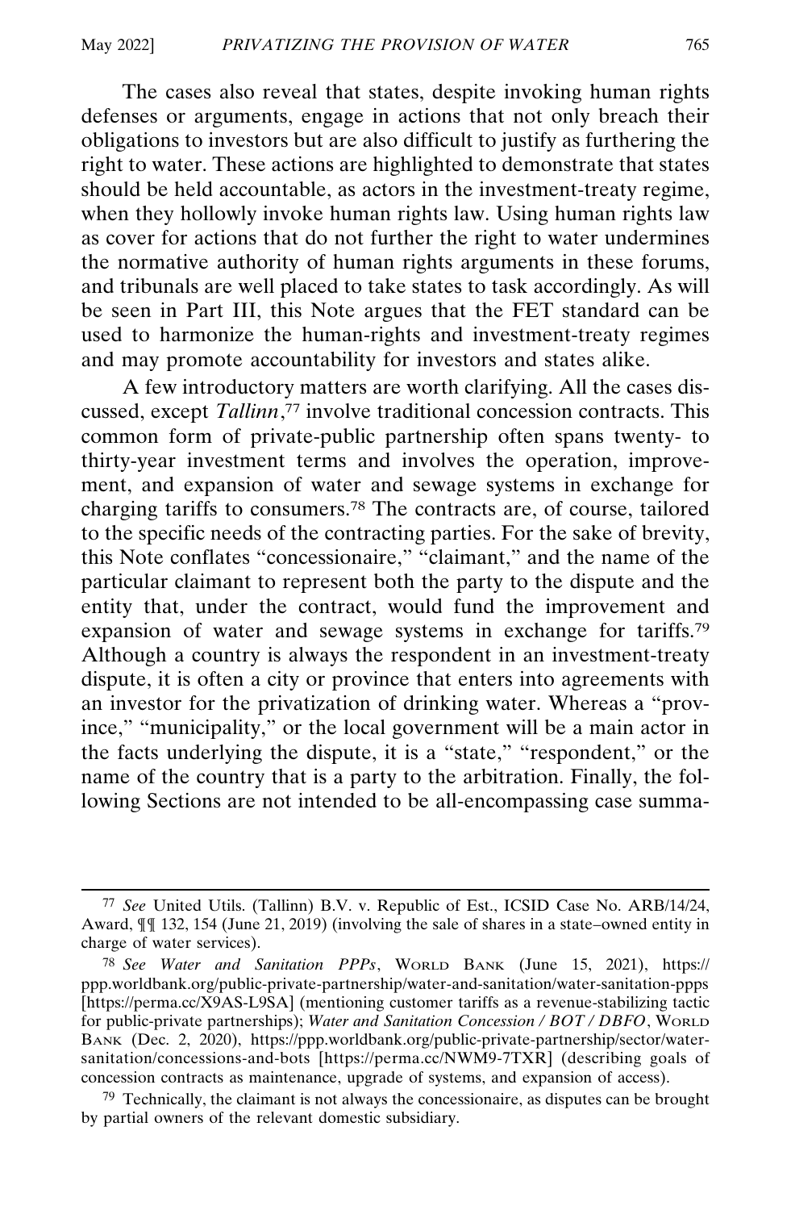The cases also reveal that states, despite invoking human rights defenses or arguments, engage in actions that not only breach their obligations to investors but are also difficult to justify as furthering the right to water. These actions are highlighted to demonstrate that states should be held accountable, as actors in the investment-treaty regime, when they hollowly invoke human rights law. Using human rights law as cover for actions that do not further the right to water undermines the normative authority of human rights arguments in these forums, and tribunals are well placed to take states to task accordingly. As will be seen in Part III, this Note argues that the FET standard can be used to harmonize the human-rights and investment-treaty regimes and may promote accountability for investors and states alike.

A few introductory matters are worth clarifying. All the cases discussed, except *Tallinn*,[77] involve traditional concession contracts. This common form of private-public partnership often spans twenty- to thirty-year investment terms and involves the operation, improvement, and expansion of water and sewage systems in exchange for charging tariffs to consumers.[78] The contracts are, of course, tailored to the specific needs of the contracting parties. For the sake of brevity, this Note conflates "concessionaire," "claimant," and the name of the particular claimant to represent both the party to the dispute and the entity that, under the contract, would fund the improvement and expansion of water and sewage systems in exchange for tariffs.[79] Although a country is always the respondent in an investment-treaty dispute, it is often a city or province that enters into agreements with an investor for the privatization of drinking water. Whereas a "province," "municipality," or the local government will be a main actor in the facts underlying the dispute, it is a "state," "respondent," or the name of the country that is a party to the arbitration. Finally, the following Sections are not intended to be all-encompassing case summa-

---

[77] *See* United Utils. (Tallinn) B.V. v. Republic of Est., ICSID Case No. ARB/14/24, Award, ¶¶ 132, 154 (June 21, 2019) (involving the sale of shares in a state–owned entity in charge of water services).

[78] *See Water and Sanitation PPPs*, WORLD BANK (June 15, 2021), https://ppp.worldbank.org/public-private-partnership/water-and-sanitation/water-sanitation-ppps [https://perma.cc/X9AS-L9SA] (mentioning customer tariffs as a revenue-stabilizing tactic for public-private partnerships); *Water and Sanitation Concession / BOT / DBFO*, WORLD BANK (Dec. 2, 2020), https://ppp.worldbank.org/public-private-partnership/sector/water-sanitation/concessions-and-bots [https://perma.cc/NWM9-7TXR] (describing goals of concession contracts as maintenance, upgrade of systems, and expansion of access).

[79] Technically, the claimant is not always the concessionaire, as disputes can be brought by partial owners of the relevant domestic subsidiary.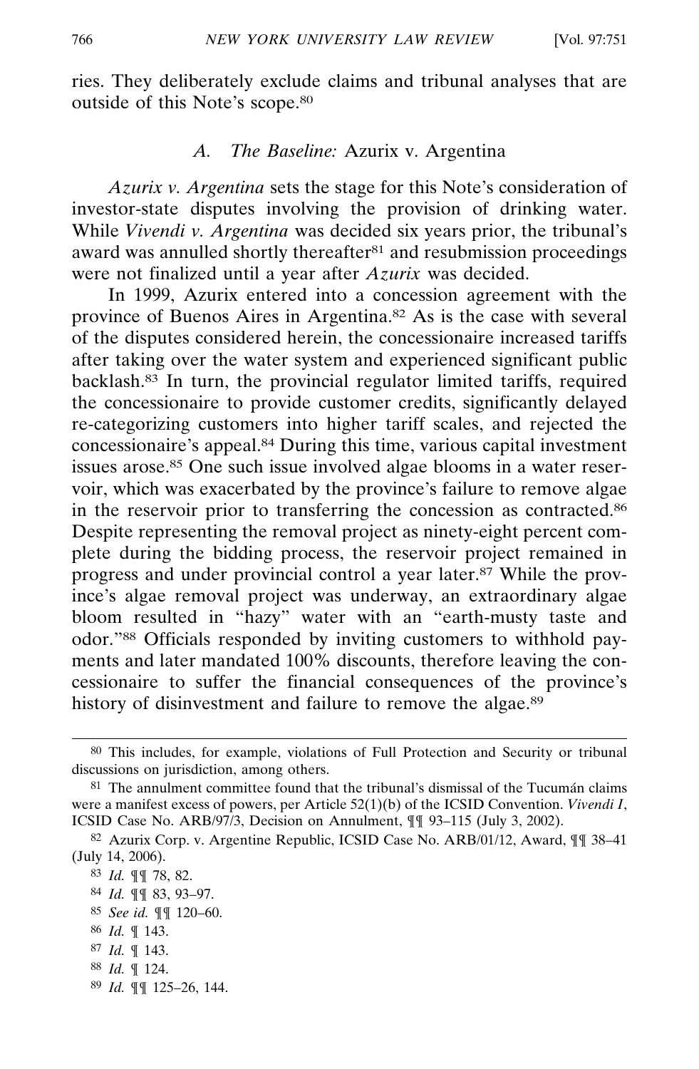ries. They deliberately exclude claims and tribunal analyses that are outside of this Note's scope.[80]

### A. The Baseline: *Azurix* v. Argentina

*Azurix v. Argentina* sets the stage for this Note's consideration of investor-state disputes involving the provision of drinking water. While *Vivendi v. Argentina* was decided six years prior, the tribunal's award was annulled shortly thereafter[81] and resubmission proceedings were not finalized until a year after *Azurix* was decided.

In 1999, Azurix entered into a concession agreement with the province of Buenos Aires in Argentina.[82] As is the case with several of the disputes considered herein, the concessionaire increased tariffs after taking over the water system and experienced significant public backlash.[83] In turn, the provincial regulator limited tariffs, required the concessionaire to provide customer credits, significantly delayed re-categorizing customers into higher tariff scales, and rejected the concessionaire's appeal.[84] During this time, various capital investment issues arose.[85] One such issue involved algae blooms in a water reservoir, which was exacerbated by the province's failure to remove algae in the reservoir prior to transferring the concession as contracted.[86] Despite representing the removal project as ninety-eight percent complete during the bidding process, the reservoir project remained in progress and under provincial control a year later.[87] While the province's algae removal project was underway, an extraordinary algae bloom resulted in "hazy" water with an "earth-musty taste and odor."[88] Officials responded by inviting customers to withhold payments and later mandated 100% discounts, therefore leaving the concessionaire to suffer the financial consequences of the province's history of disinvestment and failure to remove the algae.[89]

---

[80] This includes, for example, violations of Full Protection and Security or tribunal discussions on jurisdiction, among others.

[81] The annulment committee found that the tribunal's dismissal of the Tucumán claims were a manifest excess of powers, per Article 52(1)(b) of the ICSID Convention. *Vivendi I*, ICSID Case No. ARB/97/3, Decision on Annulment, ¶¶ 93–115 (July 3, 2002).

[82] Azurix Corp. v. Argentine Republic, ICSID Case No. ARB/01/12, Award, ¶¶ 38–41 (July 14, 2006).

[83] *Id.* ¶¶ 78, 82.

[84] *Id.* ¶¶ 83, 93–97.

[85] *See id.* ¶¶ 120–60.

[86] *Id.* ¶ 143.

[87] *Id.* ¶ 143.

[88] *Id.* ¶ 124.

[89] *Id.* ¶¶ 125–26, 144.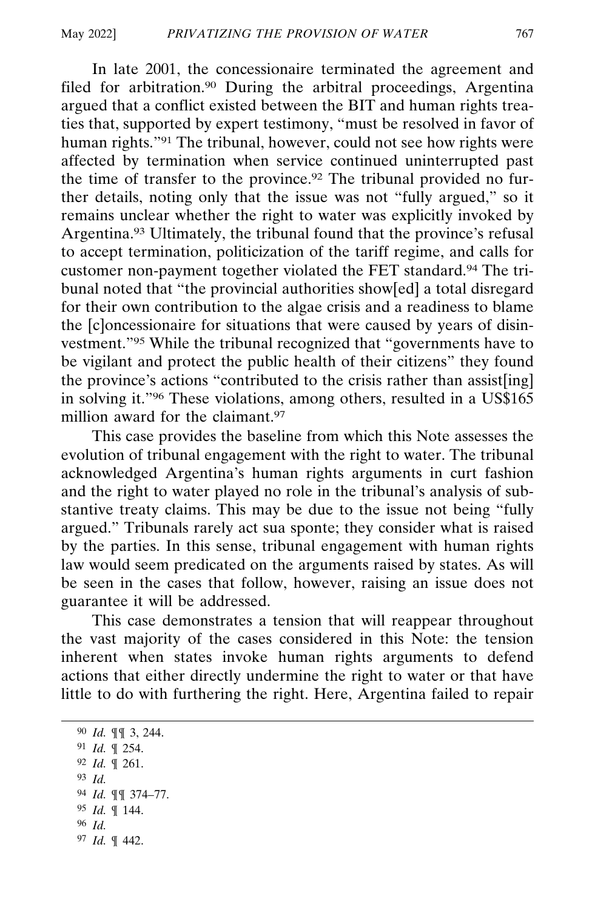In late 2001, the concessionaire terminated the agreement and filed for arbitration.[90] During the arbitral proceedings, Argentina argued that a conflict existed between the BIT and human rights treaties that, supported by expert testimony, "must be resolved in favor of human rights."[91] The tribunal, however, could not see how rights were affected by termination when service continued uninterrupted past the time of transfer to the province.[92] The tribunal provided no further details, noting only that the issue was not "fully argued," so it remains unclear whether the right to water was explicitly invoked by Argentina.[93] Ultimately, the tribunal found that the province's refusal to accept termination, politicization of the tariff regime, and calls for customer non-payment together violated the FET standard.[94] The tribunal noted that "the provincial authorities show[ed] a total disregard for their own contribution to the algae crisis and a readiness to blame the [c]oncessionaire for situations that were caused by years of disinvestment."[95] While the tribunal recognized that "governments have to be vigilant and protect the public health of their citizens" they found the province's actions "contributed to the crisis rather than assist[ing] in solving it."[96] These violations, among others, resulted in a US$165 million award for the claimant.[97]

This case provides the baseline from which this Note assesses the evolution of tribunal engagement with the right to water. The tribunal acknowledged Argentina's human rights arguments in curt fashion and the right to water played no role in the tribunal's analysis of substantive treaty claims. This may be due to the issue not being "fully argued." Tribunals rarely act sua sponte; they consider what is raised by the parties. In this sense, tribunal engagement with human rights law would seem predicated on the arguments raised by states. As will be seen in the cases that follow, however, raising an issue does not guarantee it will be addressed.

This case demonstrates a tension that will reappear throughout the vast majority of the cases considered in this Note: the tension inherent when states invoke human rights arguments to defend actions that either directly undermine the right to water or that have little to do with furthering the right. Here, Argentina failed to repair

---

[90] *Id.* ¶¶ 3, 244.

[91] *Id.* ¶ 254.

[92] *Id.* ¶ 261.

[93] *Id.*

[94] *Id.* ¶¶ 374–77.

[95] *Id.* ¶ 144.

[96] *Id.*

[97] *Id.* ¶ 442.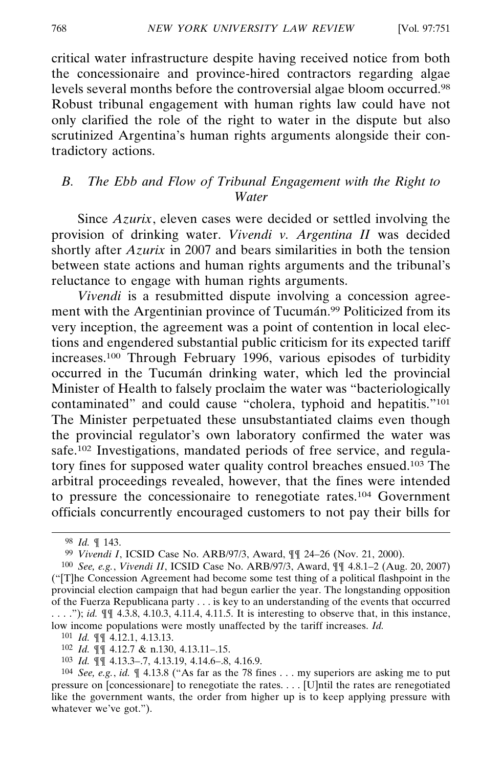critical water infrastructure despite having received notice from both the concessionaire and province-hired contractors regarding algae levels several months before the controversial algae bloom occurred.[98] Robust tribunal engagement with human rights law could have not only clarified the role of the right to water in the dispute but also scrutinized Argentina's human rights arguments alongside their contradictory actions.

## B. *The Ebb and Flow of Tribunal Engagement with the Right to Water*

Since *Azurix*, eleven cases were decided or settled involving the provision of drinking water. *Vivendi v. Argentina II* was decided shortly after *Azurix* in 2007 and bears similarities in both the tension between state actions and human rights arguments and the tribunal's reluctance to engage with human rights arguments.

*Vivendi* is a resubmitted dispute involving a concession agreement with the Argentinian province of Tucumán.[99] Politicized from its very inception, the agreement was a point of contention in local elections and engendered substantial public criticism for its expected tariff increases.[100] Through February 1996, various episodes of turbidity occurred in the Tucumán drinking water, which led the provincial Minister of Health to falsely proclaim the water was "bacteriologically contaminated" and could cause "cholera, typhoid and hepatitis."[101] The Minister perpetuated these unsubstantiated claims even though the provincial regulator's own laboratory confirmed the water was safe.[102] Investigations, mandated periods of free service, and regulatory fines for supposed water quality control breaches ensued.[103] The arbitral proceedings revealed, however, that the fines were intended to pressure the concessionaire to renegotiate rates.[104] Government officials concurrently encouraged customers to not pay their bills for

---

[98] *Id.* ¶ 143.

[99] *Vivendi I*, ICSID Case No. ARB/97/3, Award, ¶¶ 24–26 (Nov. 21, 2000).

[100] *See, e.g.*, *Vivendi II*, ICSID Case No. ARB/97/3, Award, ¶¶ 4.8.1–2 (Aug. 20, 2007) ("[T]he Concession Agreement had become some test thing of a political flashpoint in the provincial election campaign that had begun earlier the year. The longstanding opposition of the Fuerza Republicana party . . . is key to an understanding of the events that occurred . . . ."); *id.* ¶¶ 4.3.8, 4.10.3, 4.11.4, 4.11.5. It is interesting to observe that, in this instance, low income populations were mostly unaffected by the tariff increases. *Id.*

[101] *Id.* ¶¶ 4.12.1, 4.13.13.

[102] *Id.* ¶¶ 4.12.7 & n.130, 4.13.11–.15.

[103] *Id.* ¶¶ 4.13.3–.7, 4.13.19, 4.14.6–.8, 4.16.9.

[104] *See, e.g.*, *id.* ¶ 4.13.8 ("As far as the 78 fines . . . my superiors are asking me to put pressure on [concessionare] to renegotiate the rates. . . . [U]ntil the rates are renegotiated like the government wants, the order from higher up is to keep applying pressure with whatever we've got.").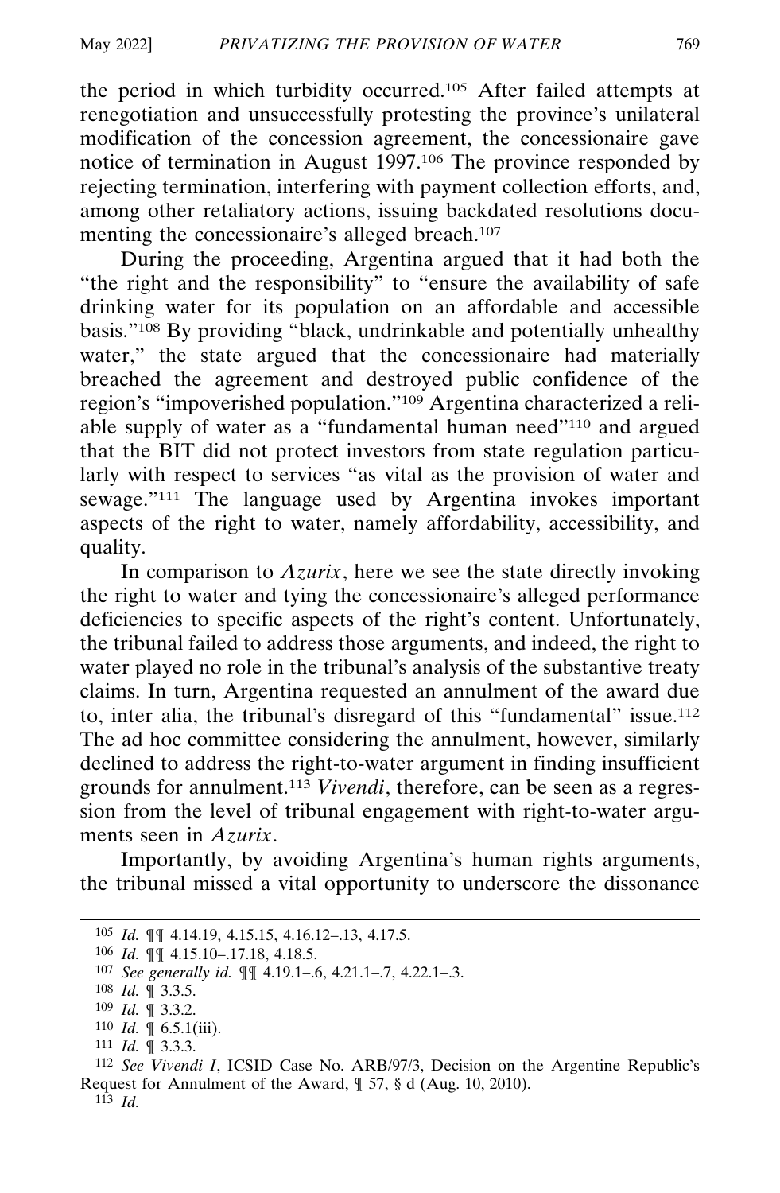the period in which turbidity occurred.[105] After failed attempts at renegotiation and unsuccessfully protesting the province's unilateral modification of the concession agreement, the concessionaire gave notice of termination in August 1997.[106] The province responded by rejecting termination, interfering with payment collection efforts, and, among other retaliatory actions, issuing backdated resolutions documenting the concessionaire's alleged breach.[107]

During the proceeding, Argentina argued that it had both the "the right and the responsibility" to "ensure the availability of safe drinking water for its population on an affordable and accessible basis."[108] By providing "black, undrinkable and potentially unhealthy water," the state argued that the concessionaire had materially breached the agreement and destroyed public confidence of the region's "impoverished population."[109] Argentina characterized a reliable supply of water as a "fundamental human need"[110] and argued that the BIT did not protect investors from state regulation particularly with respect to services "as vital as the provision of water and sewage."[111] The language used by Argentina invokes important aspects of the right to water, namely affordability, accessibility, and quality.

In comparison to *Azurix*, here we see the state directly invoking the right to water and tying the concessionaire's alleged performance deficiencies to specific aspects of the right's content. Unfortunately, the tribunal failed to address those arguments, and indeed, the right to water played no role in the tribunal's analysis of the substantive treaty claims. In turn, Argentina requested an annulment of the award due to, inter alia, the tribunal's disregard of this "fundamental" issue.[112] The ad hoc committee considering the annulment, however, similarly declined to address the right-to-water argument in finding insufficient grounds for annulment.[113] *Vivendi*, therefore, can be seen as a regression from the level of tribunal engagement with right-to-water arguments seen in *Azurix*.

Importantly, by avoiding Argentina's human rights arguments, the tribunal missed a vital opportunity to underscore the dissonance

---

[105] *Id.* ¶¶ 4.14.19, 4.15.15, 4.16.12–.13, 4.17.5.

[106] *Id.* ¶¶ 4.15.10–.17.18, 4.18.5.

[107] *See generally id.* ¶¶ 4.19.1–.6, 4.21.1–.7, 4.22.1–.3.

[108] *Id.* ¶ 3.3.5.

[109] *Id.* ¶ 3.3.2.

[110] *Id.* ¶ 6.5.1(iii).

[111] *Id.* ¶ 3.3.3.

[112] *See Vivendi I*, ICSID Case No. ARB/97/3, Decision on the Argentine Republic's Request for Annulment of the Award, ¶ 57, § d (Aug. 10, 2010).

[113] *Id.*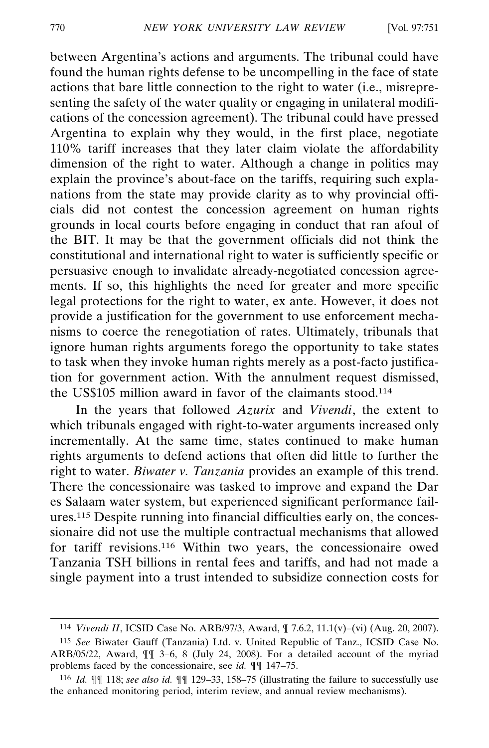between Argentina's actions and arguments. The tribunal could have found the human rights defense to be uncompelling in the face of state actions that bare little connection to the right to water (i.e., misrepresenting the safety of the water quality or engaging in unilateral modifications of the concession agreement). The tribunal could have pressed Argentina to explain why they would, in the first place, negotiate 110% tariff increases that they later claim violate the affordability dimension of the right to water. Although a change in politics may explain the province's about-face on the tariffs, requiring such explanations from the state may provide clarity as to why provincial officials did not contest the concession agreement on human rights grounds in local courts before engaging in conduct that ran afoul of the BIT. It may be that the government officials did not think the constitutional and international right to water is sufficiently specific or persuasive enough to invalidate already-negotiated concession agreements. If so, this highlights the need for greater and more specific legal protections for the right to water, ex ante. However, it does not provide a justification for the government to use enforcement mechanisms to coerce the renegotiation of rates. Ultimately, tribunals that ignore human rights arguments forego the opportunity to take states to task when they invoke human rights merely as a post-facto justification for government action. With the annulment request dismissed, the US$105 million award in favor of the claimants stood.[114]

In the years that followed *Azurix* and *Vivendi*, the extent to which tribunals engaged with right-to-water arguments increased only incrementally. At the same time, states continued to make human rights arguments to defend actions that often did little to further the right to water. *Biwater v. Tanzania* provides an example of this trend. There the concessionaire was tasked to improve and expand the Dar es Salaam water system, but experienced significant performance failures.[115] Despite running into financial difficulties early on, the concessionaire did not use the multiple contractual mechanisms that allowed for tariff revisions.[116] Within two years, the concessionaire owed Tanzania TSH billions in rental fees and tariffs, and had not made a single payment into a trust intended to subsidize connection costs for

---

[114] *Vivendi II*, ICSID Case No. ARB/97/3, Award, ¶ 7.6.2, 11.1(v)–(vi) (Aug. 20, 2007).

[115] *See* Biwater Gauff (Tanzania) Ltd. v. United Republic of Tanz., ICSID Case No. ARB/05/22, Award, ¶¶ 3–6, 8 (July 24, 2008). For a detailed account of the myriad problems faced by the concessionaire, see *id.* ¶¶ 147–75.

[116] *Id.* ¶¶ 118; *see also id.* ¶¶ 129–33, 158–75 (illustrating the failure to successfully use the enhanced monitoring period, interim review, and annual review mechanisms).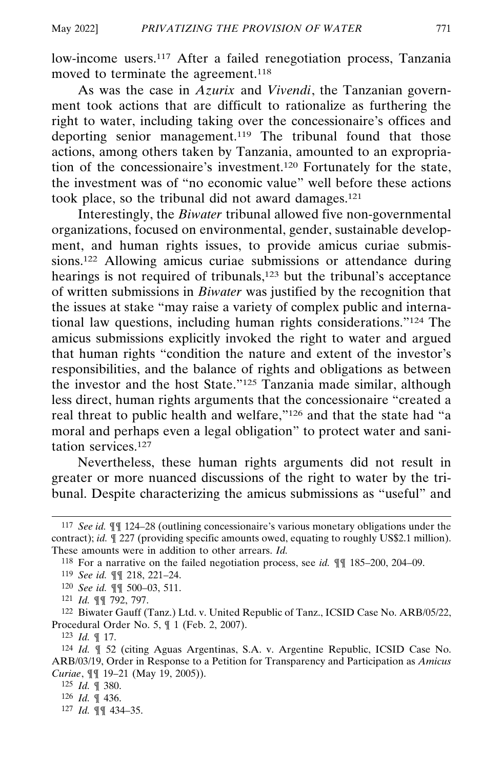low-income users.[117] After a failed renegotiation process, Tanzania moved to terminate the agreement.[118]

As was the case in *Azurix* and *Vivendi*, the Tanzanian government took actions that are difficult to rationalize as furthering the right to water, including taking over the concessionaire's offices and deporting senior management.[119] The tribunal found that those actions, among others taken by Tanzania, amounted to an expropriation of the concessionaire's investment.[120] Fortunately for the state, the investment was of "no economic value" well before these actions took place, so the tribunal did not award damages.[121]

Interestingly, the *Biwater* tribunal allowed five non-governmental organizations, focused on environmental, gender, sustainable development, and human rights issues, to provide amicus curiae submissions.[122] Allowing amicus curiae submissions or attendance during hearings is not required of tribunals,[123] but the tribunal's acceptance of written submissions in *Biwater* was justified by the recognition that the issues at stake "may raise a variety of complex public and international law questions, including human rights considerations."[124] The amicus submissions explicitly invoked the right to water and argued that human rights "condition the nature and extent of the investor's responsibilities, and the balance of rights and obligations as between the investor and the host State."[125] Tanzania made similar, although less direct, human rights arguments that the concessionaire "created a real threat to public health and welfare,"[126] and that the state had "a moral and perhaps even a legal obligation" to protect water and sanitation services.[127]

Nevertheless, these human rights arguments did not result in greater or more nuanced discussions of the right to water by the tribunal. Despite characterizing the amicus submissions as "useful" and

---

[117] *See id.* ¶¶ 124–28 (outlining concessionaire's various monetary obligations under the contract); *id.* ¶ 227 (providing specific amounts owed, equating to roughly US$2.1 million). These amounts were in addition to other arrears. *Id.*

[118] For a narrative on the failed negotiation process, see *id.* ¶¶ 185–200, 204–09.

[119] *See id.* ¶¶ 218, 221–24.

[120] *See id.* ¶¶ 500–03, 511.

[121] *Id.* ¶¶ 792, 797.

[122] Biwater Gauff (Tanz.) Ltd. v. United Republic of Tanz., ICSID Case No. ARB/05/22, Procedural Order No. 5, ¶ 1 (Feb. 2, 2007).

[123] *Id.* ¶ 17.

[124] *Id.* ¶ 52 (citing Aguas Argentinas, S.A. v. Argentine Republic, ICSID Case No. ARB/03/19, Order in Response to a Petition for Transparency and Participation as *Amicus Curiae*, ¶¶ 19–21 (May 19, 2005)).

[125] *Id.* ¶ 380.

[126] *Id.* ¶ 436.

[127] *Id.* ¶¶ 434–35.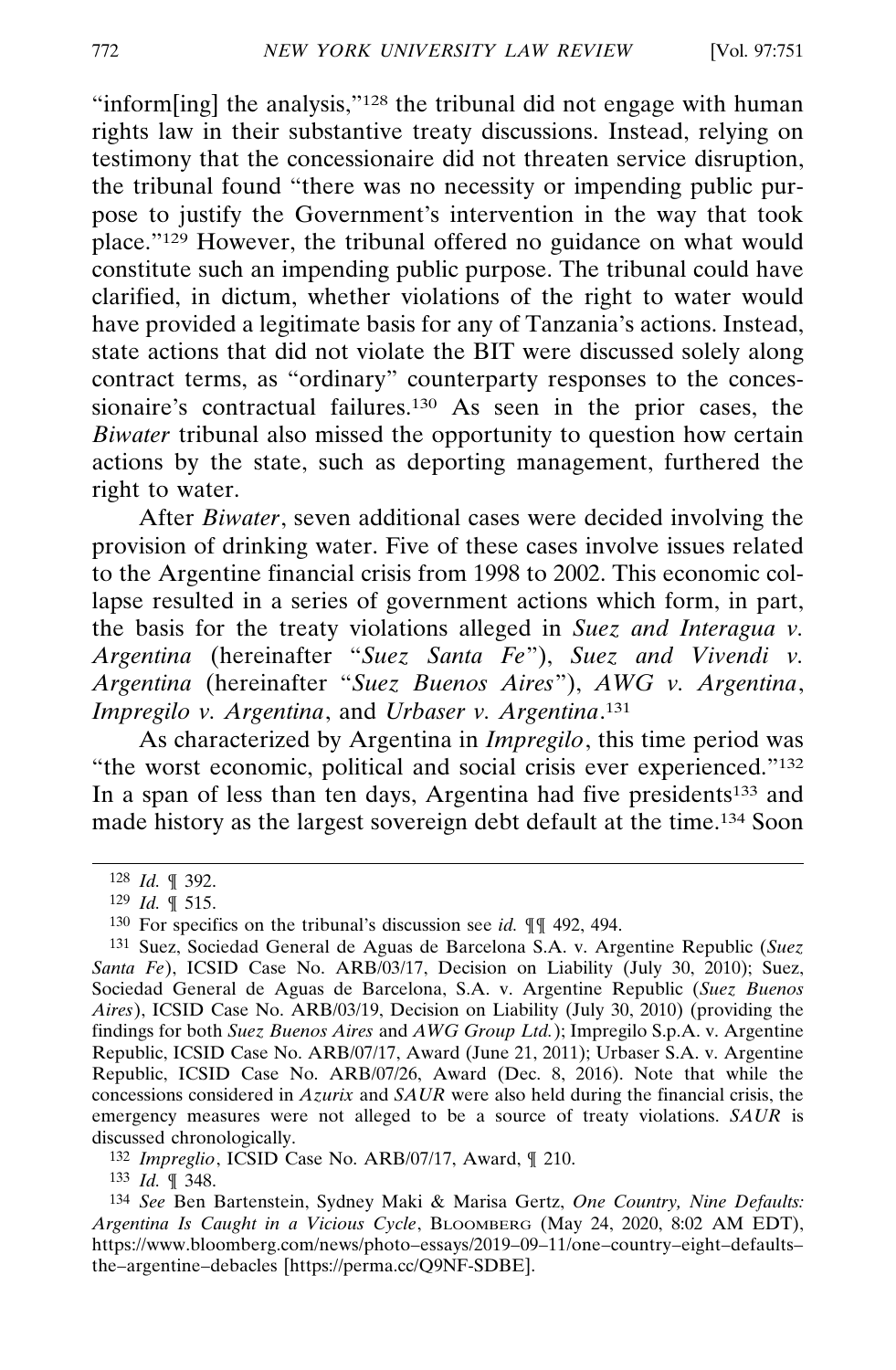"inform[ing] the analysis,"[128] the tribunal did not engage with human rights law in their substantive treaty discussions. Instead, relying on testimony that the concessionaire did not threaten service disruption, the tribunal found "there was no necessity or impending public purpose to justify the Government's intervention in the way that took place."[129] However, the tribunal offered no guidance on what would constitute such an impending public purpose. The tribunal could have clarified, in dictum, whether violations of the right to water would have provided a legitimate basis for any of Tanzania's actions. Instead, state actions that did not violate the BIT were discussed solely along contract terms, as "ordinary" counterparty responses to the concessionaire's contractual failures.[130] As seen in the prior cases, the *Biwater* tribunal also missed the opportunity to question how certain actions by the state, such as deporting management, furthered the right to water.

After *Biwater*, seven additional cases were decided involving the provision of drinking water. Five of these cases involve issues related to the Argentine financial crisis from 1998 to 2002. This economic collapse resulted in a series of government actions which form, in part, the basis for the treaty violations alleged in *Suez and Interagua v. Argentina* (hereinafter "*Suez Santa Fe*"), *Suez and Vivendi v. Argentina* (hereinafter "*Suez Buenos Aires*"), *AWG v. Argentina*, *Impregilo v. Argentina*, and *Urbaser v. Argentina*.[131]

As characterized by Argentina in *Impregilo*, this time period was "the worst economic, political and social crisis ever experienced."[132] In a span of less than ten days, Argentina had five presidents[133] and made history as the largest sovereign debt default at the time.[134] Soon

---

[128] *Id.* ¶ 392.

[129] *Id.* ¶ 515.

[130] For specifics on the tribunal's discussion see *id.* ¶¶ 492, 494.

[131] Suez, Sociedad General de Aguas de Barcelona S.A. v. Argentine Republic (*Suez Santa Fe*), ICSID Case No. ARB/03/17, Decision on Liability (July 30, 2010); Suez, Sociedad General de Aguas de Barcelona, S.A. v. Argentine Republic (*Suez Buenos Aires*), ICSID Case No. ARB/03/19, Decision on Liability (July 30, 2010) (providing the findings for both *Suez Buenos Aires* and *AWG Group Ltd.*); Impregilo S.p.A. v. Argentine Republic, ICSID Case No. ARB/07/17, Award (June 21, 2011); Urbaser S.A. v. Argentine Republic, ICSID Case No. ARB/07/26, Award (Dec. 8, 2016). Note that while the concessions considered in *Azurix* and *SAUR* were also held during the financial crisis, the emergency measures were not alleged to be a source of treaty violations. *SAUR* is discussed chronologically.

[132] *Impreglio*, ICSID Case No. ARB/07/17, Award, ¶ 210.

[133] *Id.* ¶ 348.

[134] *See* Ben Bartenstein, Sydney Maki & Marisa Gertz, *One Country, Nine Defaults: Argentina Is Caught in a Vicious Cycle*, BLOOMBERG (May 24, 2020, 8:02 AM EDT), https://www.bloomberg.com/news/photo–essays/2019–09–11/one–country–eight–defaults–the–argentine–debacles [https://perma.cc/Q9NF-SDBE].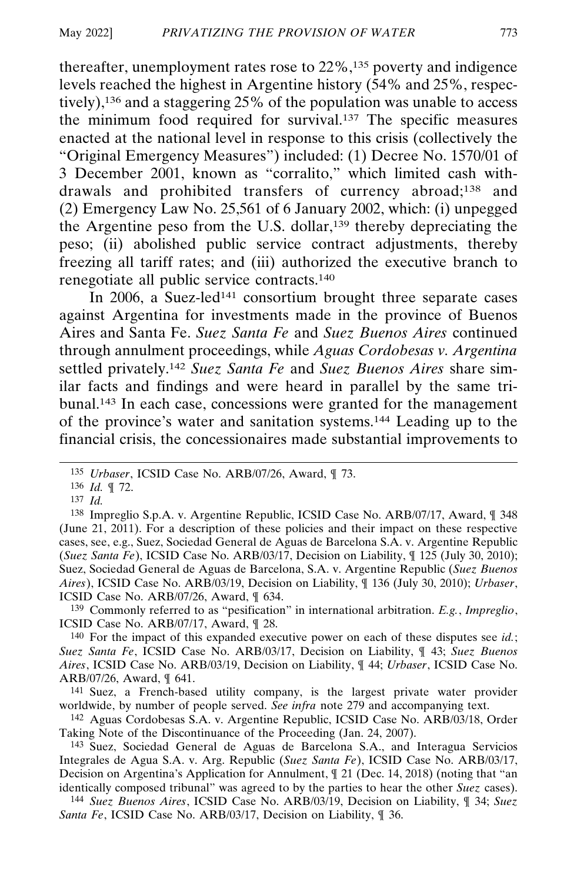thereafter, unemployment rates rose to 22%,[135] poverty and indigence levels reached the highest in Argentine history (54% and 25%, respectively),[136] and a staggering 25% of the population was unable to access the minimum food required for survival.[137] The specific measures enacted at the national level in response to this crisis (collectively the "Original Emergency Measures") included: (1) Decree No. 1570/01 of 3 December 2001, known as "corralito," which limited cash withdrawals and prohibited transfers of currency abroad;[138] and (2) Emergency Law No. 25,561 of 6 January 2002, which: (i) unpegged the Argentine peso from the U.S. dollar,[139] thereby depreciating the peso; (ii) abolished public service contract adjustments, thereby freezing all tariff rates; and (iii) authorized the executive branch to renegotiate all public service contracts.[140]

In 2006, a Suez-led[141] consortium brought three separate cases against Argentina for investments made in the province of Buenos Aires and Santa Fe. *Suez Santa Fe* and *Suez Buenos Aires* continued through annulment proceedings, while *Aguas Cordobesas v. Argentina* settled privately.[142] *Suez Santa Fe* and *Suez Buenos Aires* share similar facts and findings and were heard in parallel by the same tribunal.[143] In each case, concessions were granted for the management of the province's water and sanitation systems.[144] Leading up to the financial crisis, the concessionaires made substantial improvements to

---

[135] *Urbaser*, ICSID Case No. ARB/07/26, Award, ¶ 73.

[136] *Id.* ¶ 72.

[137] *Id.*

[138] Impreglio S.p.A. v. Argentine Republic, ICSID Case No. ARB/07/17, Award, ¶ 348 (June 21, 2011). For a description of these policies and their impact on these respective cases, see, e.g., Suez, Sociedad General de Aguas de Barcelona S.A. v. Argentine Republic (*Suez Santa Fe*), ICSID Case No. ARB/03/17, Decision on Liability, ¶ 125 (July 30, 2010); Suez, Sociedad General de Aguas de Barcelona, S.A. v. Argentine Republic (*Suez Buenos Aires*), ICSID Case No. ARB/03/19, Decision on Liability, ¶ 136 (July 30, 2010); *Urbaser*, ICSID Case No. ARB/07/26, Award, ¶ 634.

[139] Commonly referred to as "pesification" in international arbitration. *E.g.*, *Impreglio*, ICSID Case No. ARB/07/17, Award, ¶ 28.

[140] For the impact of this expanded executive power on each of these disputes see *id.*; *Suez Santa Fe*, ICSID Case No. ARB/03/17, Decision on Liability, ¶ 43; *Suez Buenos Aires*, ICSID Case No. ARB/03/19, Decision on Liability, ¶ 44; *Urbaser*, ICSID Case No. ARB/07/26, Award, ¶ 641.

[141] Suez, a French-based utility company, is the largest private water provider worldwide, by number of people served. *See infra* note 279 and accompanying text.

[142] Aguas Cordobesas S.A. v. Argentine Republic, ICSID Case No. ARB/03/18, Order Taking Note of the Discontinuance of the Proceeding (Jan. 24, 2007).

[143] Suez, Sociedad General de Aguas de Barcelona S.A., and Interagua Servicios Integrales de Agua S.A. v. Arg. Republic (*Suez Santa Fe*), ICSID Case No. ARB/03/17, Decision on Argentina's Application for Annulment, ¶ 21 (Dec. 14, 2018) (noting that "an identically composed tribunal" was agreed to by the parties to hear the other *Suez* cases).

[144] *Suez Buenos Aires*, ICSID Case No. ARB/03/19, Decision on Liability, ¶ 34; *Suez Santa Fe*, ICSID Case No. ARB/03/17, Decision on Liability, ¶ 36.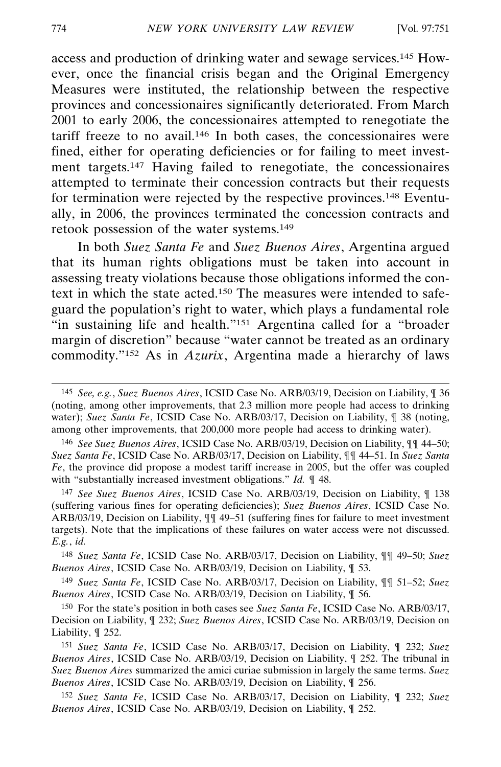access and production of drinking water and sewage services.[145] However, once the financial crisis began and the Original Emergency Measures were instituted, the relationship between the respective provinces and concessionaires significantly deteriorated. From March 2001 to early 2006, the concessionaires attempted to renegotiate the tariff freeze to no avail.[146] In both cases, the concessionaires were fined, either for operating deficiencies or for failing to meet investment targets.[147] Having failed to renegotiate, the concessionaires attempted to terminate their concession contracts but their requests for termination were rejected by the respective provinces.[148] Eventually, in 2006, the provinces terminated the concession contracts and retook possession of the water systems.[149]

In both *Suez Santa Fe* and *Suez Buenos Aires*, Argentina argued that its human rights obligations must be taken into account in assessing treaty violations because those obligations informed the context in which the state acted.[150] The measures were intended to safeguard the population's right to water, which plays a fundamental role "in sustaining life and health."[151] Argentina called for a "broader margin of discretion" because "water cannot be treated as an ordinary commodity."[152] As in *Azurix*, Argentina made a hierarchy of laws

---

[145] *See, e.g.*, *Suez Buenos Aires*, ICSID Case No. ARB/03/19, Decision on Liability, ¶ 36 (noting, among other improvements, that 2.3 million more people had access to drinking water); *Suez Santa Fe*, ICSID Case No. ARB/03/17, Decision on Liability, ¶ 38 (noting, among other improvements, that 200,000 more people had access to drinking water).

[146] *See Suez Buenos Aires*, ICSID Case No. ARB/03/19, Decision on Liability, ¶¶ 44–50; *Suez Santa Fe*, ICSID Case No. ARB/03/17, Decision on Liability, ¶¶ 44–51. In *Suez Santa Fe*, the province did propose a modest tariff increase in 2005, but the offer was coupled with "substantially increased investment obligations." *Id.* ¶ 48.

[147] *See Suez Buenos Aires*, ICSID Case No. ARB/03/19, Decision on Liability, ¶ 138 (suffering various fines for operating deficiencies); *Suez Buenos Aires*, ICSID Case No. ARB/03/19, Decision on Liability, ¶¶ 49–51 (suffering fines for failure to meet investment targets). Note that the implications of these failures on water access were not discussed. *E.g.*, *id.*

[148] *Suez Santa Fe*, ICSID Case No. ARB/03/17, Decision on Liability, ¶¶ 49–50; *Suez Buenos Aires*, ICSID Case No. ARB/03/19, Decision on Liability, ¶ 53.

[149] *Suez Santa Fe*, ICSID Case No. ARB/03/17, Decision on Liability, ¶¶ 51–52; *Suez Buenos Aires*, ICSID Case No. ARB/03/19, Decision on Liability, ¶ 56.

[150] For the state's position in both cases see *Suez Santa Fe*, ICSID Case No. ARB/03/17, Decision on Liability, ¶ 232; *Suez Buenos Aires*, ICSID Case No. ARB/03/19, Decision on Liability, ¶ 252.

[151] *Suez Santa Fe*, ICSID Case No. ARB/03/17, Decision on Liability, ¶ 232; *Suez Buenos Aires*, ICSID Case No. ARB/03/19, Decision on Liability, ¶ 252. The tribunal in *Suez Buenos Aires* summarized the amici curiae submission in largely the same terms. *Suez Buenos Aires*, ICSID Case No. ARB/03/19, Decision on Liability, ¶ 256.

[152] *Suez Santa Fe*, ICSID Case No. ARB/03/17, Decision on Liability, ¶ 232; *Suez Buenos Aires*, ICSID Case No. ARB/03/19, Decision on Liability, ¶ 252.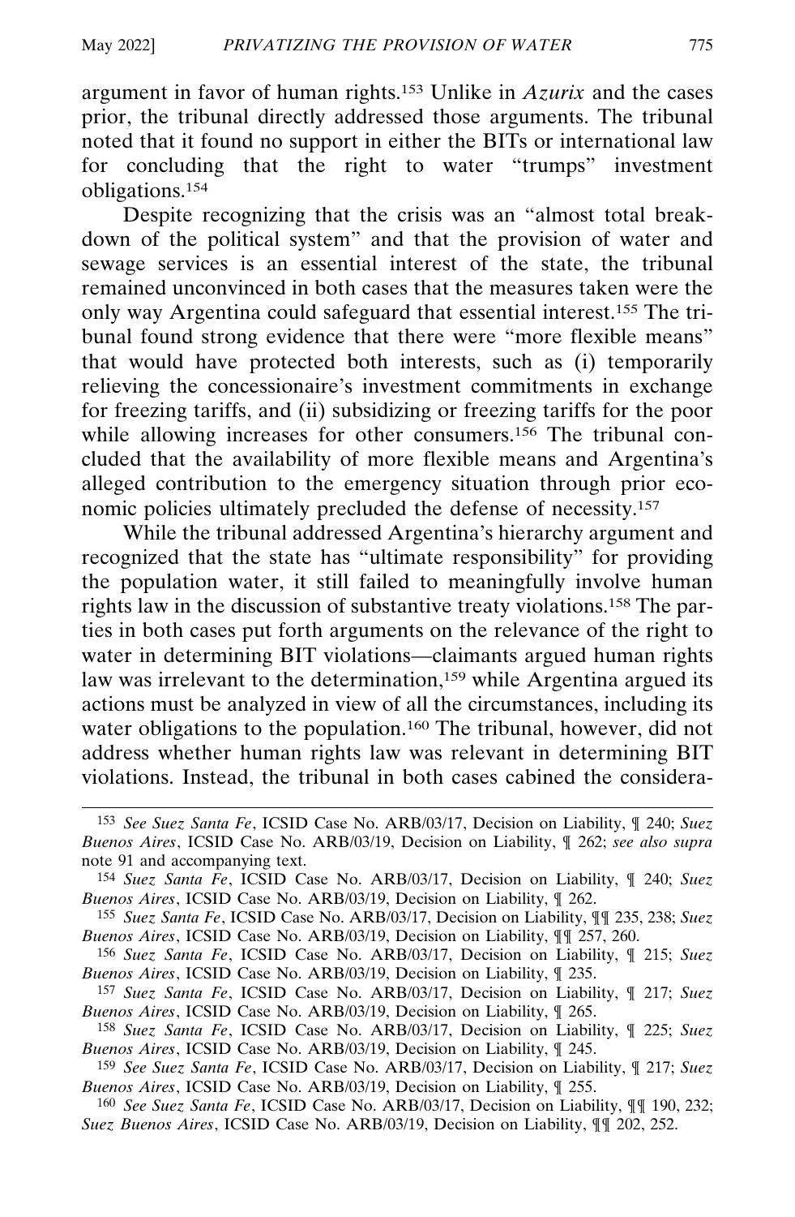argument in favor of human rights.[153] Unlike in *Azurix* and the cases prior, the tribunal directly addressed those arguments. The tribunal noted that it found no support in either the BITs or international law for concluding that the right to water "trumps" investment obligations.[154]

Despite recognizing that the crisis was an "almost total breakdown of the political system" and that the provision of water and sewage services is an essential interest of the state, the tribunal remained unconvinced in both cases that the measures taken were the only way Argentina could safeguard that essential interest.[155] The tribunal found strong evidence that there were "more flexible means" that would have protected both interests, such as (i) temporarily relieving the concessionaire's investment commitments in exchange for freezing tariffs, and (ii) subsidizing or freezing tariffs for the poor while allowing increases for other consumers.[156] The tribunal concluded that the availability of more flexible means and Argentina's alleged contribution to the emergency situation through prior economic policies ultimately precluded the defense of necessity.[157]

While the tribunal addressed Argentina's hierarchy argument and recognized that the state has "ultimate responsibility" for providing the population water, it still failed to meaningfully involve human rights law in the discussion of substantive treaty violations.[158] The parties in both cases put forth arguments on the relevance of the right to water in determining BIT violations—claimants argued human rights law was irrelevant to the determination,[159] while Argentina argued its actions must be analyzed in view of all the circumstances, including its water obligations to the population.[160] The tribunal, however, did not address whether human rights law was relevant in determining BIT violations. Instead, the tribunal in both cases cabined the considera-

---

[153] *See Suez Santa Fe*, ICSID Case No. ARB/03/17, Decision on Liability, ¶ 240; *Suez Buenos Aires*, ICSID Case No. ARB/03/19, Decision on Liability, ¶ 262; *see also supra* note 91 and accompanying text.

[154] *Suez Santa Fe*, ICSID Case No. ARB/03/17, Decision on Liability, ¶ 240; *Suez Buenos Aires*, ICSID Case No. ARB/03/19, Decision on Liability, ¶ 262.

[155] *Suez Santa Fe*, ICSID Case No. ARB/03/17, Decision on Liability, ¶¶ 235, 238; *Suez Buenos Aires*, ICSID Case No. ARB/03/19, Decision on Liability, ¶¶ 257, 260.

[156] *Suez Santa Fe*, ICSID Case No. ARB/03/17, Decision on Liability, ¶ 215; *Suez Buenos Aires*, ICSID Case No. ARB/03/19, Decision on Liability, ¶ 235.

[157] *Suez Santa Fe*, ICSID Case No. ARB/03/17, Decision on Liability, ¶ 217; *Suez Buenos Aires*, ICSID Case No. ARB/03/19, Decision on Liability, ¶ 265.

[158] *Suez Santa Fe*, ICSID Case No. ARB/03/17, Decision on Liability, ¶ 225; *Suez Buenos Aires*, ICSID Case No. ARB/03/19, Decision on Liability, ¶ 245.

[159] *See Suez Santa Fe*, ICSID Case No. ARB/03/17, Decision on Liability, ¶ 217; *Suez Buenos Aires*, ICSID Case No. ARB/03/19, Decision on Liability, ¶ 255.

[160] *See Suez Santa Fe*, ICSID Case No. ARB/03/17, Decision on Liability, ¶¶ 190, 232; *Suez Buenos Aires*, ICSID Case No. ARB/03/19, Decision on Liability, ¶¶ 202, 252.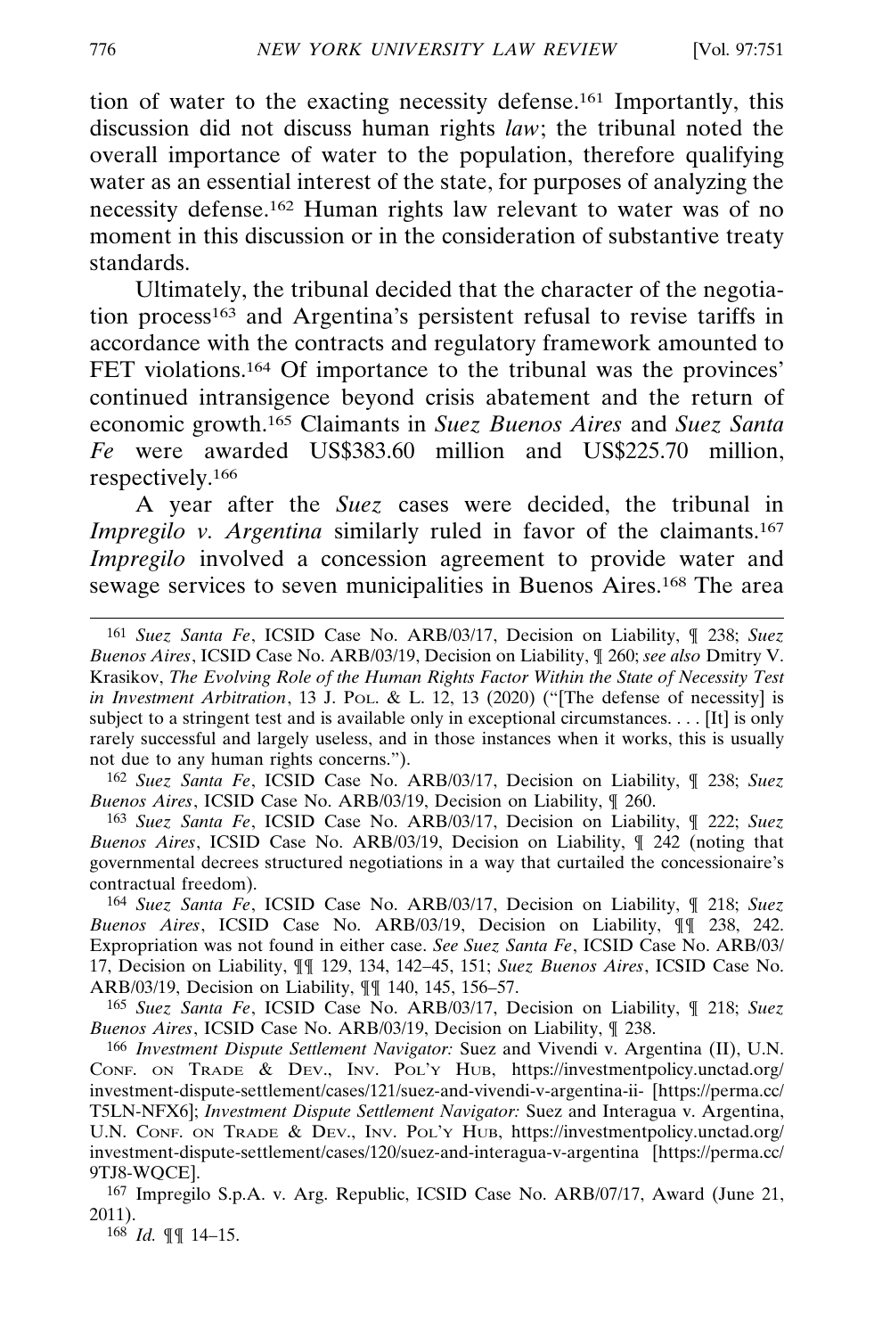tion of water to the exacting necessity defense.[161] Importantly, this discussion did not discuss human rights *law*; the tribunal noted the overall importance of water to the population, therefore qualifying water as an essential interest of the state, for purposes of analyzing the necessity defense.[162] Human rights law relevant to water was of no moment in this discussion or in the consideration of substantive treaty standards.

Ultimately, the tribunal decided that the character of the negotiation process[163] and Argentina's persistent refusal to revise tariffs in accordance with the contracts and regulatory framework amounted to FET violations.[164] Of importance to the tribunal was the provinces' continued intransigence beyond crisis abatement and the return of economic growth.[165] Claimants in *Suez Buenos Aires* and *Suez Santa Fe* were awarded US$383.60 million and US$225.70 million, respectively.[166]

A year after the *Suez* cases were decided, the tribunal in *Impregilo v. Argentina* similarly ruled in favor of the claimants.[167] *Impregilo* involved a concession agreement to provide water and sewage services to seven municipalities in Buenos Aires.[168] The area

---

[161] *Suez Santa Fe*, ICSID Case No. ARB/03/17, Decision on Liability, ¶ 238; *Suez Buenos Aires*, ICSID Case No. ARB/03/19, Decision on Liability, ¶ 260; *see also* Dmitry V. Krasikov, *The Evolving Role of the Human Rights Factor Within the State of Necessity Test in Investment Arbitration*, 13 J. POL. & L. 12, 13 (2020) ("[The defense of necessity] is subject to a stringent test and is available only in exceptional circumstances. . . . [It] is only rarely successful and largely useless, and in those instances when it works, this is usually not due to any human rights concerns.").

[162] *Suez Santa Fe*, ICSID Case No. ARB/03/17, Decision on Liability, ¶ 238; *Suez Buenos Aires*, ICSID Case No. ARB/03/19, Decision on Liability, ¶ 260.

[163] *Suez Santa Fe*, ICSID Case No. ARB/03/17, Decision on Liability, ¶ 222; *Suez Buenos Aires*, ICSID Case No. ARB/03/19, Decision on Liability, ¶ 242 (noting that governmental decrees structured negotiations in a way that curtailed the concessionaire's contractual freedom).

[164] *Suez Santa Fe*, ICSID Case No. ARB/03/17, Decision on Liability, ¶ 218; *Suez Buenos Aires*, ICSID Case No. ARB/03/19, Decision on Liability, ¶¶ 238, 242. Expropriation was not found in either case. *See Suez Santa Fe*, ICSID Case No. ARB/03/17, Decision on Liability, ¶¶ 129, 134, 142–45, 151; *Suez Buenos Aires*, ICSID Case No. ARB/03/19, Decision on Liability, ¶¶ 140, 145, 156–57.

[165] *Suez Santa Fe*, ICSID Case No. ARB/03/17, Decision on Liability, ¶ 218; *Suez Buenos Aires*, ICSID Case No. ARB/03/19, Decision on Liability, ¶ 238.

[166] *Investment Dispute Settlement Navigator:* Suez and Vivendi v. Argentina (II), U.N. CONF. ON TRADE & DEV., INV. POL'Y HUB, https://investmentpolicy.unctad.org/investment-dispute-settlement/cases/121/suez-and-vivendi-v-argentina-ii- [https://perma.cc/T5LN-NFX6]; *Investment Dispute Settlement Navigator:* Suez and Interagua v. Argentina, U.N. CONF. ON TRADE & DEV., INV. POL'Y HUB, https://investmentpolicy.unctad.org/investment-dispute-settlement/cases/120/suez-and-interagua-v-argentina [https://perma.cc/9TJ8-WQCE].

[167] Impregilo S.p.A. v. Arg. Republic, ICSID Case No. ARB/07/17, Award (June 21, 2011).

[168] *Id.* ¶¶ 14–15.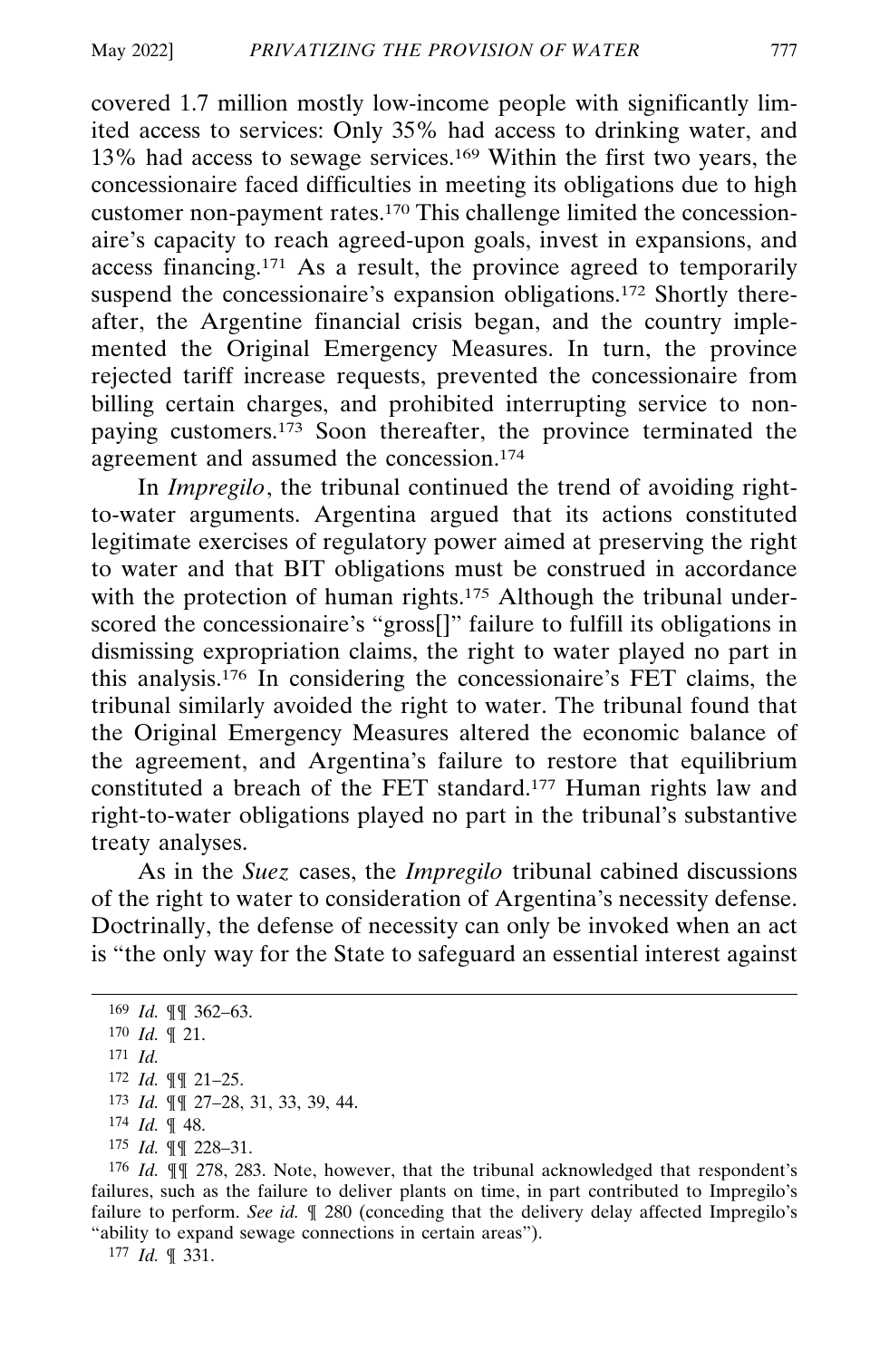covered 1.7 million mostly low-income people with significantly limited access to services: Only 35% had access to drinking water, and 13% had access to sewage services.[169] Within the first two years, the concessionaire faced difficulties in meeting its obligations due to high customer non-payment rates.[170] This challenge limited the concessionaire's capacity to reach agreed-upon goals, invest in expansions, and access financing.[171] As a result, the province agreed to temporarily suspend the concessionaire's expansion obligations.[172] Shortly thereafter, the Argentine financial crisis began, and the country implemented the Original Emergency Measures. In turn, the province rejected tariff increase requests, prevented the concessionaire from billing certain charges, and prohibited interrupting service to non-paying customers.[173] Soon thereafter, the province terminated the agreement and assumed the concession.[174]

In *Impregilo*, the tribunal continued the trend of avoiding right-to-water arguments. Argentina argued that its actions constituted legitimate exercises of regulatory power aimed at preserving the right to water and that BIT obligations must be construed in accordance with the protection of human rights.[175] Although the tribunal underscored the concessionaire's "gross[]" failure to fulfill its obligations in dismissing expropriation claims, the right to water played no part in this analysis.[176] In considering the concessionaire's FET claims, the tribunal similarly avoided the right to water. The tribunal found that the Original Emergency Measures altered the economic balance of the agreement, and Argentina's failure to restore that equilibrium constituted a breach of the FET standard.[177] Human rights law and right-to-water obligations played no part in the tribunal's substantive treaty analyses.

As in the *Suez* cases, the *Impregilo* tribunal cabined discussions of the right to water to consideration of Argentina's necessity defense. Doctrinally, the defense of necessity can only be invoked when an act is "the only way for the State to safeguard an essential interest against

---

[169] *Id.* ¶¶ 362–63.

[170] *Id.* ¶ 21.

[171] *Id.*

[172] *Id.* ¶¶ 21–25.

[173] *Id.* ¶¶ 27–28, 31, 33, 39, 44.

[174] *Id.* ¶ 48.

[175] *Id.* ¶¶ 228–31.

[176] *Id.* ¶¶ 278, 283. Note, however, that the tribunal acknowledged that respondent's failures, such as the failure to deliver plants on time, in part contributed to Impregilo's failure to perform. *See id.* ¶ 280 (conceding that the delivery delay affected Impregilo's "ability to expand sewage connections in certain areas").

[177] *Id.* ¶ 331.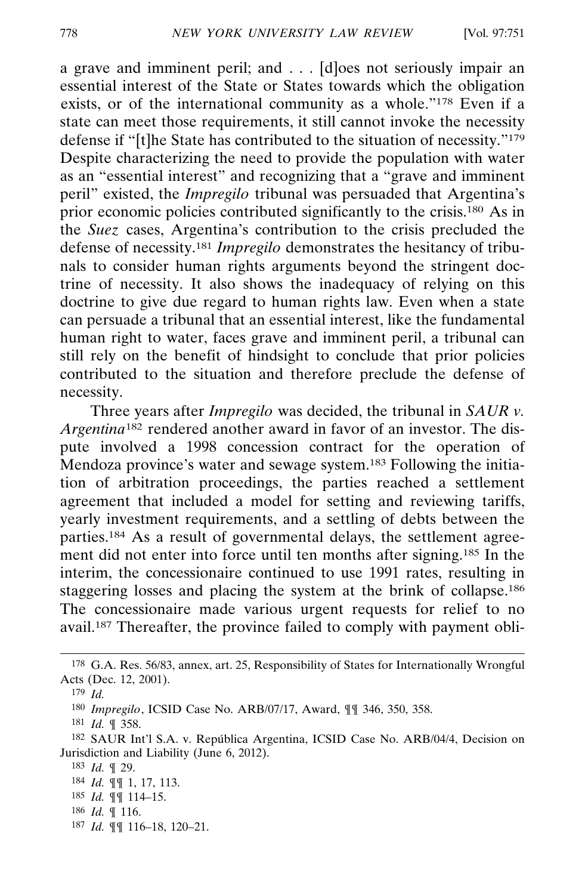a grave and imminent peril; and . . . [d]oes not seriously impair an essential interest of the State or States towards which the obligation exists, or of the international community as a whole."[178] Even if a state can meet those requirements, it still cannot invoke the necessity defense if "[t]he State has contributed to the situation of necessity."[179] Despite characterizing the need to provide the population with water as an "essential interest" and recognizing that a "grave and imminent peril" existed, the *Impregilo* tribunal was persuaded that Argentina's prior economic policies contributed significantly to the crisis.[180] As in the *Suez* cases, Argentina's contribution to the crisis precluded the defense of necessity.[181] *Impregilo* demonstrates the hesitancy of tribunals to consider human rights arguments beyond the stringent doctrine of necessity. It also shows the inadequacy of relying on this doctrine to give due regard to human rights law. Even when a state can persuade a tribunal that an essential interest, like the fundamental human right to water, faces grave and imminent peril, a tribunal can still rely on the benefit of hindsight to conclude that prior policies contributed to the situation and therefore preclude the defense of necessity.

Three years after *Impregilo* was decided, the tribunal in *SAUR v. Argentina*[182] rendered another award in favor of an investor. The dispute involved a 1998 concession contract for the operation of Mendoza province's water and sewage system.[183] Following the initiation of arbitration proceedings, the parties reached a settlement agreement that included a model for setting and reviewing tariffs, yearly investment requirements, and a settling of debts between the parties.[184] As a result of governmental delays, the settlement agreement did not enter into force until ten months after signing.[185] In the interim, the concessionaire continued to use 1991 rates, resulting in staggering losses and placing the system at the brink of collapse.[186] The concessionaire made various urgent requests for relief to no avail.[187] Thereafter, the province failed to comply with payment obli-

---

[178] G.A. Res. 56/83, annex, art. 25, Responsibility of States for Internationally Wrongful Acts (Dec. 12, 2001).

[179] *Id.*

[180] *Impregilo*, ICSID Case No. ARB/07/17, Award, ¶¶ 346, 350, 358.

[181] *Id.* ¶ 358.

[182] SAUR Int'l S.A. v. República Argentina, ICSID Case No. ARB/04/4, Decision on Jurisdiction and Liability (June 6, 2012).

[183] *Id.* ¶ 29.

[184] *Id.* ¶¶ 1, 17, 113.

[185] *Id.* ¶¶ 114–15.

[186] *Id.* ¶ 116.

[187] *Id.* ¶¶ 116–18, 120–21.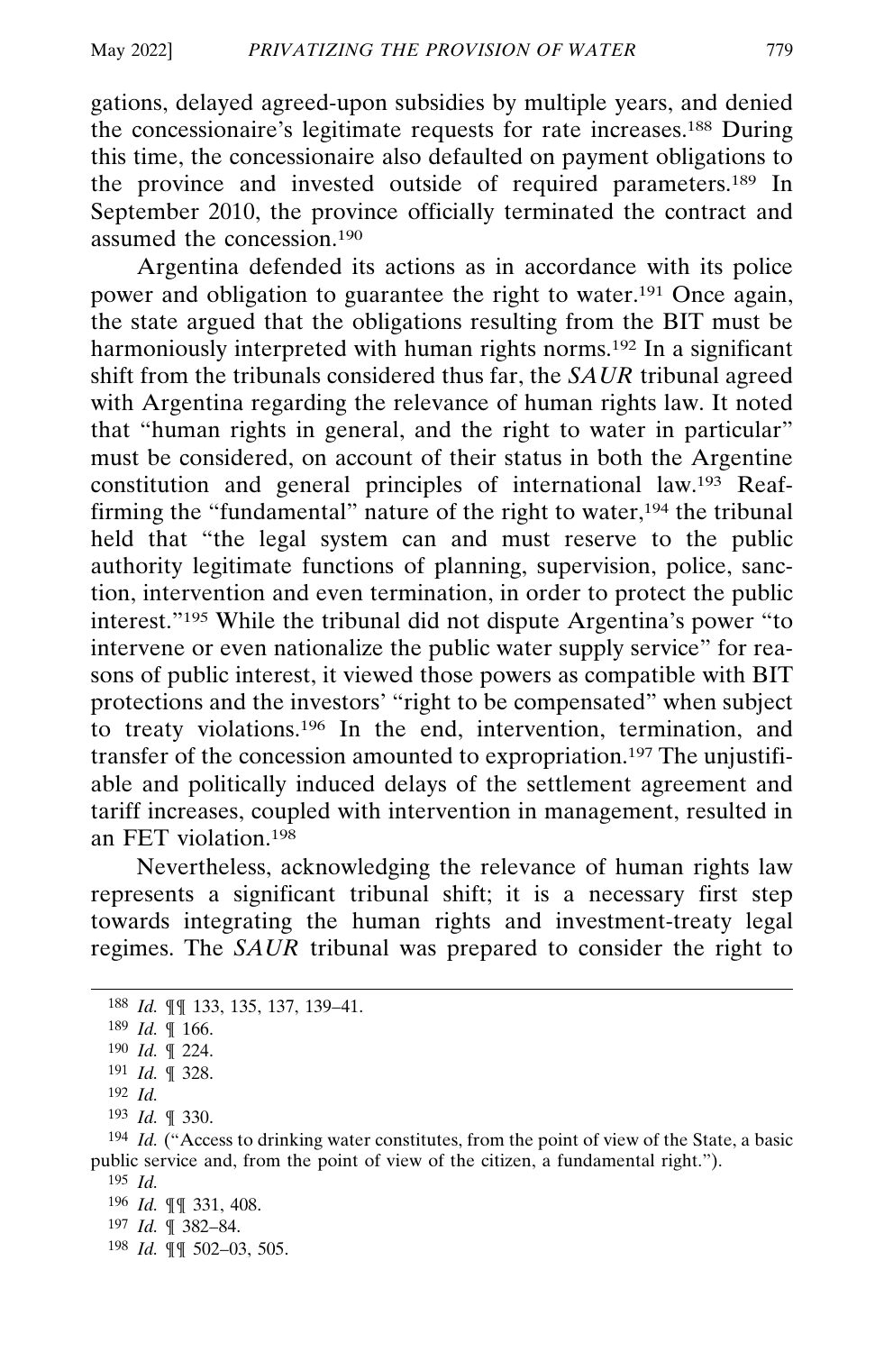gations, delayed agreed-upon subsidies by multiple years, and denied the concessionaire's legitimate requests for rate increases.[188] During this time, the concessionaire also defaulted on payment obligations to the province and invested outside of required parameters.[189] In September 2010, the province officially terminated the contract and assumed the concession.[190]

Argentina defended its actions as in accordance with its police power and obligation to guarantee the right to water.[191] Once again, the state argued that the obligations resulting from the BIT must be harmoniously interpreted with human rights norms.[192] In a significant shift from the tribunals considered thus far, the *SAUR* tribunal agreed with Argentina regarding the relevance of human rights law. It noted that "human rights in general, and the right to water in particular" must be considered, on account of their status in both the Argentine constitution and general principles of international law.[193] Reaffirming the "fundamental" nature of the right to water,[194] the tribunal held that "the legal system can and must reserve to the public authority legitimate functions of planning, supervision, police, sanction, intervention and even termination, in order to protect the public interest."[195] While the tribunal did not dispute Argentina's power "to intervene or even nationalize the public water supply service" for reasons of public interest, it viewed those powers as compatible with BIT protections and the investors' "right to be compensated" when subject to treaty violations.[196] In the end, intervention, termination, and transfer of the concession amounted to expropriation.[197] The unjustifiable and politically induced delays of the settlement agreement and tariff increases, coupled with intervention in management, resulted in an FET violation.[198]

Nevertheless, acknowledging the relevance of human rights law represents a significant tribunal shift; it is a necessary first step towards integrating the human rights and investment-treaty legal regimes. The *SAUR* tribunal was prepared to consider the right to

---

188 *Id.* ¶¶ 133, 135, 137, 139–41.

189 *Id.* ¶ 166.

190 *Id.* ¶ 224.

191 *Id.* ¶ 328.

192 *Id.*

193 *Id.* ¶ 330.

194 *Id.* ("Access to drinking water constitutes, from the point of view of the State, a basic public service and, from the point of view of the citizen, a fundamental right.").

195 *Id.*

196 *Id.* ¶¶ 331, 408.

197 *Id.* ¶ 382–84.

198 *Id.* ¶¶ 502–03, 505.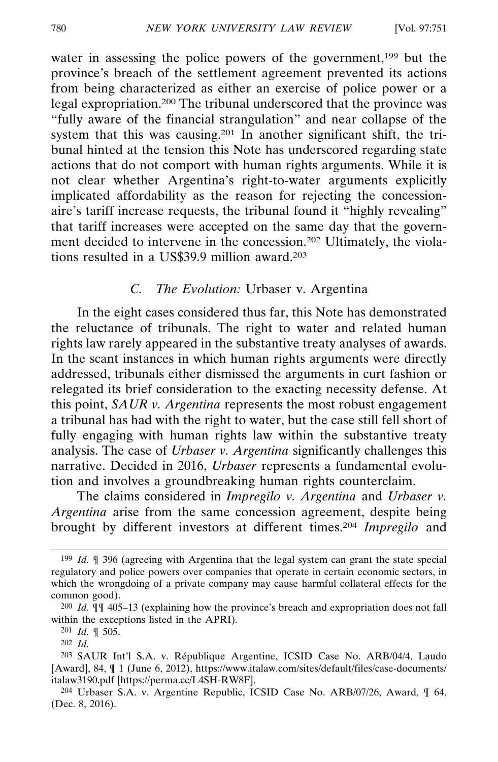water in assessing the police powers of the government,[199] but the province's breach of the settlement agreement prevented its actions from being characterized as either an exercise of police power or a legal expropriation.[200] The tribunal underscored that the province was "fully aware of the financial strangulation" and near collapse of the system that this was causing.[201] In another significant shift, the tribunal hinted at the tension this Note has underscored regarding state actions that do not comport with human rights arguments. While it is not clear whether Argentina's right-to-water arguments explicitly implicated affordability as the reason for rejecting the concessionaire's tariff increase requests, the tribunal found it "highly revealing" that tariff increases were accepted on the same day that the government decided to intervene in the concession.[202] Ultimately, the violations resulted in a US$39.9 million award.[203]

### C. *The Evolution:* Urbaser v. Argentina

In the eight cases considered thus far, this Note has demonstrated the reluctance of tribunals. The right to water and related human rights law rarely appeared in the substantive treaty analyses of awards. In the scant instances in which human rights arguments were directly addressed, tribunals either dismissed the arguments in curt fashion or relegated its brief consideration to the exacting necessity defense. At this point, *SAUR v. Argentina* represents the most robust engagement a tribunal has had with the right to water, but the case still fell short of fully engaging with human rights law within the substantive treaty analysis. The case of *Urbaser v. Argentina* significantly challenges this narrative. Decided in 2016, *Urbaser* represents a fundamental evolution and involves a groundbreaking human rights counterclaim.

The claims considered in *Impregilo v. Argentina* and *Urbaser v. Argentina* arise from the same concession agreement, despite being brought by different investors at different times.[204] *Impregilo* and

---

[199] *Id.* ¶ 396 (agreeing with Argentina that the legal system can grant the state special regulatory and police powers over companies that operate in certain economic sectors, in which the wrongdoing of a private company may cause harmful collateral effects for the common good).

[200] *Id.* ¶¶ 405–13 (explaining how the province's breach and expropriation does not fall within the exceptions listed in the APRI).

[201] *Id.* ¶ 505.

[202] *Id.*

[203] SAUR Int'l S.A. v. République Argentine, ICSID Case No. ARB/04/4, Laudo [Award], 84, ¶ 1 (June 6, 2012), https://www.italaw.com/sites/default/files/case-documents/italaw3190.pdf [https://perma.cc/L4SH-RW8F].

[204] Urbaser S.A. v. Argentine Republic, ICSID Case No. ARB/07/26, Award, ¶ 64, (Dec. 8, 2016).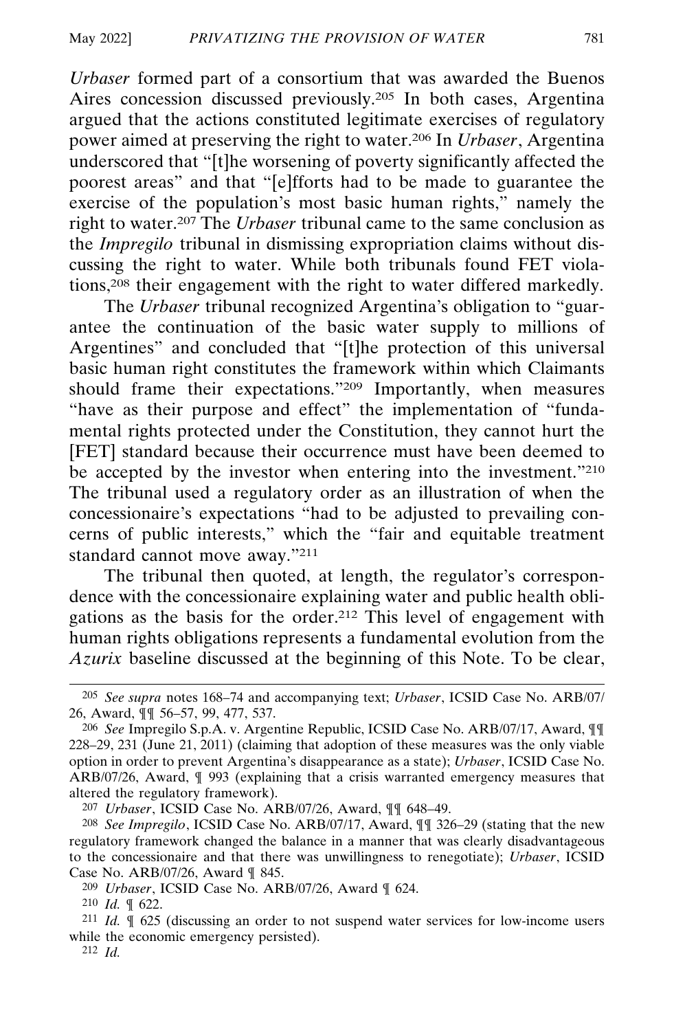*Urbaser* formed part of a consortium that was awarded the Buenos Aires concession discussed previously.[205] In both cases, Argentina argued that the actions constituted legitimate exercises of regulatory power aimed at preserving the right to water.[206] In *Urbaser*, Argentina underscored that "[t]he worsening of poverty significantly affected the poorest areas" and that "[e]fforts had to be made to guarantee the exercise of the population's most basic human rights," namely the right to water.[207] The *Urbaser* tribunal came to the same conclusion as the *Impregilo* tribunal in dismissing expropriation claims without discussing the right to water. While both tribunals found FET violations,[208] their engagement with the right to water differed markedly.

The *Urbaser* tribunal recognized Argentina's obligation to "guarantee the continuation of the basic water supply to millions of Argentines" and concluded that "[t]he protection of this universal basic human right constitutes the framework within which Claimants should frame their expectations."[209] Importantly, when measures "have as their purpose and effect" the implementation of "fundamental rights protected under the Constitution, they cannot hurt the [FET] standard because their occurrence must have been deemed to be accepted by the investor when entering into the investment."[210] The tribunal used a regulatory order as an illustration of when the concessionaire's expectations "had to be adjusted to prevailing concerns of public interests," which the "fair and equitable treatment standard cannot move away."[211]

The tribunal then quoted, at length, the regulator's correspondence with the concessionaire explaining water and public health obligations as the basis for the order.[212] This level of engagement with human rights obligations represents a fundamental evolution from the *Azurix* baseline discussed at the beginning of this Note. To be clear,

---

[205] *See supra* notes 168–74 and accompanying text; *Urbaser*, ICSID Case No. ARB/07/26, Award, ¶¶ 56–57, 99, 477, 537.

[206] *See* Impregilo S.p.A. v. Argentine Republic, ICSID Case No. ARB/07/17, Award, ¶¶ 228–29, 231 (June 21, 2011) (claiming that adoption of these measures was the only viable option in order to prevent Argentina's disappearance as a state); *Urbaser*, ICSID Case No. ARB/07/26, Award, ¶ 993 (explaining that a crisis warranted emergency measures that altered the regulatory framework).

[207] *Urbaser*, ICSID Case No. ARB/07/26, Award, ¶¶ 648–49.

[208] *See Impregilo*, ICSID Case No. ARB/07/17, Award, ¶¶ 326–29 (stating that the new regulatory framework changed the balance in a manner that was clearly disadvantageous to the concessionaire and that there was unwillingness to renegotiate); *Urbaser*, ICSID Case No. ARB/07/26, Award ¶ 845.

[209] *Urbaser*, ICSID Case No. ARB/07/26, Award ¶ 624.

[210] *Id.* ¶ 622.

[211] *Id.* ¶ 625 (discussing an order to not suspend water services for low-income users while the economic emergency persisted).

[212] *Id.*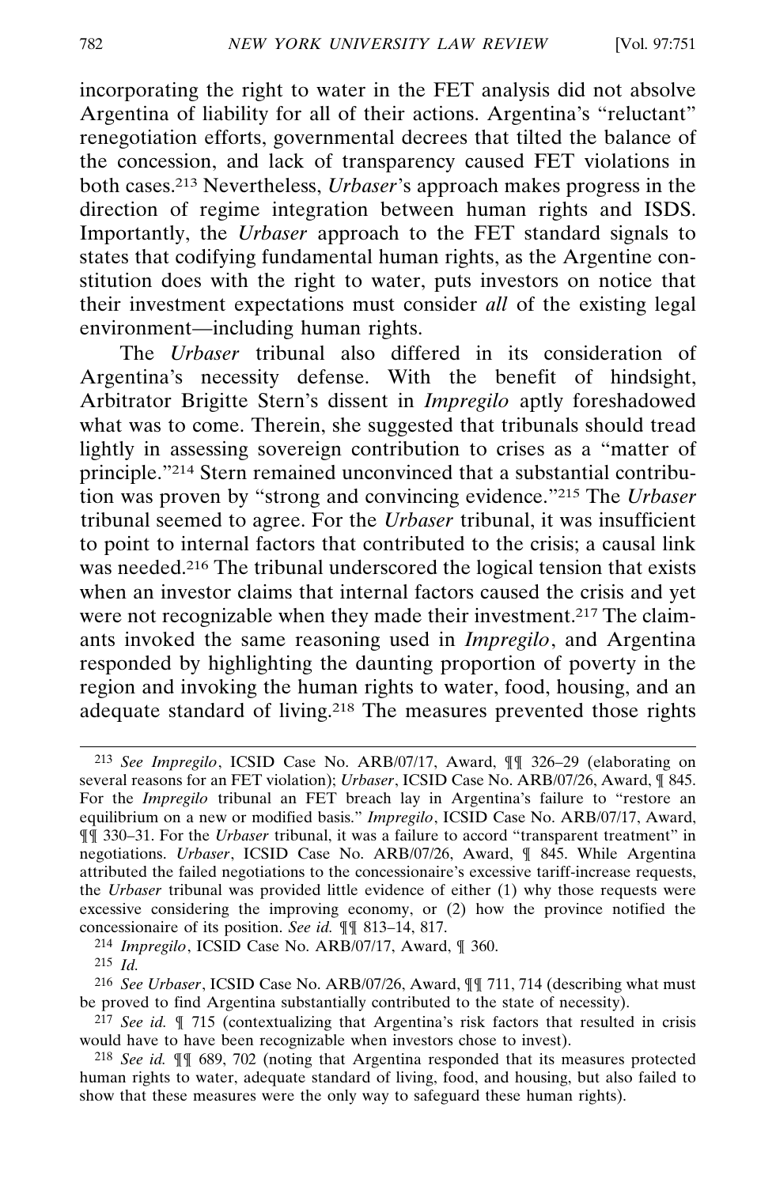incorporating the right to water in the FET analysis did not absolve Argentina of liability for all of their actions. Argentina's "reluctant" renegotiation efforts, governmental decrees that tilted the balance of the concession, and lack of transparency caused FET violations in both cases.[213] Nevertheless, *Urbaser*'s approach makes progress in the direction of regime integration between human rights and ISDS. Importantly, the *Urbaser* approach to the FET standard signals to states that codifying fundamental human rights, as the Argentine constitution does with the right to water, puts investors on notice that their investment expectations must consider *all* of the existing legal environment—including human rights.

The *Urbaser* tribunal also differed in its consideration of Argentina's necessity defense. With the benefit of hindsight, Arbitrator Brigitte Stern's dissent in *Impregilo* aptly foreshadowed what was to come. Therein, she suggested that tribunals should tread lightly in assessing sovereign contribution to crises as a "matter of principle."[214] Stern remained unconvinced that a substantial contribution was proven by "strong and convincing evidence."[215] The *Urbaser* tribunal seemed to agree. For the *Urbaser* tribunal, it was insufficient to point to internal factors that contributed to the crisis; a causal link was needed.[216] The tribunal underscored the logical tension that exists when an investor claims that internal factors caused the crisis and yet were not recognizable when they made their investment.[217] The claimants invoked the same reasoning used in *Impregilo*, and Argentina responded by highlighting the daunting proportion of poverty in the region and invoking the human rights to water, food, housing, and an adequate standard of living.[218] The measures prevented those rights

---

[213] *See Impregilo*, ICSID Case No. ARB/07/17, Award, ¶¶ 326–29 (elaborating on several reasons for an FET violation); *Urbaser*, ICSID Case No. ARB/07/26, Award, ¶ 845. For the *Impregilo* tribunal an FET breach lay in Argentina's failure to "restore an equilibrium on a new or modified basis." *Impregilo*, ICSID Case No. ARB/07/17, Award, ¶¶ 330–31. For the *Urbaser* tribunal, it was a failure to accord "transparent treatment" in negotiations. *Urbaser*, ICSID Case No. ARB/07/26, Award, ¶ 845. While Argentina attributed the failed negotiations to the concessionaire's excessive tariff-increase requests, the *Urbaser* tribunal was provided little evidence of either (1) why those requests were excessive considering the improving economy, or (2) how the province notified the concessionaire of its position. *See id.* ¶¶ 813–14, 817.

[214] *Impregilo*, ICSID Case No. ARB/07/17, Award, ¶ 360.

[215] *Id.*

[216] *See Urbaser*, ICSID Case No. ARB/07/26, Award, ¶¶ 711, 714 (describing what must be proved to find Argentina substantially contributed to the state of necessity).

[217] *See id.* ¶ 715 (contextualizing that Argentina's risk factors that resulted in crisis would have to have been recognizable when investors chose to invest).

[218] *See id.* ¶¶ 689, 702 (noting that Argentina responded that its measures protected human rights to water, adequate standard of living, food, and housing, but also failed to show that these measures were the only way to safeguard these human rights).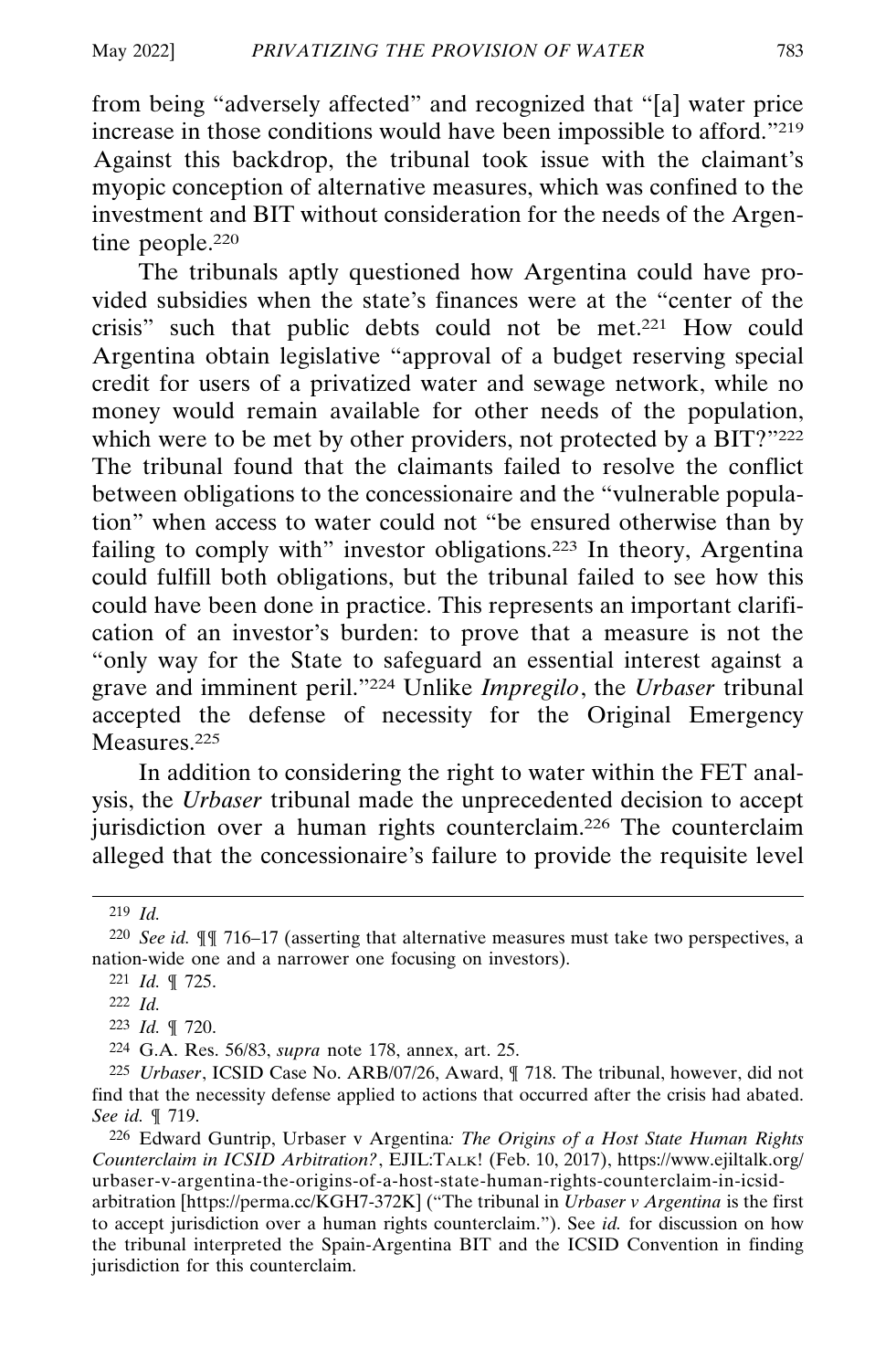from being "adversely affected" and recognized that "[a] water price increase in those conditions would have been impossible to afford."[219] Against this backdrop, the tribunal took issue with the claimant's myopic conception of alternative measures, which was confined to the investment and BIT without consideration for the needs of the Argentine people.[220]

The tribunals aptly questioned how Argentina could have provided subsidies when the state's finances were at the "center of the crisis" such that public debts could not be met.[221] How could Argentina obtain legislative "approval of a budget reserving special credit for users of a privatized water and sewage network, while no money would remain available for other needs of the population, which were to be met by other providers, not protected by a BIT?"[222] The tribunal found that the claimants failed to resolve the conflict between obligations to the concessionaire and the "vulnerable population" when access to water could not "be ensured otherwise than by failing to comply with" investor obligations.[223] In theory, Argentina could fulfill both obligations, but the tribunal failed to see how this could have been done in practice. This represents an important clarification of an investor's burden: to prove that a measure is not the "only way for the State to safeguard an essential interest against a grave and imminent peril."[224] Unlike *Impregilo*, the *Urbaser* tribunal accepted the defense of necessity for the Original Emergency Measures.[225]

In addition to considering the right to water within the FET analysis, the *Urbaser* tribunal made the unprecedented decision to accept jurisdiction over a human rights counterclaim.[226] The counterclaim alleged that the concessionaire's failure to provide the requisite level

---

219 *Id.*

220 *See id.* ¶¶ 716–17 (asserting that alternative measures must take two perspectives, a nation-wide one and a narrower one focusing on investors).

221 *Id.* ¶ 725.

222 *Id.*

223 *Id.* ¶ 720.

224 G.A. Res. 56/83, *supra* note 178, annex, art. 25.

225 *Urbaser*, ICSID Case No. ARB/07/26, Award, ¶ 718. The tribunal, however, did not find that the necessity defense applied to actions that occurred after the crisis had abated. *See id.* ¶ 719.

226 Edward Guntrip, Urbaser v Argentina*: The Origins of a Host State Human Rights Counterclaim in ICSID Arbitration?*, EJIL:TALK! (Feb. 10, 2017), https://www.ejiltalk.org/urbaser-v-argentina-the-origins-of-a-host-state-human-rights-counterclaim-in-icsid-arbitration [https://perma.cc/KGH7-372K] ("The tribunal in *Urbaser v Argentina* is the first to accept jurisdiction over a human rights counterclaim."). See *id.* for discussion on how the tribunal interpreted the Spain-Argentina BIT and the ICSID Convention in finding jurisdiction for this counterclaim.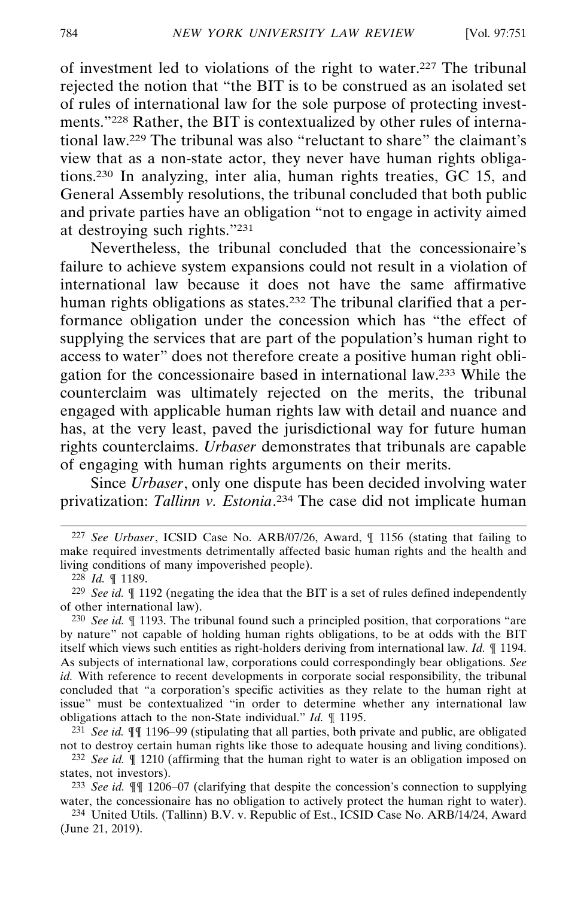of investment led to violations of the right to water.[227] The tribunal rejected the notion that "the BIT is to be construed as an isolated set of rules of international law for the sole purpose of protecting investments."[228] Rather, the BIT is contextualized by other rules of international law.[229] The tribunal was also "reluctant to share" the claimant's view that as a non-state actor, they never have human rights obligations.[230] In analyzing, inter alia, human rights treaties, GC 15, and General Assembly resolutions, the tribunal concluded that both public and private parties have an obligation "not to engage in activity aimed at destroying such rights."[231]

Nevertheless, the tribunal concluded that the concessionaire's failure to achieve system expansions could not result in a violation of international law because it does not have the same affirmative human rights obligations as states.[232] The tribunal clarified that a performance obligation under the concession which has "the effect of supplying the services that are part of the population's human right to access to water" does not therefore create a positive human right obligation for the concessionaire based in international law.[233] While the counterclaim was ultimately rejected on the merits, the tribunal engaged with applicable human rights law with detail and nuance and has, at the very least, paved the jurisdictional way for future human rights counterclaims. *Urbaser* demonstrates that tribunals are capable of engaging with human rights arguments on their merits.

Since *Urbaser*, only one dispute has been decided involving water privatization: *Tallinn v. Estonia*.[234] The case did not implicate human

---

[227] *See Urbaser*, ICSID Case No. ARB/07/26, Award, ¶ 1156 (stating that failing to make required investments detrimentally affected basic human rights and the health and living conditions of many impoverished people).

[228] *Id.* ¶ 1189.

[229] *See id.* ¶ 1192 (negating the idea that the BIT is a set of rules defined independently of other international law).

[230] *See id.* ¶ 1193. The tribunal found such a principled position, that corporations "are by nature" not capable of holding human rights obligations, to be at odds with the BIT itself which views such entities as right-holders deriving from international law. *Id.* ¶ 1194. As subjects of international law, corporations could correspondingly bear obligations. *See id.* With reference to recent developments in corporate social responsibility, the tribunal concluded that "a corporation's specific activities as they relate to the human right at issue" must be contextualized "in order to determine whether any international law obligations attach to the non-State individual." *Id.* ¶ 1195.

[231] *See id.* ¶¶ 1196–99 (stipulating that all parties, both private and public, are obligated not to destroy certain human rights like those to adequate housing and living conditions).

[232] *See id.* ¶ 1210 (affirming that the human right to water is an obligation imposed on states, not investors).

[233] *See id.* ¶¶ 1206–07 (clarifying that despite the concession's connection to supplying water, the concessionaire has no obligation to actively protect the human right to water).

[234] United Utils. (Tallinn) B.V. v. Republic of Est., ICSID Case No. ARB/14/24, Award (June 21, 2019).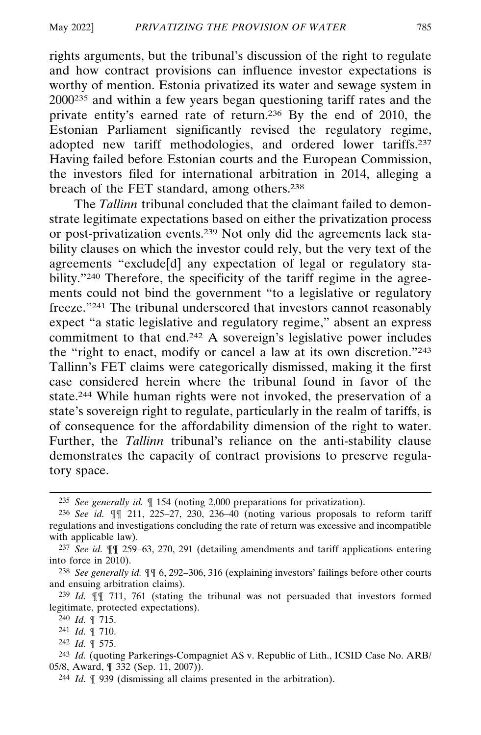rights arguments, but the tribunal's discussion of the right to regulate and how contract provisions can influence investor expectations is worthy of mention. Estonia privatized its water and sewage system in 2000[235] and within a few years began questioning tariff rates and the private entity's earned rate of return.[236] By the end of 2010, the Estonian Parliament significantly revised the regulatory regime, adopted new tariff methodologies, and ordered lower tariffs.[237] Having failed before Estonian courts and the European Commission, the investors filed for international arbitration in 2014, alleging a breach of the FET standard, among others.[238]

The *Tallinn* tribunal concluded that the claimant failed to demonstrate legitimate expectations based on either the privatization process or post-privatization events.[239] Not only did the agreements lack stability clauses on which the investor could rely, but the very text of the agreements "exclude[d] any expectation of legal or regulatory stability."[240] Therefore, the specificity of the tariff regime in the agreements could not bind the government "to a legislative or regulatory freeze."[241] The tribunal underscored that investors cannot reasonably expect "a static legislative and regulatory regime," absent an express commitment to that end.[242] A sovereign's legislative power includes the "right to enact, modify or cancel a law at its own discretion."[243] Tallinn's FET claims were categorically dismissed, making it the first case considered herein where the tribunal found in favor of the state.[244] While human rights were not invoked, the preservation of a state's sovereign right to regulate, particularly in the realm of tariffs, is of consequence for the affordability dimension of the right to water. Further, the *Tallinn* tribunal's reliance on the anti-stability clause demonstrates the capacity of contract provisions to preserve regulatory space.

---

[235] *See generally id.* ¶ 154 (noting 2,000 preparations for privatization).

[236] *See id.* ¶¶ 211, 225–27, 230, 236–40 (noting various proposals to reform tariff regulations and investigations concluding the rate of return was excessive and incompatible with applicable law).

[237] *See id.* ¶¶ 259–63, 270, 291 (detailing amendments and tariff applications entering into force in 2010).

[238] *See generally id.* ¶¶ 6, 292–306, 316 (explaining investors' failings before other courts and ensuing arbitration claims).

[239] *Id.* ¶¶ 711, 761 (stating the tribunal was not persuaded that investors formed legitimate, protected expectations).

[240] *Id.* ¶ 715.

[241] *Id.* ¶ 710.

[242] *Id.* ¶ 575.

[243] *Id.* (quoting Parkerings-Compagniet AS v. Republic of Lith., ICSID Case No. ARB/05/8, Award, ¶ 332 (Sep. 11, 2007)).

[244] *Id.* ¶ 939 (dismissing all claims presented in the arbitration).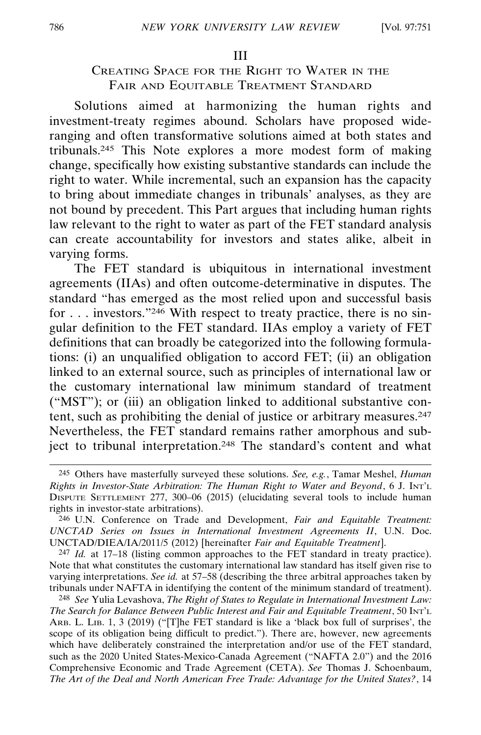## III
## Creating Space for the Right to Water in the Fair and Equitable Treatment Standard

Solutions aimed at harmonizing the human rights and investment-treaty regimes abound. Scholars have proposed wide-ranging and often transformative solutions aimed at both states and tribunals.[245] This Note explores a more modest form of making change, specifically how existing substantive standards can include the right to water. While incremental, such an expansion has the capacity to bring about immediate changes in tribunals' analyses, as they are not bound by precedent. This Part argues that including human rights law relevant to the right to water as part of the FET standard analysis can create accountability for investors and states alike, albeit in varying forms.

The FET standard is ubiquitous in international investment agreements (IIAs) and often outcome-determinative in disputes. The standard "has emerged as the most relied upon and successful basis for . . . investors."[246] With respect to treaty practice, there is no singular definition to the FET standard. IIAs employ a variety of FET definitions that can broadly be categorized into the following formulations: (i) an unqualified obligation to accord FET; (ii) an obligation linked to an external source, such as principles of international law or the customary international law minimum standard of treatment ("MST"); or (iii) an obligation linked to additional substantive content, such as prohibiting the denial of justice or arbitrary measures.[247] Nevertheless, the FET standard remains rather amorphous and subject to tribunal interpretation.[248] The standard's content and what

---

[245] Others have masterfully surveyed these solutions. *See, e.g.*, Tamar Meshel, *Human Rights in Investor-State Arbitration: The Human Right to Water and Beyond*, 6 J. Int'l Dispute Settlement 277, 300–06 (2015) (elucidating several tools to include human rights in investor-state arbitrations).

[246] U.N. Conference on Trade and Development, *Fair and Equitable Treatment: UNCTAD Series on Issues in International Investment Agreements II*, U.N. Doc. UNCTAD/DIEA/IA/2011/5 (2012) [hereinafter *Fair and Equitable Treatment*].

[247] *Id.* at 17–18 (listing common approaches to the FET standard in treaty practice). Note that what constitutes the customary international law standard has itself given rise to varying interpretations. *See id.* at 57–58 (describing the three arbitral approaches taken by tribunals under NAFTA in identifying the content of the minimum standard of treatment).

[248] *See* Yulia Levashova, *The Right of States to Regulate in International Investment Law: The Search for Balance Between Public Interest and Fair and Equitable Treatment*, 50 Int'l Arb. L. Lib. 1, 3 (2019) ("[T]he FET standard is like a 'black box full of surprises', the scope of its obligation being difficult to predict."). There are, however, new agreements which have deliberately constrained the interpretation and/or use of the FET standard, such as the 2020 United States-Mexico-Canada Agreement ("NAFTA 2.0") and the 2016 Comprehensive Economic and Trade Agreement (CETA). *See* Thomas J. Schoenbaum, *The Art of the Deal and North American Free Trade: Advantage for the United States?*, 14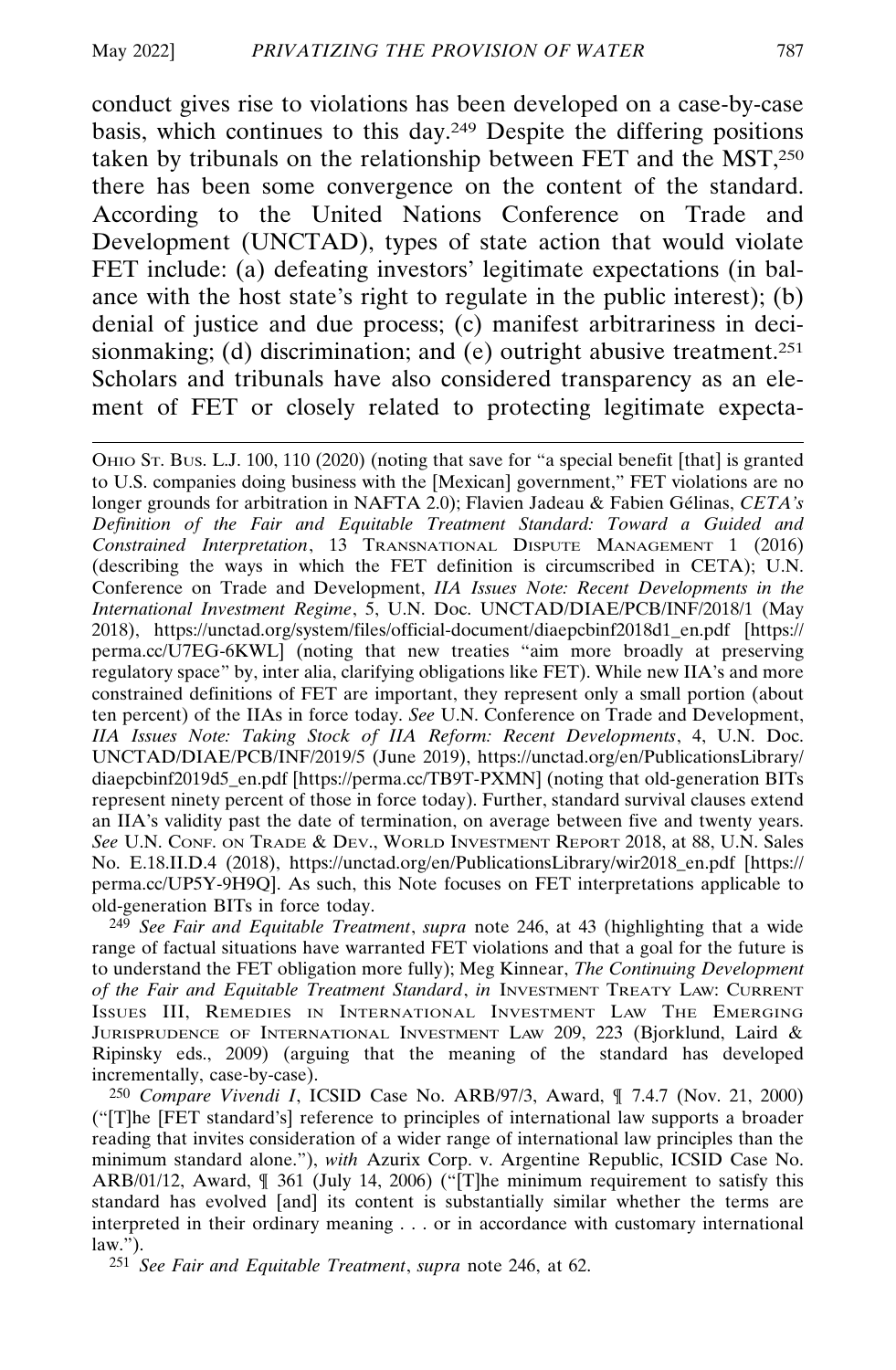conduct gives rise to violations has been developed on a case-by-case basis, which continues to this day.[249] Despite the differing positions taken by tribunals on the relationship between FET and the MST,[250] there has been some convergence on the content of the standard. According to the United Nations Conference on Trade and Development (UNCTAD), types of state action that would violate FET include: (a) defeating investors' legitimate expectations (in balance with the host state's right to regulate in the public interest); (b) denial of justice and due process; (c) manifest arbitrariness in decisionmaking; (d) discrimination; and (e) outright abusive treatment.[251] Scholars and tribunals have also considered transparency as an element of FET or closely related to protecting legitimate expecta-

---

OHIO ST. BUS. L.J. 100, 110 (2020) (noting that save for "a special benefit [that] is granted to U.S. companies doing business with the [Mexican] government," FET violations are no longer grounds for arbitration in NAFTA 2.0); Flavien Jadeau & Fabien Gélinas, *CETA's Definition of the Fair and Equitable Treatment Standard: Toward a Guided and Constrained Interpretation*, 13 TRANSNATIONAL DISPUTE MANAGEMENT 1 (2016) (describing the ways in which the FET definition is circumscribed in CETA); U.N. Conference on Trade and Development, *IIA Issues Note: Recent Developments in the International Investment Regime*, 5, U.N. Doc. UNCTAD/DIAE/PCB/INF/2018/1 (May 2018), https://unctad.org/system/files/official-document/diaepcbinf2018d1_en.pdf [https://perma.cc/U7EG-6KWL] (noting that new treaties "aim more broadly at preserving regulatory space" by, inter alia, clarifying obligations like FET). While new IIA's and more constrained definitions of FET are important, they represent only a small portion (about ten percent) of the IIAs in force today. *See* U.N. Conference on Trade and Development, *IIA Issues Note: Taking Stock of IIA Reform: Recent Developments*, 4, U.N. Doc. UNCTAD/DIAE/PCB/INF/2019/5 (June 2019), https://unctad.org/en/PublicationsLibrary/diaepcbinf2019d5_en.pdf [https://perma.cc/TB9T-PXMN] (noting that old-generation BITs represent ninety percent of those in force today). Further, standard survival clauses extend an IIA's validity past the date of termination, on average between five and twenty years. *See* U.N. CONF. ON TRADE & DEV., WORLD INVESTMENT REPORT 2018, at 88, U.N. Sales No. E.18.II.D.4 (2018), https://unctad.org/en/PublicationsLibrary/wir2018_en.pdf [https://perma.cc/UP5Y-9H9Q]. As such, this Note focuses on FET interpretations applicable to old-generation BITs in force today.

[249] *See Fair and Equitable Treatment*, *supra* note 246, at 43 (highlighting that a wide range of factual situations have warranted FET violations and that a goal for the future is to understand the FET obligation more fully); Meg Kinnear, *The Continuing Development of the Fair and Equitable Treatment Standard*, *in* INVESTMENT TREATY LAW: CURRENT ISSUES III, REMEDIES IN INTERNATIONAL INVESTMENT LAW THE EMERGING JURISPRUDENCE OF INTERNATIONAL INVESTMENT LAW 209, 223 (Bjorklund, Laird & Ripinsky eds., 2009) (arguing that the meaning of the standard has developed incrementally, case-by-case).

[250] *Compare Vivendi I*, ICSID Case No. ARB/97/3, Award, ¶ 7.4.7 (Nov. 21, 2000) ("[T]he [FET standard's] reference to principles of international law supports a broader reading that invites consideration of a wider range of international law principles than the minimum standard alone."), *with* Azurix Corp. v. Argentine Republic, ICSID Case No. ARB/01/12, Award, ¶ 361 (July 14, 2006) ("[T]he minimum requirement to satisfy this standard has evolved [and] its content is substantially similar whether the terms are interpreted in their ordinary meaning . . . or in accordance with customary international law.").

[251] *See Fair and Equitable Treatment*, *supra* note 246, at 62.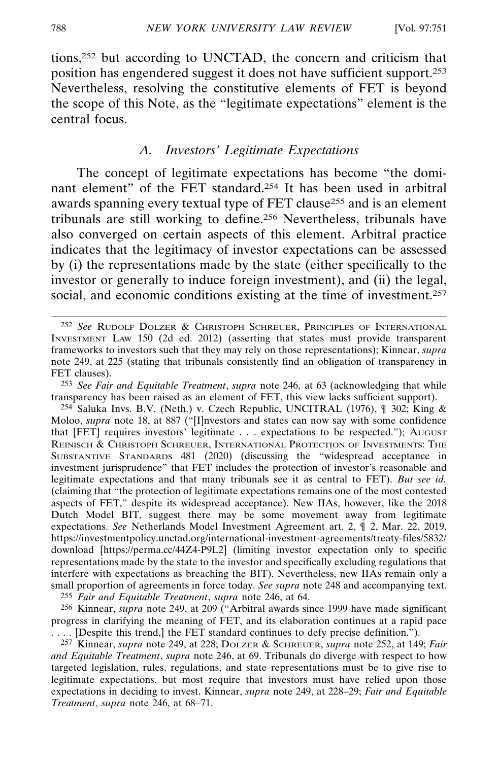tions,[252] but according to UNCTAD, the concern and criticism that position has engendered suggest it does not have sufficient support.[253] Nevertheless, resolving the constitutive elements of FET is beyond the scope of this Note, as the "legitimate expectations" element is the central focus.

### *A. Investors' Legitimate Expectations*

The concept of legitimate expectations has become "the dominant element" of the FET standard.[254] It has been used in arbitral awards spanning every textual type of FET clause[255] and is an element tribunals are still working to define.[256] Nevertheless, tribunals have also converged on certain aspects of this element. Arbitral practice indicates that the legitimacy of investor expectations can be assessed by (i) the representations made by the state (either specifically to the investor or generally to induce foreign investment), and (ii) the legal, social, and economic conditions existing at the time of investment.[257]

---

[252] *See* Rudolf Dolzer & Christoph Schreuer, Principles of International Investment Law 150 (2d ed. 2012) (asserting that states must provide transparent frameworks to investors such that they may rely on those representations); Kinnear, *supra* note 249, at 225 (stating that tribunals consistently find an obligation of transparency in FET clauses).

[253] *See Fair and Equitable Treatment*, *supra* note 246, at 63 (acknowledging that while transparency has been raised as an element of FET, this view lacks sufficient support).

[254] Saluka Invs. B.V. (Neth.) v. Czech Republic, UNCITRAL (1976), ¶ 302; King & Moloo, *supra* note 18, at 887 ("[I]nvestors and states can now say with some confidence that [FET] requires investors' legitimate . . . expectations to be respected."); August Reinisch & Christoph Schreuer, International Protection of Investments: The Substantive Standards 481 (2020) (discussing the "widespread acceptance in investment jurisprudence" that FET includes the protection of investor's reasonable and legitimate expectations and that many tribunals see it as central to FET). *But see id.* (claiming that "the protection of legitimate expectations remains one of the most contested aspects of FET," despite its widespread acceptance). New IIAs, however, like the 2018 Dutch Model BIT, suggest there may be some movement away from legitimate expectations. *See* Netherlands Model Investment Agreement art. 2, ¶ 2, Mar. 22, 2019, https://investmentpolicy.unctad.org/international-investment-agreements/treaty-files/5832/download [https://perma.cc/44Z4-P9L2] (limiting investor expectation only to specific representations made by the state to the investor and specifically excluding regulations that interfere with expectations as breaching the BIT). Nevertheless, new IIAs remain only a small proportion of agreements in force today. *See supra* note 248 and accompanying text.

[255] *Fair and Equitable Treatment*, *supra* note 246, at 64.

[256] Kinnear, *supra* note 249, at 209 ("Arbitral awards since 1999 have made significant progress in clarifying the meaning of FET, and its elaboration continues at a rapid pace . . . . [Despite this trend,] the FET standard continues to defy precise definition.").

[257] Kinnear, *supra* note 249, at 228; Dolzer & Schreuer, *supra* note 252, at 149; *Fair and Equitable Treatment*, *supra* note 246, at 69. Tribunals do diverge with respect to how targeted legislation, rules, regulations, and state representations must be to give rise to legitimate expectations, but most require that investors must have relied upon those expectations in deciding to invest. Kinnear, *supra* note 249, at 228–29; *Fair and Equitable Treatment*, *supra* note 246, at 68–71.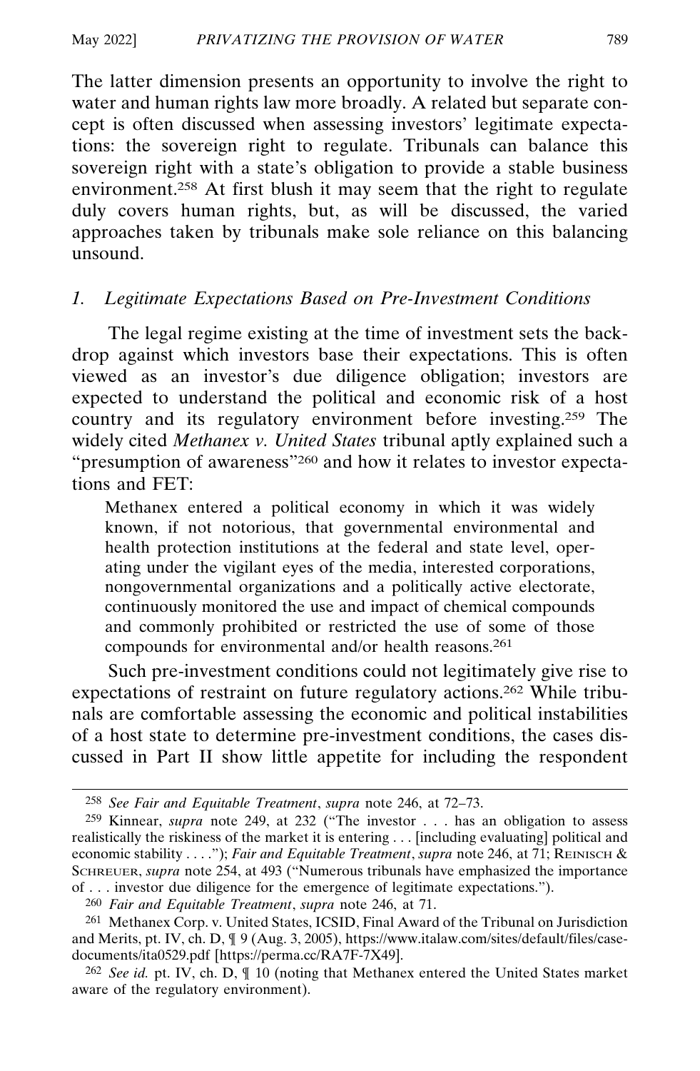The latter dimension presents an opportunity to involve the right to water and human rights law more broadly. A related but separate concept is often discussed when assessing investors' legitimate expectations: the sovereign right to regulate. Tribunals can balance this sovereign right with a state's obligation to provide a stable business environment.[258] At first blush it may seem that the right to regulate duly covers human rights, but, as will be discussed, the varied approaches taken by tribunals make sole reliance on this balancing unsound.

### *1. Legitimate Expectations Based on Pre-Investment Conditions*

The legal regime existing at the time of investment sets the backdrop against which investors base their expectations. This is often viewed as an investor's due diligence obligation; investors are expected to understand the political and economic risk of a host country and its regulatory environment before investing.[259] The widely cited *Methanex v. United States* tribunal aptly explained such a "presumption of awareness"[260] and how it relates to investor expectations and FET:

> Methanex entered a political economy in which it was widely known, if not notorious, that governmental environmental and health protection institutions at the federal and state level, operating under the vigilant eyes of the media, interested corporations, nongovernmental organizations and a politically active electorate, continuously monitored the use and impact of chemical compounds and commonly prohibited or restricted the use of some of those compounds for environmental and/or health reasons.[261]

Such pre-investment conditions could not legitimately give rise to expectations of restraint on future regulatory actions.[262] While tribunals are comfortable assessing the economic and political instabilities of a host state to determine pre-investment conditions, the cases discussed in Part II show little appetite for including the respondent

---

[258] *See Fair and Equitable Treatment*, *supra* note 246, at 72–73.

[259] Kinnear, *supra* note 249, at 232 ("The investor . . . has an obligation to assess realistically the riskiness of the market it is entering . . . [including evaluating] political and economic stability . . . ."); *Fair and Equitable Treatment*, *supra* note 246, at 71; REINISCH & SCHREUER, *supra* note 254, at 493 ("Numerous tribunals have emphasized the importance of . . . investor due diligence for the emergence of legitimate expectations.").

[260] *Fair and Equitable Treatment*, *supra* note 246, at 71.

[261] Methanex Corp. v. United States, ICSID, Final Award of the Tribunal on Jurisdiction and Merits, pt. IV, ch. D, ¶ 9 (Aug. 3, 2005), https://www.italaw.com/sites/default/files/case-documents/ita0529.pdf [https://perma.cc/RA7F-7X49].

[262] *See id.* pt. IV, ch. D, ¶ 10 (noting that Methanex entered the United States market aware of the regulatory environment).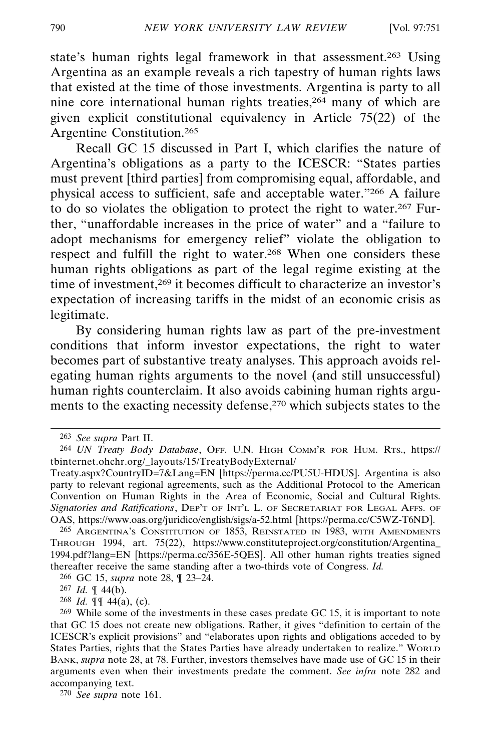state's human rights legal framework in that assessment.[263] Using Argentina as an example reveals a rich tapestry of human rights laws that existed at the time of those investments. Argentina is party to all nine core international human rights treaties,[264] many of which are given explicit constitutional equivalency in Article 75(22) of the Argentine Constitution.[265]

Recall GC 15 discussed in Part I, which clarifies the nature of Argentina's obligations as a party to the ICESCR: "States parties must prevent [third parties] from compromising equal, affordable, and physical access to sufficient, safe and acceptable water."[266] A failure to do so violates the obligation to protect the right to water.[267] Further, "unaffordable increases in the price of water" and a "failure to adopt mechanisms for emergency relief" violate the obligation to respect and fulfill the right to water.[268] When one considers these human rights obligations as part of the legal regime existing at the time of investment,[269] it becomes difficult to characterize an investor's expectation of increasing tariffs in the midst of an economic crisis as legitimate.

By considering human rights law as part of the pre-investment conditions that inform investor expectations, the right to water becomes part of substantive treaty analyses. This approach avoids relegating human rights arguments to the novel (and still unsuccessful) human rights counterclaim. It also avoids cabining human rights arguments to the exacting necessity defense,[270] which subjects states to the

---

263 *See supra* Part II.

264 *UN Treaty Body Database*, OFF. U.N. HIGH COMM'R FOR HUM. RTS., https://tbinternet.ohchr.org/_layouts/15/TreatyBodyExternal/Treaty.aspx?CountryID=7&Lang=EN [https://perma.cc/PU5U-HDUS]. Argentina is also party to relevant regional agreements, such as the Additional Protocol to the American Convention on Human Rights in the Area of Economic, Social and Cultural Rights. *Signatories and Ratifications*, DEP'T OF INT'L L. OF SECRETARIAT FOR LEGAL AFFS. OF OAS, https://www.oas.org/juridico/english/sigs/a-52.html [https://perma.cc/C5WZ-T6ND].

265 ARGENTINA'S CONSTITUTION OF 1853, REINSTATED IN 1983, WITH AMENDMENTS THROUGH 1994, art. 75(22), https://www.constituteproject.org/constitution/Argentina_1994.pdf?lang=EN [https://perma.cc/356E-5QES]. All other human rights treaties signed thereafter receive the same standing after a two-thirds vote of Congress. *Id.*

266 GC 15, *supra* note 28, ¶ 23–24.

267 *Id.* ¶ 44(b).

268 *Id.* ¶¶ 44(a), (c).

269 While some of the investments in these cases predate GC 15, it is important to note that GC 15 does not create new obligations. Rather, it gives "definition to certain of the ICESCR's explicit provisions" and "elaborates upon rights and obligations acceded to by States Parties, rights that the States Parties have already undertaken to realize." WORLD BANK, *supra* note 28, at 78. Further, investors themselves have made use of GC 15 in their arguments even when their investments predate the comment. *See infra* note 282 and accompanying text.

270 *See supra* note 161.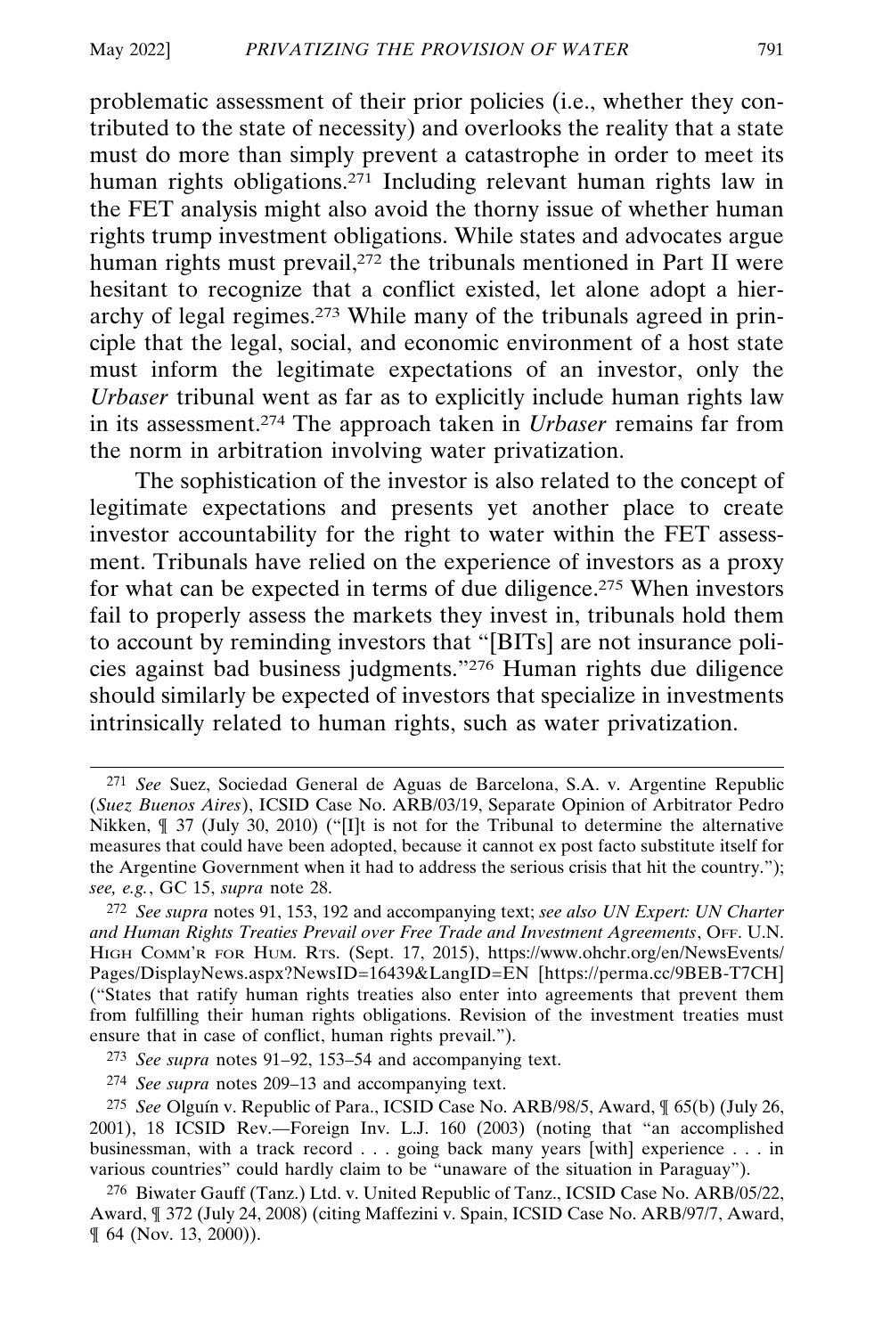problematic assessment of their prior policies (i.e., whether they contributed to the state of necessity) and overlooks the reality that a state must do more than simply prevent a catastrophe in order to meet its human rights obligations.[271] Including relevant human rights law in the FET analysis might also avoid the thorny issue of whether human rights trump investment obligations. While states and advocates argue human rights must prevail,[272] the tribunals mentioned in Part II were hesitant to recognize that a conflict existed, let alone adopt a hierarchy of legal regimes.[273] While many of the tribunals agreed in principle that the legal, social, and economic environment of a host state must inform the legitimate expectations of an investor, only the *Urbaser* tribunal went as far as to explicitly include human rights law in its assessment.[274] The approach taken in *Urbaser* remains far from the norm in arbitration involving water privatization.

The sophistication of the investor is also related to the concept of legitimate expectations and presents yet another place to create investor accountability for the right to water within the FET assessment. Tribunals have relied on the experience of investors as a proxy for what can be expected in terms of due diligence.[275] When investors fail to properly assess the markets they invest in, tribunals hold them to account by reminding investors that "[BITs] are not insurance policies against bad business judgments."[276] Human rights due diligence should similarly be expected of investors that specialize in investments intrinsically related to human rights, such as water privatization.

---

[271] *See* Suez, Sociedad General de Aguas de Barcelona, S.A. v. Argentine Republic (*Suez Buenos Aires*), ICSID Case No. ARB/03/19, Separate Opinion of Arbitrator Pedro Nikken, ¶ 37 (July 30, 2010) ("[I]t is not for the Tribunal to determine the alternative measures that could have been adopted, because it cannot ex post facto substitute itself for the Argentine Government when it had to address the serious crisis that hit the country."); *see, e.g.*, GC 15, *supra* note 28.

[272] *See supra* notes 91, 153, 192 and accompanying text; *see also UN Expert: UN Charter and Human Rights Treaties Prevail over Free Trade and Investment Agreements*, OFF. U.N. HIGH COMM'R FOR HUM. RTS. (Sept. 17, 2015), https://www.ohchr.org/en/NewsEvents/Pages/DisplayNews.aspx?NewsID=16439&LangID=EN [https://perma.cc/9BEB-T7CH] ("States that ratify human rights treaties also enter into agreements that prevent them from fulfilling their human rights obligations. Revision of the investment treaties must ensure that in case of conflict, human rights prevail.").

[273] *See supra* notes 91–92, 153–54 and accompanying text.

[274] *See supra* notes 209–13 and accompanying text.

[275] *See* Olguín v. Republic of Para., ICSID Case No. ARB/98/5, Award, ¶ 65(b) (July 26, 2001), 18 ICSID Rev.—Foreign Inv. L.J. 160 (2003) (noting that "an accomplished businessman, with a track record . . . going back many years [with] experience . . . in various countries" could hardly claim to be "unaware of the situation in Paraguay").

[276] Biwater Gauff (Tanz.) Ltd. v. United Republic of Tanz., ICSID Case No. ARB/05/22, Award, ¶ 372 (July 24, 2008) (citing Maffezini v. Spain, ICSID Case No. ARB/97/7, Award, ¶ 64 (Nov. 13, 2000)).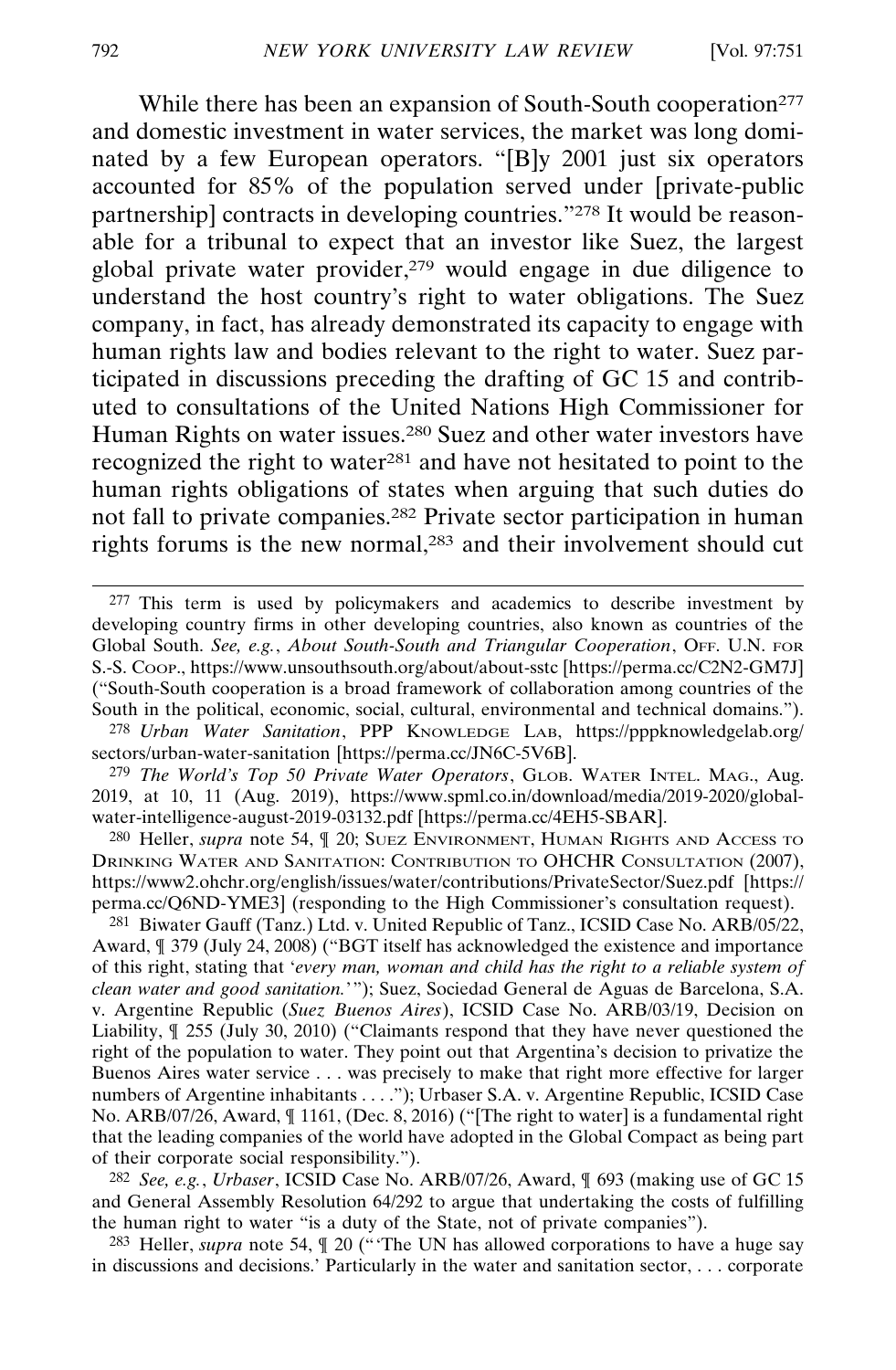While there has been an expansion of South-South cooperation[277] and domestic investment in water services, the market was long dominated by a few European operators. "[B]y 2001 just six operators accounted for 85% of the population served under [private-public partnership] contracts in developing countries."[278] It would be reasonable for a tribunal to expect that an investor like Suez, the largest global private water provider,[279] would engage in due diligence to understand the host country's right to water obligations. The Suez company, in fact, has already demonstrated its capacity to engage with human rights law and bodies relevant to the right to water. Suez participated in discussions preceding the drafting of GC 15 and contributed to consultations of the United Nations High Commissioner for Human Rights on water issues.[280] Suez and other water investors have recognized the right to water[281] and have not hesitated to point to the human rights obligations of states when arguing that such duties do not fall to private companies.[282] Private sector participation in human rights forums is the new normal,[283] and their involvement should cut

---

[277] This term is used by policymakers and academics to describe investment by developing country firms in other developing countries, also known as countries of the Global South. *See, e.g.*, *About South-South and Triangular Cooperation*, OFF. U.N. FOR S.-S. COOP., https://www.unsouthsouth.org/about/about-sstc [https://perma.cc/C2N2-GM7J] ("South-South cooperation is a broad framework of collaboration among countries of the South in the political, economic, social, cultural, environmental and technical domains.").

[278] *Urban Water Sanitation*, PPP KNOWLEDGE LAB, https://pppknowledgelab.org/sectors/urban-water-sanitation [https://perma.cc/JN6C-5V6B].

[279] *The World's Top 50 Private Water Operators*, GLOB. WATER INTEL. MAG., Aug. 2019, at 10, 11 (Aug. 2019), https://www.spml.co.in/download/media/2019-2020/global-water-intelligence-august-2019-03132.pdf [https://perma.cc/4EH5-SBAR].

[280] Heller, *supra* note 54, ¶ 20; SUEZ ENVIRONMENT, HUMAN RIGHTS AND ACCESS TO DRINKING WATER AND SANITATION: CONTRIBUTION TO OHCHR CONSULTATION (2007), https://www2.ohchr.org/english/issues/water/contributions/PrivateSector/Suez.pdf [https://perma.cc/Q6ND-YME3] (responding to the High Commissioner's consultation request).

[281] Biwater Gauff (Tanz.) Ltd. v. United Republic of Tanz., ICSID Case No. ARB/05/22, Award, ¶ 379 (July 24, 2008) ("BGT itself has acknowledged the existence and importance of this right, stating that '*every man, woman and child has the right to a reliable system of clean water and good sanitation.*'"); Suez, Sociedad General de Aguas de Barcelona, S.A. v. Argentine Republic (*Suez Buenos Aires*), ICSID Case No. ARB/03/19, Decision on Liability, ¶ 255 (July 30, 2010) ("Claimants respond that they have never questioned the right of the population to water. They point out that Argentina's decision to privatize the Buenos Aires water service . . . was precisely to make that right more effective for larger numbers of Argentine inhabitants . . . ."); Urbaser S.A. v. Argentine Republic, ICSID Case No. ARB/07/26, Award, ¶ 1161, (Dec. 8, 2016) ("[The right to water] is a fundamental right that the leading companies of the world have adopted in the Global Compact as being part of their corporate social responsibility.").

[282] *See, e.g.*, *Urbaser*, ICSID Case No. ARB/07/26, Award, ¶ 693 (making use of GC 15 and General Assembly Resolution 64/292 to argue that undertaking the costs of fulfilling the human right to water "is a duty of the State, not of private companies").

[283] Heller, *supra* note 54, ¶ 20 ("'The UN has allowed corporations to have a huge say in discussions and decisions.' Particularly in the water and sanitation sector, . . . corporate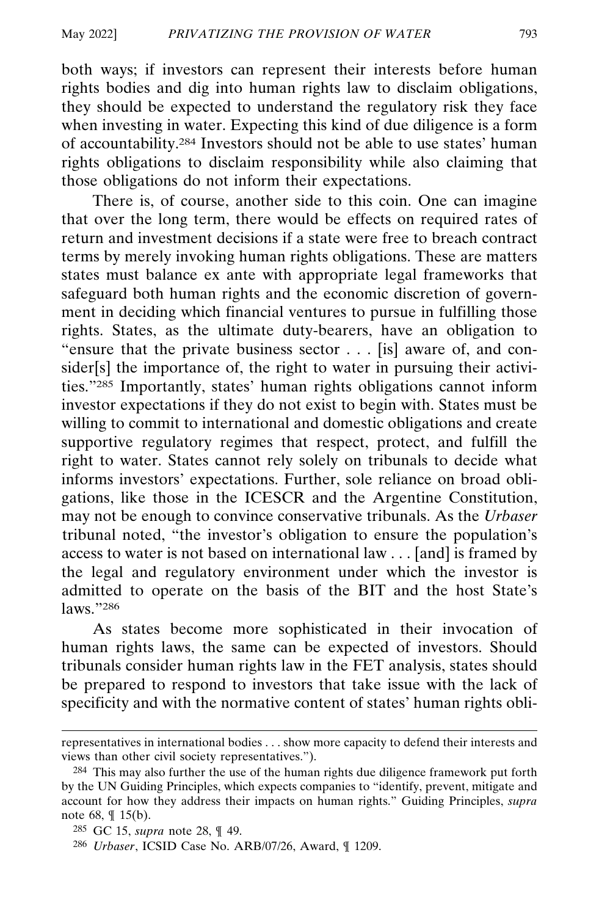both ways; if investors can represent their interests before human rights bodies and dig into human rights law to disclaim obligations, they should be expected to understand the regulatory risk they face when investing in water. Expecting this kind of due diligence is a form of accountability.[284] Investors should not be able to use states' human rights obligations to disclaim responsibility while also claiming that those obligations do not inform their expectations.

There is, of course, another side to this coin. One can imagine that over the long term, there would be effects on required rates of return and investment decisions if a state were free to breach contract terms by merely invoking human rights obligations. These are matters states must balance ex ante with appropriate legal frameworks that safeguard both human rights and the economic discretion of government in deciding which financial ventures to pursue in fulfilling those rights. States, as the ultimate duty-bearers, have an obligation to "ensure that the private business sector . . . [is] aware of, and consider[s] the importance of, the right to water in pursuing their activities."[285] Importantly, states' human rights obligations cannot inform investor expectations if they do not exist to begin with. States must be willing to commit to international and domestic obligations and create supportive regulatory regimes that respect, protect, and fulfill the right to water. States cannot rely solely on tribunals to decide what informs investors' expectations. Further, sole reliance on broad obligations, like those in the ICESCR and the Argentine Constitution, may not be enough to convince conservative tribunals. As the *Urbaser* tribunal noted, "the investor's obligation to ensure the population's access to water is not based on international law . . . [and] is framed by the legal and regulatory environment under which the investor is admitted to operate on the basis of the BIT and the host State's laws."[286]

As states become more sophisticated in their invocation of human rights laws, the same can be expected of investors. Should tribunals consider human rights law in the FET analysis, states should be prepared to respond to investors that take issue with the lack of specificity and with the normative content of states' human rights obli-

---

representatives in international bodies . . . show more capacity to defend their interests and views than other civil society representatives.").

[284] This may also further the use of the human rights due diligence framework put forth by the UN Guiding Principles, which expects companies to "identify, prevent, mitigate and account for how they address their impacts on human rights." Guiding Principles, *supra* note 68, ¶ 15(b).

[285] GC 15, *supra* note 28, ¶ 49.

[286] *Urbaser*, ICSID Case No. ARB/07/26, Award, ¶ 1209.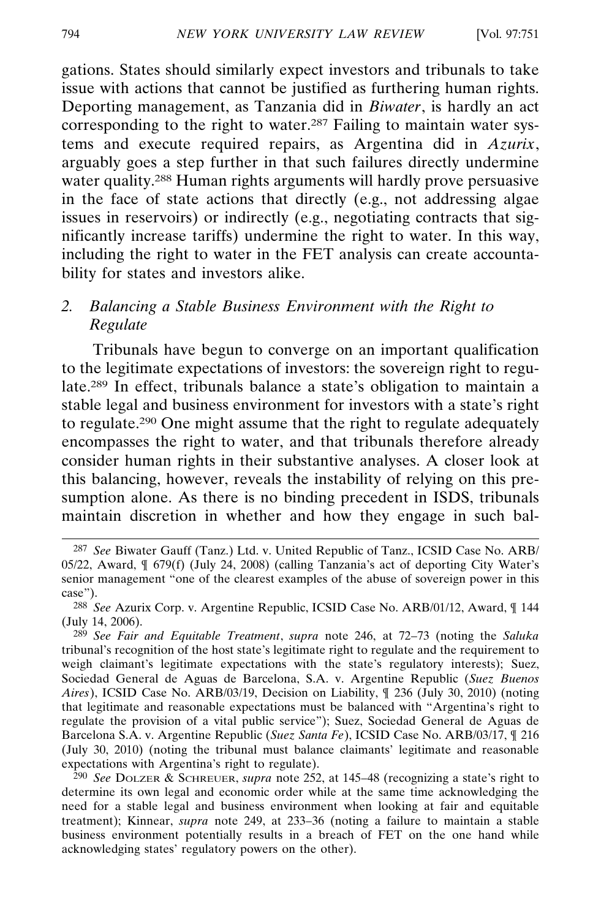gations. States should similarly expect investors and tribunals to take issue with actions that cannot be justified as furthering human rights. Deporting management, as Tanzania did in *Biwater*, is hardly an act corresponding to the right to water.[287] Failing to maintain water systems and execute required repairs, as Argentina did in *Azurix*, arguably goes a step further in that such failures directly undermine water quality.[288] Human rights arguments will hardly prove persuasive in the face of state actions that directly (e.g., not addressing algae issues in reservoirs) or indirectly (e.g., negotiating contracts that significantly increase tariffs) undermine the right to water. In this way, including the right to water in the FET analysis can create accountability for states and investors alike.

### *2. Balancing a Stable Business Environment with the Right to Regulate*

Tribunals have begun to converge on an important qualification to the legitimate expectations of investors: the sovereign right to regulate.[289] In effect, tribunals balance a state's obligation to maintain a stable legal and business environment for investors with a state's right to regulate.[290] One might assume that the right to regulate adequately encompasses the right to water, and that tribunals therefore already consider human rights in their substantive analyses. A closer look at this balancing, however, reveals the instability of relying on this presumption alone. As there is no binding precedent in ISDS, tribunals maintain discretion in whether and how they engage in such bal-

---

[287] *See* Biwater Gauff (Tanz.) Ltd. v. United Republic of Tanz., ICSID Case No. ARB/05/22, Award, ¶ 679(f) (July 24, 2008) (calling Tanzania's act of deporting City Water's senior management "one of the clearest examples of the abuse of sovereign power in this case").

[288] *See* Azurix Corp. v. Argentine Republic, ICSID Case No. ARB/01/12, Award, ¶ 144 (July 14, 2006).

[289] *See Fair and Equitable Treatment*, *supra* note 246, at 72–73 (noting the *Saluka* tribunal's recognition of the host state's legitimate right to regulate and the requirement to weigh claimant's legitimate expectations with the state's regulatory interests); Suez, Sociedad General de Aguas de Barcelona, S.A. v. Argentine Republic (*Suez Buenos Aires*), ICSID Case No. ARB/03/19, Decision on Liability, ¶ 236 (July 30, 2010) (noting that legitimate and reasonable expectations must be balanced with "Argentina's right to regulate the provision of a vital public service"); Suez, Sociedad General de Aguas de Barcelona S.A. v. Argentine Republic (*Suez Santa Fe*), ICSID Case No. ARB/03/17, ¶ 216 (July 30, 2010) (noting the tribunal must balance claimants' legitimate and reasonable expectations with Argentina's right to regulate).

[290] *See* DOLZER & SCHREUER, *supra* note 252, at 145–48 (recognizing a state's right to determine its own legal and economic order while at the same time acknowledging the need for a stable legal and business environment when looking at fair and equitable treatment); Kinnear, *supra* note 249, at 233–36 (noting a failure to maintain a stable business environment potentially results in a breach of FET on the one hand while acknowledging states' regulatory powers on the other).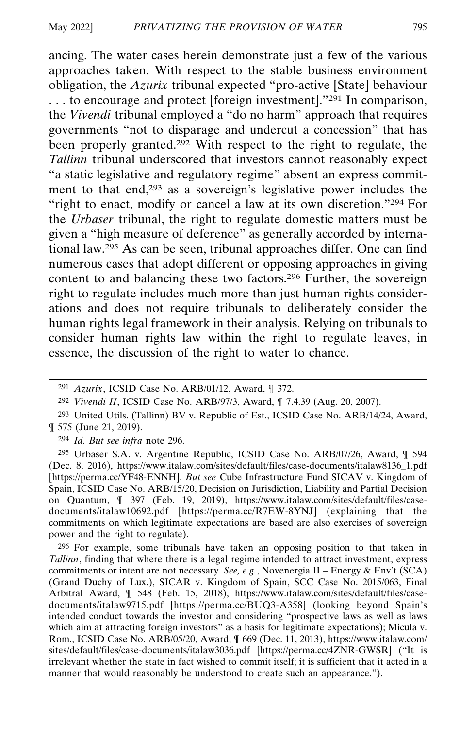ancing. The water cases herein demonstrate just a few of the various approaches taken. With respect to the stable business environment obligation, the *Azurix* tribunal expected "pro-active [State] behaviour . . . to encourage and protect [foreign investment]."[291] In comparison, the *Vivendi* tribunal employed a "do no harm" approach that requires governments "not to disparage and undercut a concession" that has been properly granted.[292] With respect to the right to regulate, the *Tallinn* tribunal underscored that investors cannot reasonably expect "a static legislative and regulatory regime" absent an express commitment to that end,[293] as a sovereign's legislative power includes the "right to enact, modify or cancel a law at its own discretion."[294] For the *Urbaser* tribunal, the right to regulate domestic matters must be given a "high measure of deference" as generally accorded by international law.[295] As can be seen, tribunal approaches differ. One can find numerous cases that adopt different or opposing approaches in giving content to and balancing these two factors.[296] Further, the sovereign right to regulate includes much more than just human rights considerations and does not require tribunals to deliberately consider the human rights legal framework in their analysis. Relying on tribunals to consider human rights law within the right to regulate leaves, in essence, the discussion of the right to water to chance.

---

[291] *Azurix*, ICSID Case No. ARB/01/12, Award, ¶ 372.

[292] *Vivendi II*, ICSID Case No. ARB/97/3, Award, ¶ 7.4.39 (Aug. 20, 2007).

[293] United Utils. (Tallinn) BV v. Republic of Est., ICSID Case No. ARB/14/24, Award, ¶ 575 (June 21, 2019).

[294] *Id. But see infra* note 296.

[295] Urbaser S.A. v. Argentine Republic, ICSID Case No. ARB/07/26, Award, ¶ 594 (Dec. 8, 2016), https://www.italaw.com/sites/default/files/case-documents/italaw8136_1.pdf [https://perma.cc/YF48-ENNH]. *But see* Cube Infrastructure Fund SICAV v. Kingdom of Spain, ICSID Case No. ARB/15/20, Decision on Jurisdiction, Liability and Partial Decision on Quantum, ¶ 397 (Feb. 19, 2019), https://www.italaw.com/sites/default/files/case-documents/italaw10692.pdf [https://perma.cc/R7EW-8YNJ] (explaining that the commitments on which legitimate expectations are based are also exercises of sovereign power and the right to regulate).

[296] For example, some tribunals have taken an opposing position to that taken in *Tallinn*, finding that where there is a legal regime intended to attract investment, express commitments or intent are not necessary. *See, e.g.*, Novenergia II – Energy & Env't (SCA) (Grand Duchy of Lux.), SICAR v. Kingdom of Spain, SCC Case No. 2015/063, Final Arbitral Award, ¶ 548 (Feb. 15, 2018), https://www.italaw.com/sites/default/files/case-documents/italaw9715.pdf [https://perma.cc/BUQ3-A358] (looking beyond Spain's intended conduct towards the investor and considering "prospective laws as well as laws which aim at attracting foreign investors" as a basis for legitimate expectations); Micula v. Rom., ICSID Case No. ARB/05/20, Award, ¶ 669 (Dec. 11, 2013), https://www.italaw.com/sites/default/files/case-documents/italaw3036.pdf [https://perma.cc/4ZNR-GWSR] ("It is irrelevant whether the state in fact wished to commit itself; it is sufficient that it acted in a manner that would reasonably be understood to create such an appearance.").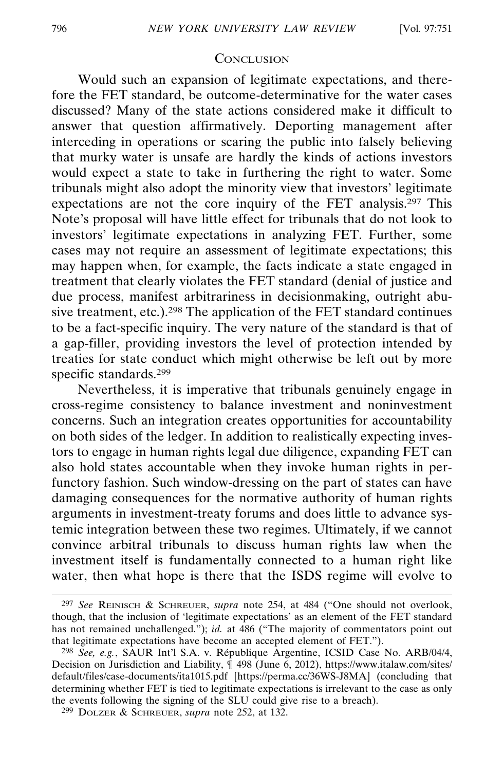## Conclusion

Would such an expansion of legitimate expectations, and therefore the FET standard, be outcome-determinative for the water cases discussed? Many of the state actions considered make it difficult to answer that question affirmatively. Deporting management after interceding in operations or scaring the public into falsely believing that murky water is unsafe are hardly the kinds of actions investors would expect a state to take in furthering the right to water. Some tribunals might also adopt the minority view that investors' legitimate expectations are not the core inquiry of the FET analysis.[297] This Note's proposal will have little effect for tribunals that do not look to investors' legitimate expectations in analyzing FET. Further, some cases may not require an assessment of legitimate expectations; this may happen when, for example, the facts indicate a state engaged in treatment that clearly violates the FET standard (denial of justice and due process, manifest arbitrariness in decisionmaking, outright abusive treatment, etc.).[298] The application of the FET standard continues to be a fact-specific inquiry. The very nature of the standard is that of a gap-filler, providing investors the level of protection intended by treaties for state conduct which might otherwise be left out by more specific standards.[299]

Nevertheless, it is imperative that tribunals genuinely engage in cross-regime consistency to balance investment and noninvestment concerns. Such an integration creates opportunities for accountability on both sides of the ledger. In addition to realistically expecting investors to engage in human rights legal due diligence, expanding FET can also hold states accountable when they invoke human rights in perfunctory fashion. Such window-dressing on the part of states can have damaging consequences for the normative authority of human rights arguments in investment-treaty forums and does little to advance systemic integration between these two regimes. Ultimately, if we cannot convince arbitral tribunals to discuss human rights law when the investment itself is fundamentally connected to a human right like water, then what hope is there that the ISDS regime will evolve to

---

[297] *See* Reinisch & Schreuer, *supra* note 254, at 484 ("One should not overlook, though, that the inclusion of 'legitimate expectations' as an element of the FET standard has not remained unchallenged."); *id.* at 486 ("The majority of commentators point out that legitimate expectations have become an accepted element of FET.").

[298] *See, e.g.*, SAUR Int'l S.A. v. République Argentine, ICSID Case No. ARB/04/4, Decision on Jurisdiction and Liability, ¶ 498 (June 6, 2012), https://www.italaw.com/sites/default/files/case-documents/ita1015.pdf [https://perma.cc/36WS-J8MA] (concluding that determining whether FET is tied to legitimate expectations is irrelevant to the case as only the events following the signing of the SLU could give rise to a breach).

[299] Dolzer & Schreuer, *supra* note 252, at 132.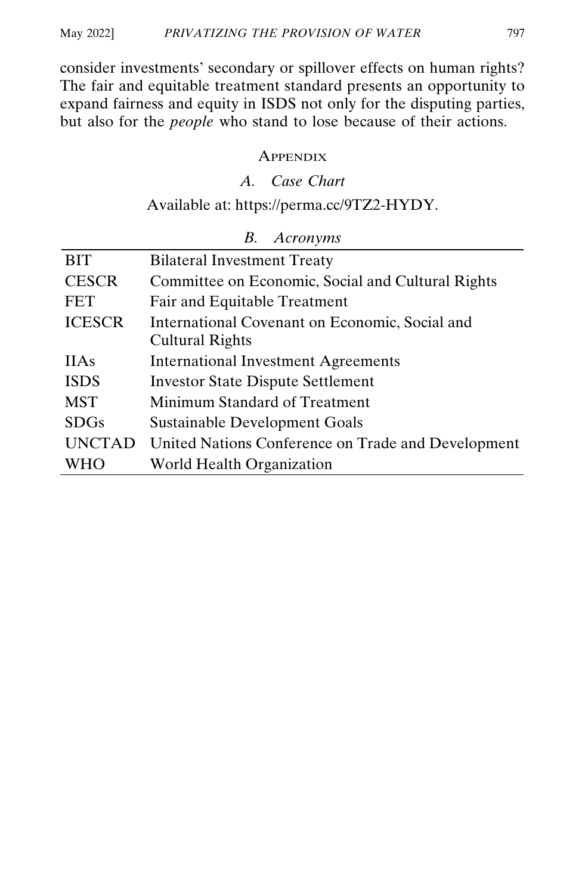consider investments' secondary or spillover effects on human rights? The fair and equitable treatment standard presents an opportunity to expand fairness and equity in ISDS not only for the disputing parties, but also for the *people* who stand to lose because of their actions.

## Appendix

### *A. Case Chart*

Available at: https://perma.cc/9TZ2-HYDY.

### *B. Acronyms*

| | |
|---|---|
| BIT | Bilateral Investment Treaty |
| CESCR | Committee on Economic, Social and Cultural Rights |
| FET | Fair and Equitable Treatment |
| ICESCR | International Covenant on Economic, Social and Cultural Rights |
| IIAs | International Investment Agreements |
| ISDS | Investor State Dispute Settlement |
| MST | Minimum Standard of Treatment |
| SDGs | Sustainable Development Goals |
| UNCTAD | United Nations Conference on Trade and Development |
| WHO | World Health Organization |